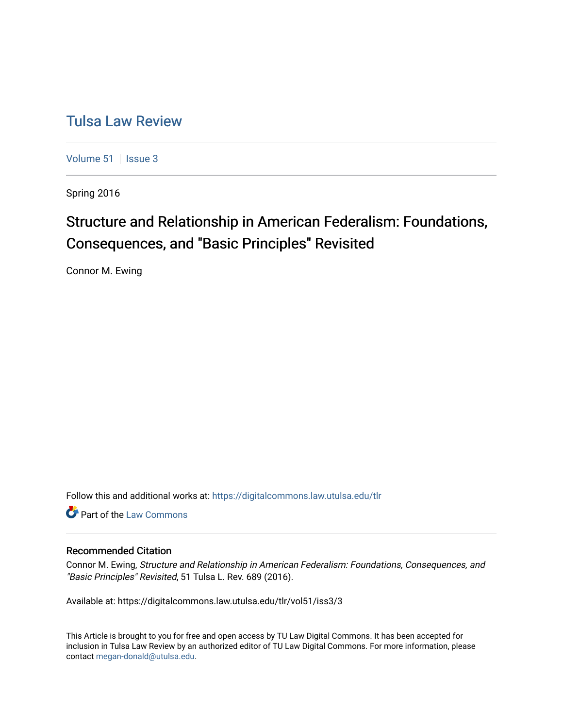# Tulsa Law Review

Volume 51 | Issue 3

Spring 2016

## Structure and Relationship in American Federalism: Foundations, Consequences, and "Basic Principles" Revisited

Connor M. Ewing

Follow this and additional works at: https://digitalcommons.law.utulsa.edu/tlr

Part of the Law Commons

### Recommended Citation

Connor M. Ewing, *Structure and Relationship in American Federalism: Foundations, Consequences, and "Basic Principles" Revisited*, 51 Tulsa L. Rev. 689 (2016).

Available at: https://digitalcommons.law.utulsa.edu/tlr/vol51/iss3/3

This Article is brought to you for free and open access by TU Law Digital Commons. It has been accepted for inclusion in Tulsa Law Review by an authorized editor of TU Law Digital Commons. For more information, please contact megan-donald@utulsa.edu.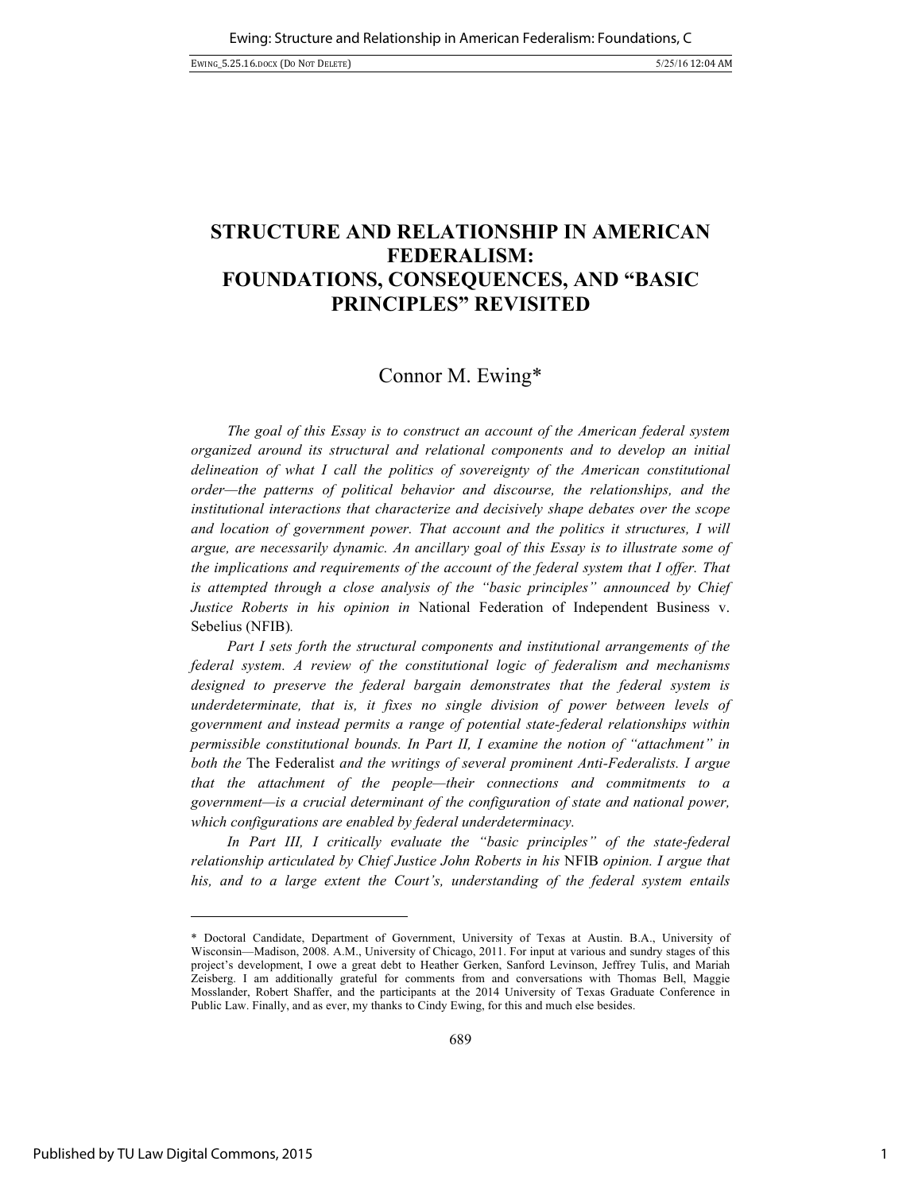# STRUCTURE AND RELATIONSHIP IN AMERICAN FEDERALISM: FOUNDATIONS, CONSEQUENCES, AND "BASIC PRINCIPLES" REVISITED

Connor M. Ewing*

*The goal of this Essay is to construct an account of the American federal system organized around its structural and relational components and to develop an initial delineation of what I call the politics of sovereignty of the American constitutional order—the patterns of political behavior and discourse, the relationships, and the institutional interactions that characterize and decisively shape debates over the scope and location of government power. That account and the politics it structures, I will argue, are necessarily dynamic. An ancillary goal of this Essay is to illustrate some of the implications and requirements of the account of the federal system that I offer. That is attempted through a close analysis of the "basic principles" announced by Chief Justice Roberts in his opinion in* National Federation of Independent Business v. Sebelius (NFIB)*.*

*Part I sets forth the structural components and institutional arrangements of the federal system. A review of the constitutional logic of federalism and mechanisms designed to preserve the federal bargain demonstrates that the federal system is underdeterminate, that is, it fixes no single division of power between levels of government and instead permits a range of potential state-federal relationships within permissible constitutional bounds. In Part II, I examine the notion of "attachment" in both the* The Federalist *and the writings of several prominent Anti-Federalists. I argue that the attachment of the people—their connections and commitments to a government—is a crucial determinant of the configuration of state and national power, which configurations are enabled by federal underdeterminacy.*

*In Part III, I critically evaluate the "basic principles" of the state-federal relationship articulated by Chief Justice John Roberts in his* NFIB *opinion. I argue that his, and to a large extent the Court's, understanding of the federal system entails*

---

\* Doctoral Candidate, Department of Government, University of Texas at Austin. B.A., University of Wisconsin—Madison, 2008. A.M., University of Chicago, 2011. For input at various and sundry stages of this project's development, I owe a great debt to Heather Gerken, Sanford Levinson, Jeffrey Tulis, and Mariah Zeisberg. I am additionally grateful for comments from and conversations with Thomas Bell, Maggie Mosslander, Robert Shaffer, and the participants at the 2014 University of Texas Graduate Conference in Public Law. Finally, and as ever, my thanks to Cindy Ewing, for this and much else besides.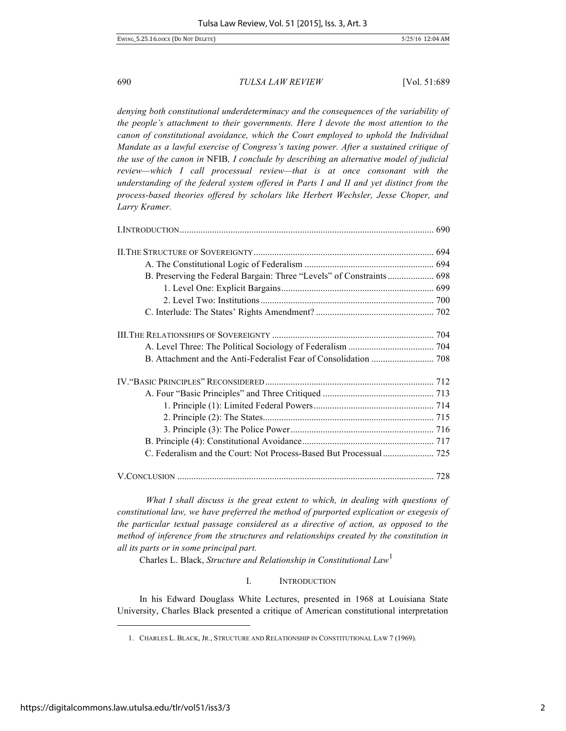*denying both constitutional underdeterminacy and the consequences of the variability of the people's attachment to their governments. Here I devote the most attention to the canon of constitutional avoidance, which the Court employed to uphold the Individual Mandate as a lawful exercise of Congress's taxing power. After a sustained critique of the use of the canon in* NFIB*, I conclude by describing an alternative model of judicial review—which I call processual review—that is at once consonant with the understanding of the federal system offered in Parts I and II and yet distinct from the process-based theories offered by scholars like Herbert Wechsler, Jesse Choper, and Larry Kramer.*

| | |
|---|---|
| I. INTRODUCTION | 690 |
| II. THE STRUCTURE OF SOVEREIGNTY | 694 |
| A. The Constitutional Logic of Federalism | 694 |
| B. Preserving the Federal Bargain: Three "Levels" of Constraints | 698 |
| 1. Level One: Explicit Bargains | 699 |
| 2. Level Two: Institutions | 700 |
| C. Interlude: The States' Rights Amendment? | 702 |
| III. THE RELATIONSHIPS OF SOVEREIGNTY | 704 |
| A. Level Three: The Political Sociology of Federalism | 704 |
| B. Attachment and the Anti-Federalist Fear of Consolidation | 708 |
| IV. "BASIC PRINCIPLES" RECONSIDERED | 712 |
| A. Four "Basic Principles" and Three Critiqued | 713 |
| 1. Principle (1): Limited Federal Powers | 714 |
| 2. Principle (2): The States | 715 |
| 3. Principle (3): The Police Power | 716 |
| B. Principle (4): Constitutional Avoidance | 717 |
| C. Federalism and the Court: Not Process-Based But Processual | 725 |
| V. CONCLUSION | 728 |

*What I shall discuss is the great extent to which, in dealing with questions of constitutional law, we have preferred the method of purported explication or exegesis of the particular textual passage considered as a directive of action, as opposed to the method of inference from the structures and relationships created by the constitution in all its parts or in some principal part.*

Charles L. Black, *Structure and Relationship in Constitutional Law*[1]

## I. INTRODUCTION

In his Edward Douglass White Lectures, presented in 1968 at Louisiana State University, Charles Black presented a critique of American constitutional interpretation

1. CHARLES L. BLACK, JR., STRUCTURE AND RELATIONSHIP IN CONSTITUTIONAL LAW 7 (1969).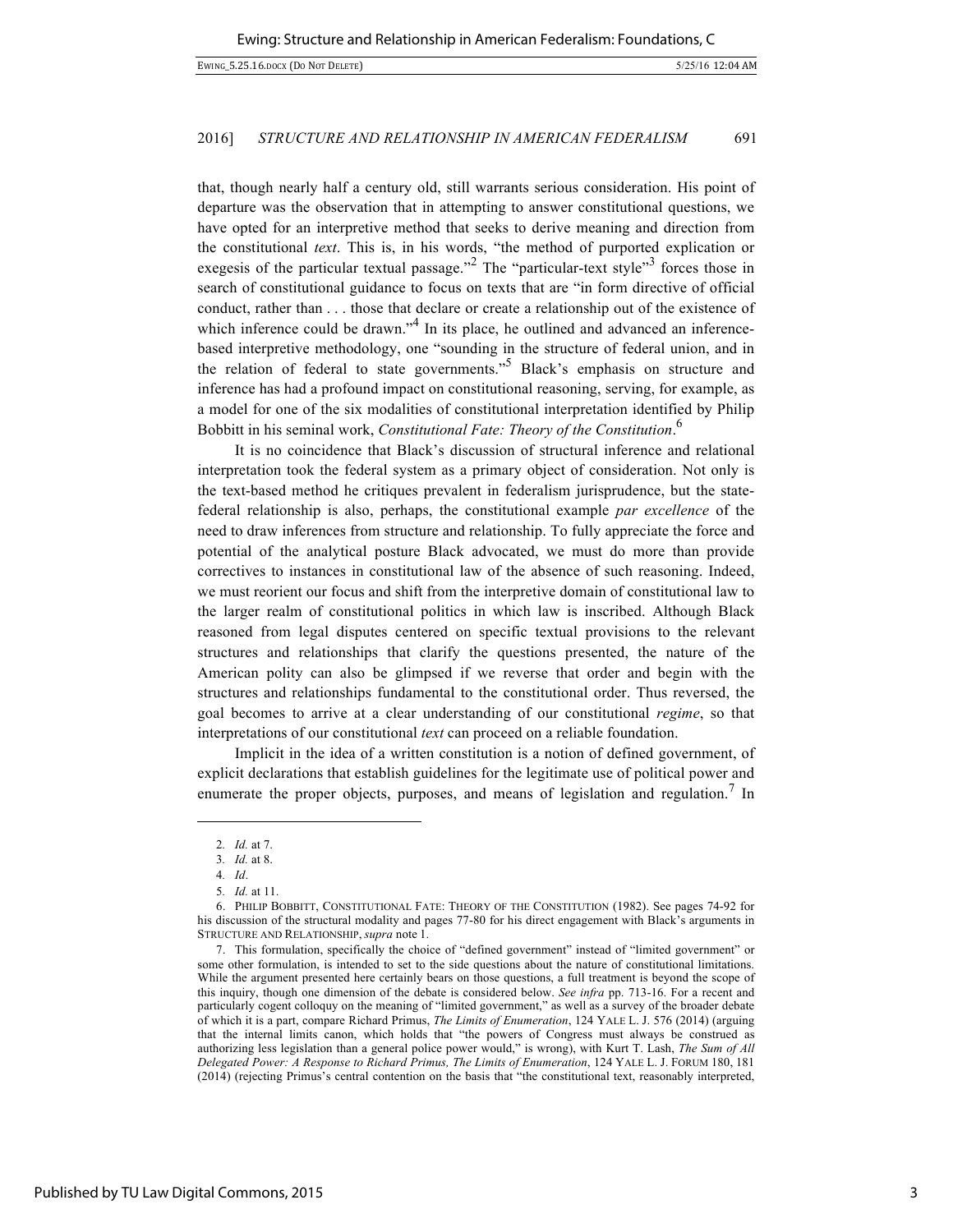that, though nearly half a century old, still warrants serious consideration. His point of departure was the observation that in attempting to answer constitutional questions, we have opted for an interpretive method that seeks to derive meaning and direction from the constitutional *text*. This is, in his words, "the method of purported explication or exegesis of the particular textual passage."[2] The "particular-text style"[3] forces those in search of constitutional guidance to focus on texts that are "in form directive of official conduct, rather than . . . those that declare or create a relationship out of the existence of which inference could be drawn."[4] In its place, he outlined and advanced an inference-based interpretive methodology, one "sounding in the structure of federal union, and in the relation of federal to state governments."[5] Black's emphasis on structure and inference has had a profound impact on constitutional reasoning, serving, for example, as a model for one of the six modalities of constitutional interpretation identified by Philip Bobbitt in his seminal work, *Constitutional Fate: Theory of the Constitution*.[6]

It is no coincidence that Black's discussion of structural inference and relational interpretation took the federal system as a primary object of consideration. Not only is the text-based method he critiques prevalent in federalism jurisprudence, but the state-federal relationship is also, perhaps, the constitutional example *par excellence* of the need to draw inferences from structure and relationship. To fully appreciate the force and potential of the analytical posture Black advocated, we must do more than provide correctives to instances in constitutional law of the absence of such reasoning. Indeed, we must reorient our focus and shift from the interpretive domain of constitutional law to the larger realm of constitutional politics in which law is inscribed. Although Black reasoned from legal disputes centered on specific textual provisions to the relevant structures and relationships that clarify the questions presented, the nature of the American polity can also be glimpsed if we reverse that order and begin with the structures and relationships fundamental to the constitutional order. Thus reversed, the goal becomes to arrive at a clear understanding of our constitutional *regime*, so that interpretations of our constitutional *text* can proceed on a reliable foundation.

Implicit in the idea of a written constitution is a notion of defined government, of explicit declarations that establish guidelines for the legitimate use of political power and enumerate the proper objects, purposes, and means of legislation and regulation.[7] In

---

2. *Id.* at 7.

3. *Id.* at 8.

4. *Id*.

5. *Id.* at 11.

6. PHILIP BOBBITT, CONSTITUTIONAL FATE: THEORY OF THE CONSTITUTION (1982). See pages 74-92 for his discussion of the structural modality and pages 77-80 for his direct engagement with Black's arguments in STRUCTURE AND RELATIONSHIP, *supra* note 1.

7. This formulation, specifically the choice of "defined government" instead of "limited government" or some other formulation, is intended to set to the side questions about the nature of constitutional limitations. While the argument presented here certainly bears on those questions, a full treatment is beyond the scope of this inquiry, though one dimension of the debate is considered below. *See infra* pp. 713-16. For a recent and particularly cogent colloquy on the meaning of "limited government," as well as a survey of the broader debate of which it is a part, compare Richard Primus, *The Limits of Enumeration*, 124 YALE L. J. 576 (2014) (arguing that the internal limits canon, which holds that "the powers of Congress must always be construed as authorizing less legislation than a general police power would," is wrong), with Kurt T. Lash, *The Sum of All Delegated Power: A Response to Richard Primus, The Limits of Enumeration*, 124 YALE L. J. FORUM 180, 181 (2014) (rejecting Primus's central contention on the basis that "the constitutional text, reasonably interpreted,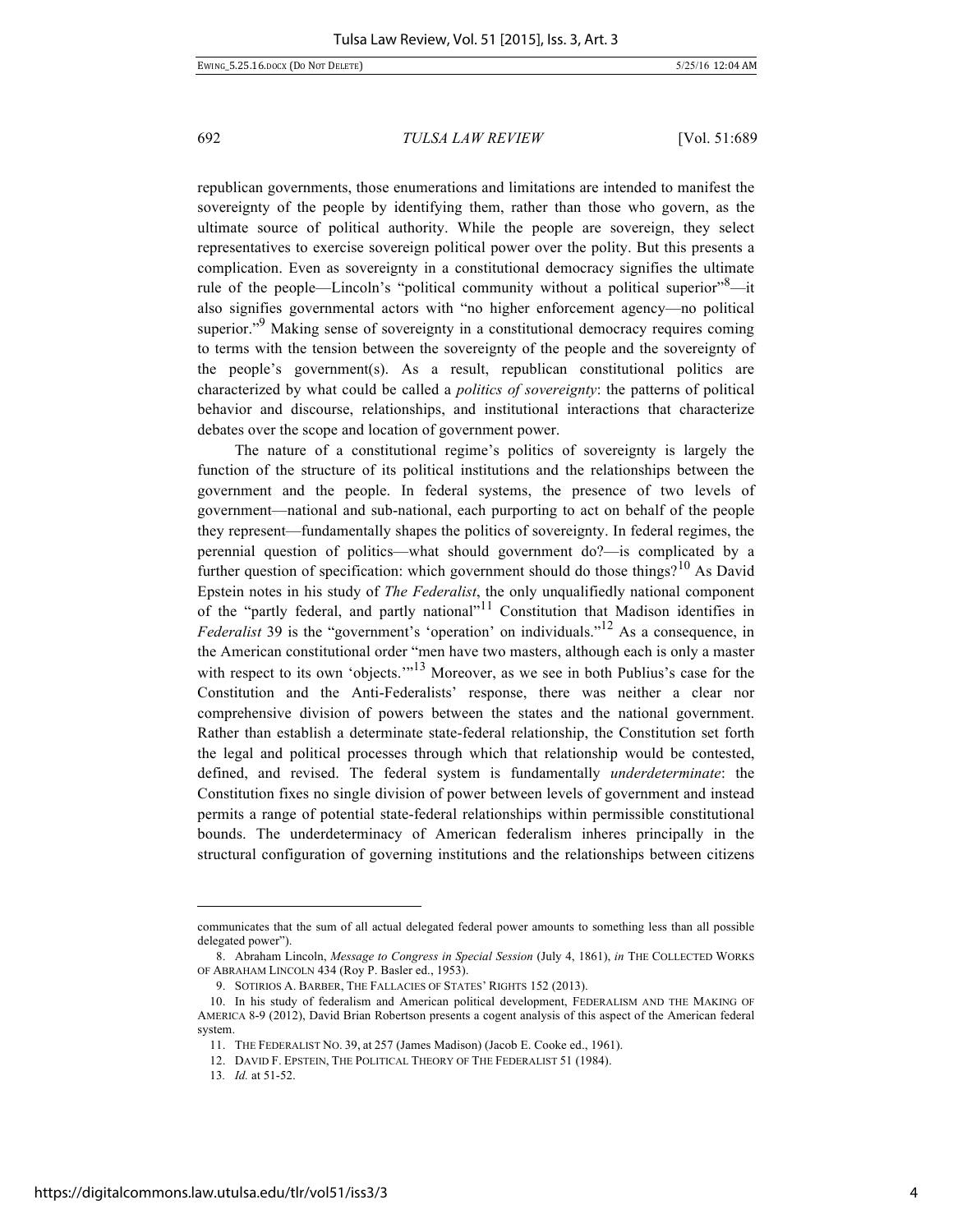republican governments, those enumerations and limitations are intended to manifest the sovereignty of the people by identifying them, rather than those who govern, as the ultimate source of political authority. While the people are sovereign, they select representatives to exercise sovereign political power over the polity. But this presents a complication. Even as sovereignty in a constitutional democracy signifies the ultimate rule of the people—Lincoln's "political community without a political superior"[8]—it also signifies governmental actors with "no higher enforcement agency—no political superior."[9] Making sense of sovereignty in a constitutional democracy requires coming to terms with the tension between the sovereignty of the people and the sovereignty of the people's government(s). As a result, republican constitutional politics are characterized by what could be called a *politics of sovereignty*: the patterns of political behavior and discourse, relationships, and institutional interactions that characterize debates over the scope and location of government power.

The nature of a constitutional regime's politics of sovereignty is largely the function of the structure of its political institutions and the relationships between the government and the people. In federal systems, the presence of two levels of government—national and sub-national, each purporting to act on behalf of the people they represent—fundamentally shapes the politics of sovereignty. In federal regimes, the perennial question of politics—what should government do?—is complicated by a further question of specification: which government should do those things?[10] As David Epstein notes in his study of *The Federalist*, the only unqualifiedly national component of the "partly federal, and partly national"[11] Constitution that Madison identifies in *Federalist* 39 is the "government's 'operation' on individuals."[12] As a consequence, in the American constitutional order "men have two masters, although each is only a master with respect to its own 'objects.'"[13] Moreover, as we see in both Publius's case for the Constitution and the Anti-Federalists' response, there was neither a clear nor comprehensive division of powers between the states and the national government. Rather than establish a determinate state-federal relationship, the Constitution set forth the legal and political processes through which that relationship would be contested, defined, and revised. The federal system is fundamentally *underdeterminate*: the Constitution fixes no single division of power between levels of government and instead permits a range of potential state-federal relationships within permissible constitutional bounds. The underdeterminacy of American federalism inheres principally in the structural configuration of governing institutions and the relationships between citizens

---

communicates that the sum of all actual delegated federal power amounts to something less than all possible delegated power").

8. Abraham Lincoln, *Message to Congress in Special Session* (July 4, 1861), *in* THE COLLECTED WORKS OF ABRAHAM LINCOLN 434 (Roy P. Basler ed., 1953).

9. SOTIRIOS A. BARBER, THE FALLACIES OF STATES' RIGHTS 152 (2013).

10. In his study of federalism and American political development, FEDERALISM AND THE MAKING OF AMERICA 8-9 (2012), David Brian Robertson presents a cogent analysis of this aspect of the American federal system.

11. THE FEDERALIST NO. 39, at 257 (James Madison) (Jacob E. Cooke ed., 1961).

12. DAVID F. EPSTEIN, THE POLITICAL THEORY OF THE FEDERALIST 51 (1984).

13. *Id.* at 51-52.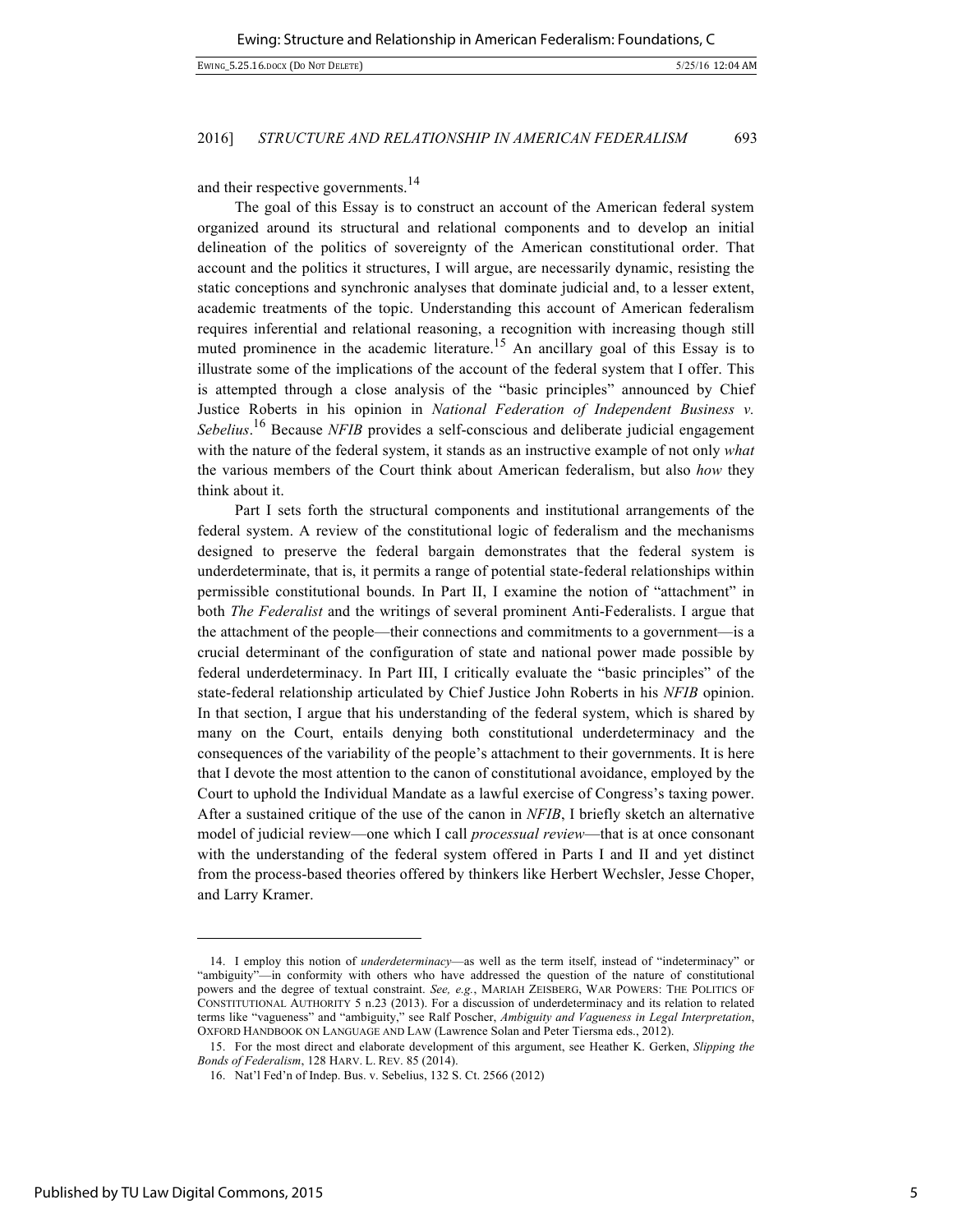and their respective governments.[14]

The goal of this Essay is to construct an account of the American federal system organized around its structural and relational components and to develop an initial delineation of the politics of sovereignty of the American constitutional order. That account and the politics it structures, I will argue, are necessarily dynamic, resisting the static conceptions and synchronic analyses that dominate judicial and, to a lesser extent, academic treatments of the topic. Understanding this account of American federalism requires inferential and relational reasoning, a recognition with increasing though still muted prominence in the academic literature.[15] An ancillary goal of this Essay is to illustrate some of the implications of the account of the federal system that I offer. This is attempted through a close analysis of the "basic principles" announced by Chief Justice Roberts in his opinion in *National Federation of Independent Business v. Sebelius*.[16] Because *NFIB* provides a self-conscious and deliberate judicial engagement with the nature of the federal system, it stands as an instructive example of not only *what* the various members of the Court think about American federalism, but also *how* they think about it.

Part I sets forth the structural components and institutional arrangements of the federal system. A review of the constitutional logic of federalism and the mechanisms designed to preserve the federal bargain demonstrates that the federal system is underdeterminate, that is, it permits a range of potential state-federal relationships within permissible constitutional bounds. In Part II, I examine the notion of "attachment" in both *The Federalist* and the writings of several prominent Anti-Federalists. I argue that the attachment of the people—their connections and commitments to a government—is a crucial determinant of the configuration of state and national power made possible by federal underdeterminacy. In Part III, I critically evaluate the "basic principles" of the state-federal relationship articulated by Chief Justice John Roberts in his *NFIB* opinion. In that section, I argue that his understanding of the federal system, which is shared by many on the Court, entails denying both constitutional underdeterminacy and the consequences of the variability of the people's attachment to their governments. It is here that I devote the most attention to the canon of constitutional avoidance, employed by the Court to uphold the Individual Mandate as a lawful exercise of Congress's taxing power. After a sustained critique of the use of the canon in *NFIB*, I briefly sketch an alternative model of judicial review—one which I call *processual review*—that is at once consonant with the understanding of the federal system offered in Parts I and II and yet distinct from the process-based theories offered by thinkers like Herbert Wechsler, Jesse Choper, and Larry Kramer.

---

14. I employ this notion of *underdeterminacy*—as well as the term itself, instead of "indeterminacy" or "ambiguity"—in conformity with others who have addressed the question of the nature of constitutional powers and the degree of textual constraint. *See, e.g.*, MARIAH ZEISBERG, WAR POWERS: THE POLITICS OF CONSTITUTIONAL AUTHORITY 5 n.23 (2013). For a discussion of underdeterminacy and its relation to related terms like "vagueness" and "ambiguity," see Ralf Poscher, *Ambiguity and Vagueness in Legal Interpretation*, OXFORD HANDBOOK ON LANGUAGE AND LAW (Lawrence Solan and Peter Tiersma eds., 2012).

15. For the most direct and elaborate development of this argument, see Heather K. Gerken, *Slipping the Bonds of Federalism*, 128 HARV. L. REV. 85 (2014).

16. Nat'l Fed'n of Indep. Bus. v. Sebelius, 132 S. Ct. 2566 (2012)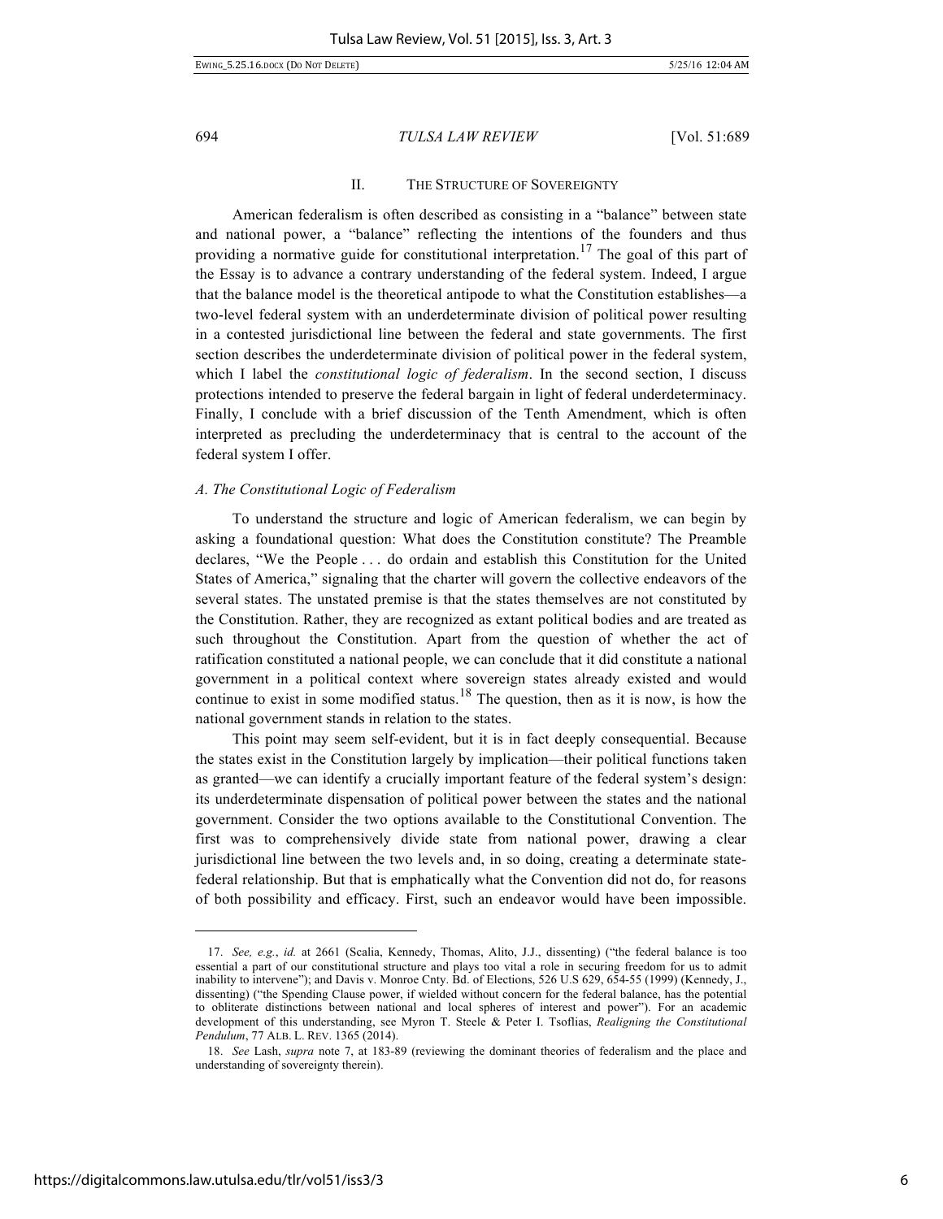## II. THE STRUCTURE OF SOVEREIGNTY

American federalism is often described as consisting in a "balance" between state and national power, a "balance" reflecting the intentions of the founders and thus providing a normative guide for constitutional interpretation.[17] The goal of this part of the Essay is to advance a contrary understanding of the federal system. Indeed, I argue that the balance model is the theoretical antipode to what the Constitution establishes—a two-level federal system with an underdeterminate division of political power resulting in a contested jurisdictional line between the federal and state governments. The first section describes the underdeterminate division of political power in the federal system, which I label the *constitutional logic of federalism*. In the second section, I discuss protections intended to preserve the federal bargain in light of federal underdeterminacy. Finally, I conclude with a brief discussion of the Tenth Amendment, which is often interpreted as precluding the underdeterminacy that is central to the account of the federal system I offer.

### *A. The Constitutional Logic of Federalism*

To understand the structure and logic of American federalism, we can begin by asking a foundational question: What does the Constitution constitute? The Preamble declares, "We the People . . . do ordain and establish this Constitution for the United States of America," signaling that the charter will govern the collective endeavors of the several states. The unstated premise is that the states themselves are not constituted by the Constitution. Rather, they are recognized as extant political bodies and are treated as such throughout the Constitution. Apart from the question of whether the act of ratification constituted a national people, we can conclude that it did constitute a national government in a political context where sovereign states already existed and would continue to exist in some modified status.[18] The question, then as it is now, is how the national government stands in relation to the states.

This point may seem self-evident, but it is in fact deeply consequential. Because the states exist in the Constitution largely by implication—their political functions taken as granted—we can identify a crucially important feature of the federal system's design: its underdeterminate dispensation of political power between the states and the national government. Consider the two options available to the Constitutional Convention. The first was to comprehensively divide state from national power, drawing a clear jurisdictional line between the two levels and, in so doing, creating a determinate state-federal relationship. But that is emphatically what the Convention did not do, for reasons of both possibility and efficacy. First, such an endeavor would have been impossible.

---

17. *See, e.g.*, *id.* at 2661 (Scalia, Kennedy, Thomas, Alito, J.J., dissenting) ("the federal balance is too essential a part of our constitutional structure and plays too vital a role in securing freedom for us to admit inability to intervene"); and Davis v. Monroe Cnty. Bd. of Elections, 526 U.S 629, 654-55 (1999) (Kennedy, J., dissenting) ("the Spending Clause power, if wielded without concern for the federal balance, has the potential to obliterate distinctions between national and local spheres of interest and power"). For an academic development of this understanding, see Myron T. Steele & Peter I. Tsoflias, *Realigning the Constitutional Pendulum*, 77 ALB. L. REV. 1365 (2014).

18. *See* Lash, *supra* note 7, at 183-89 (reviewing the dominant theories of federalism and the place and understanding of sovereignty therein).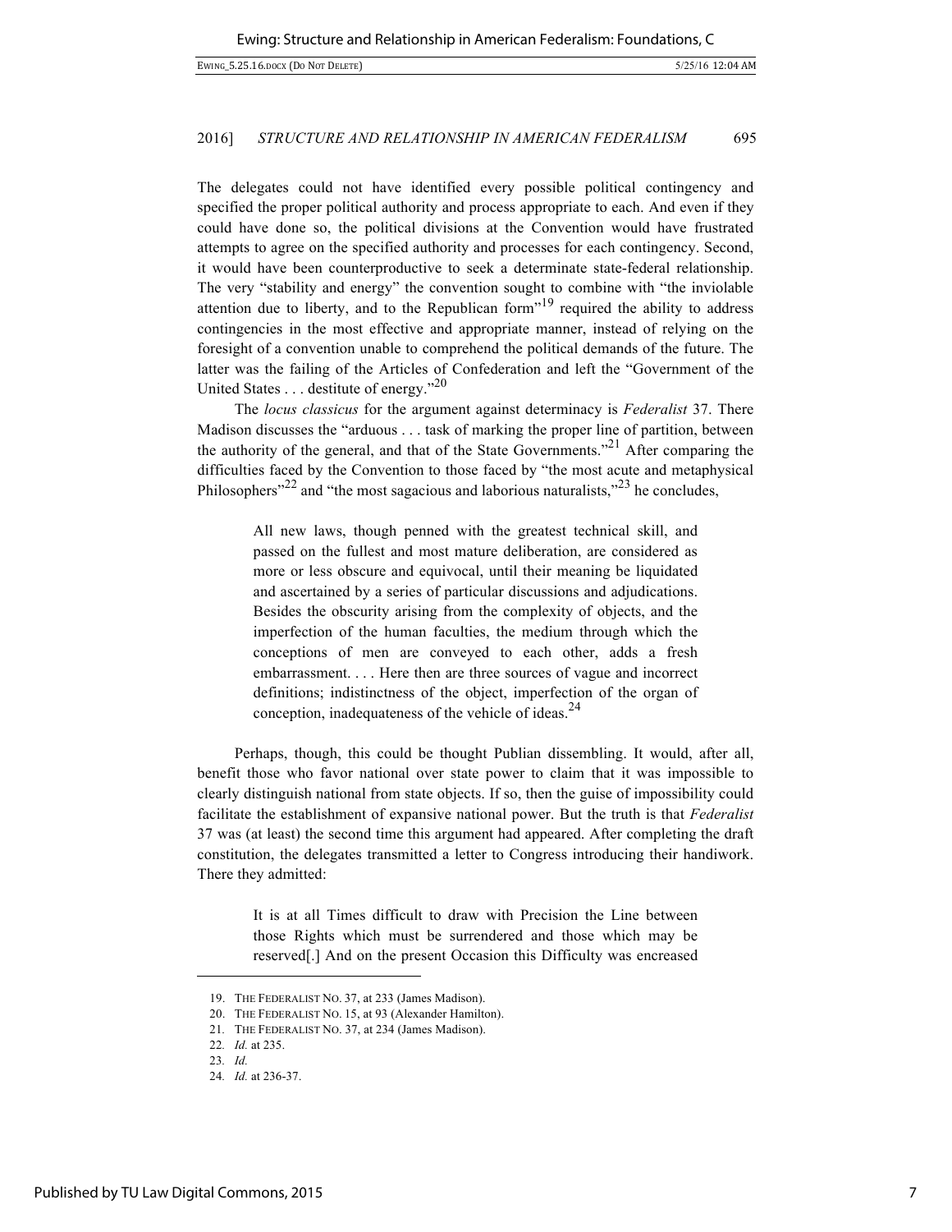The delegates could not have identified every possible political contingency and specified the proper political authority and process appropriate to each. And even if they could have done so, the political divisions at the Convention would have frustrated attempts to agree on the specified authority and processes for each contingency. Second, it would have been counterproductive to seek a determinate state-federal relationship. The very "stability and energy" the convention sought to combine with "the inviolable attention due to liberty, and to the Republican form"[19] required the ability to address contingencies in the most effective and appropriate manner, instead of relying on the foresight of a convention unable to comprehend the political demands of the future. The latter was the failing of the Articles of Confederation and left the "Government of the United States . . . destitute of energy."[20]

The *locus classicus* for the argument against determinacy is *Federalist* 37. There Madison discusses the "arduous . . . task of marking the proper line of partition, between the authority of the general, and that of the State Governments."[21] After comparing the difficulties faced by the Convention to those faced by "the most acute and metaphysical Philosophers"[22] and "the most sagacious and laborious naturalists,"[23] he concludes,

> All new laws, though penned with the greatest technical skill, and passed on the fullest and most mature deliberation, are considered as more or less obscure and equivocal, until their meaning be liquidated and ascertained by a series of particular discussions and adjudications. Besides the obscurity arising from the complexity of objects, and the imperfection of the human faculties, the medium through which the conceptions of men are conveyed to each other, adds a fresh embarrassment. . . . Here then are three sources of vague and incorrect definitions; indistinctness of the object, imperfection of the organ of conception, inadequateness of the vehicle of ideas.[24]

Perhaps, though, this could be thought Publian dissembling. It would, after all, benefit those who favor national over state power to claim that it was impossible to clearly distinguish national from state objects. If so, then the guise of impossibility could facilitate the establishment of expansive national power. But the truth is that *Federalist* 37 was (at least) the second time this argument had appeared. After completing the draft constitution, the delegates transmitted a letter to Congress introducing their handiwork. There they admitted:

> It is at all Times difficult to draw with Precision the Line between those Rights which must be surrendered and those which may be reserved[.] And on the present Occasion this Difficulty was encreased

---

19. THE FEDERALIST NO. 37, at 233 (James Madison).
20. THE FEDERALIST NO. 15, at 93 (Alexander Hamilton).
21. THE FEDERALIST NO. 37, at 234 (James Madison).
22. *Id.* at 235.
23. *Id.*
24. *Id.* at 236-37.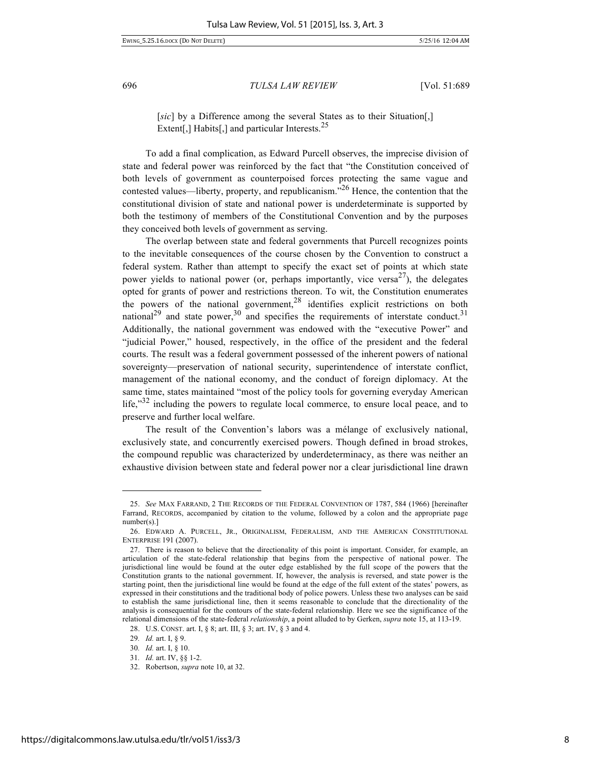[*sic*] by a Difference among the several States as to their Situation[,] Extent[,] Habits[,] and particular Interests.[25]

To add a final complication, as Edward Purcell observes, the imprecise division of state and federal power was reinforced by the fact that "the Constitution conceived of both levels of government as counterpoised forces protecting the same vague and contested values—liberty, property, and republicanism."[26] Hence, the contention that the constitutional division of state and national power is underdeterminate is supported by both the testimony of members of the Constitutional Convention and by the purposes they conceived both levels of government as serving.

The overlap between state and federal governments that Purcell recognizes points to the inevitable consequences of the course chosen by the Convention to construct a federal system. Rather than attempt to specify the exact set of points at which state power yields to national power (or, perhaps importantly, vice versa[27]), the delegates opted for grants of power and restrictions thereon. To wit, the Constitution enumerates the powers of the national government,[28] identifies explicit restrictions on both national[29] and state power,[30] and specifies the requirements of interstate conduct.[31] Additionally, the national government was endowed with the "executive Power" and "judicial Power," housed, respectively, in the office of the president and the federal courts. The result was a federal government possessed of the inherent powers of national sovereignty—preservation of national security, superintendence of interstate conflict, management of the national economy, and the conduct of foreign diplomacy. At the same time, states maintained "most of the policy tools for governing everyday American life,"[32] including the powers to regulate local commerce, to ensure local peace, and to preserve and further local welfare.

The result of the Convention's labors was a mélange of exclusively national, exclusively state, and concurrently exercised powers. Though defined in broad strokes, the compound republic was characterized by underdeterminacy, as there was neither an exhaustive division between state and federal power nor a clear jurisdictional line drawn

---

25. *See* MAX FARRAND, 2 THE RECORDS OF THE FEDERAL CONVENTION OF 1787, 584 (1966) [hereinafter Farrand, RECORDS, accompanied by citation to the volume, followed by a colon and the appropriate page number(s).]

26. EDWARD A. PURCELL, JR., ORIGINALISM, FEDERALISM, AND THE AMERICAN CONSTITUTIONAL ENTERPRISE 191 (2007).

27. There is reason to believe that the directionality of this point is important. Consider, for example, an articulation of the state-federal relationship that begins from the perspective of national power. The jurisdictional line would be found at the outer edge established by the full scope of the powers that the Constitution grants to the national government. If, however, the analysis is reversed, and state power is the starting point, then the jurisdictional line would be found at the edge of the full extent of the states' powers, as expressed in their constitutions and the traditional body of police powers. Unless these two analyses can be said to establish the same jurisdictional line, then it seems reasonable to conclude that the directionality of the analysis is consequential for the contours of the state-federal relationship. Here we see the significance of the relational dimensions of the state-federal *relationship*, a point alluded to by Gerken, *supra* note 15, at 113-19.

28. U.S. CONST. art. I, § 8; art. III, § 3; art. IV, § 3 and 4.

29. *Id.* art. I, § 9.

30. *Id.* art. I, § 10.

31. *Id.* art. IV, §§ 1-2.

32. Robertson, *supra* note 10, at 32.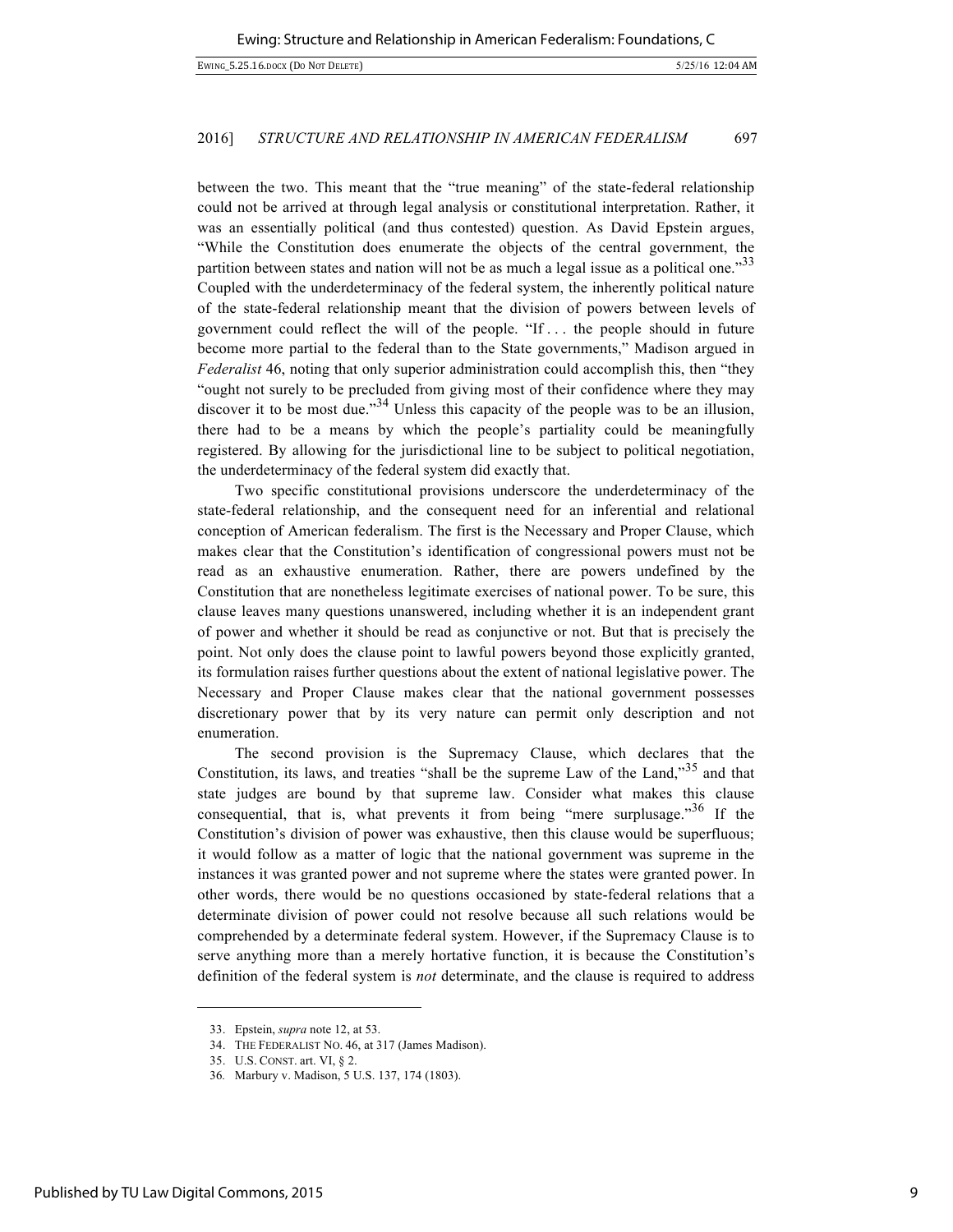between the two. This meant that the "true meaning" of the state-federal relationship could not be arrived at through legal analysis or constitutional interpretation. Rather, it was an essentially political (and thus contested) question. As David Epstein argues, "While the Constitution does enumerate the objects of the central government, the partition between states and nation will not be as much a legal issue as a political one."[33] Coupled with the underdeterminacy of the federal system, the inherently political nature of the state-federal relationship meant that the division of powers between levels of government could reflect the will of the people. "If . . . the people should in future become more partial to the federal than to the State governments," Madison argued in *Federalist* 46, noting that only superior administration could accomplish this, then "they "ought not surely to be precluded from giving most of their confidence where they may discover it to be most due."[34] Unless this capacity of the people was to be an illusion, there had to be a means by which the people's partiality could be meaningfully registered. By allowing for the jurisdictional line to be subject to political negotiation, the underdeterminacy of the federal system did exactly that.

Two specific constitutional provisions underscore the underdeterminacy of the state-federal relationship, and the consequent need for an inferential and relational conception of American federalism. The first is the Necessary and Proper Clause, which makes clear that the Constitution's identification of congressional powers must not be read as an exhaustive enumeration. Rather, there are powers undefined by the Constitution that are nonetheless legitimate exercises of national power. To be sure, this clause leaves many questions unanswered, including whether it is an independent grant of power and whether it should be read as conjunctive or not. But that is precisely the point. Not only does the clause point to lawful powers beyond those explicitly granted, its formulation raises further questions about the extent of national legislative power. The Necessary and Proper Clause makes clear that the national government possesses discretionary power that by its very nature can permit only description and not enumeration.

The second provision is the Supremacy Clause, which declares that the Constitution, its laws, and treaties "shall be the supreme Law of the Land,"[35] and that state judges are bound by that supreme law. Consider what makes this clause consequential, that is, what prevents it from being "mere surplusage."[36] If the Constitution's division of power was exhaustive, then this clause would be superfluous; it would follow as a matter of logic that the national government was supreme in the instances it was granted power and not supreme where the states were granted power. In other words, there would be no questions occasioned by state-federal relations that a determinate division of power could not resolve because all such relations would be comprehended by a determinate federal system. However, if the Supremacy Clause is to serve anything more than a merely hortative function, it is because the Constitution's definition of the federal system is *not* determinate, and the clause is required to address

33. Epstein, *supra* note 12, at 53.

34. THE FEDERALIST NO. 46, at 317 (James Madison).

35. U.S. CONST. art. VI, § 2.

36. Marbury v. Madison, 5 U.S. 137, 174 (1803).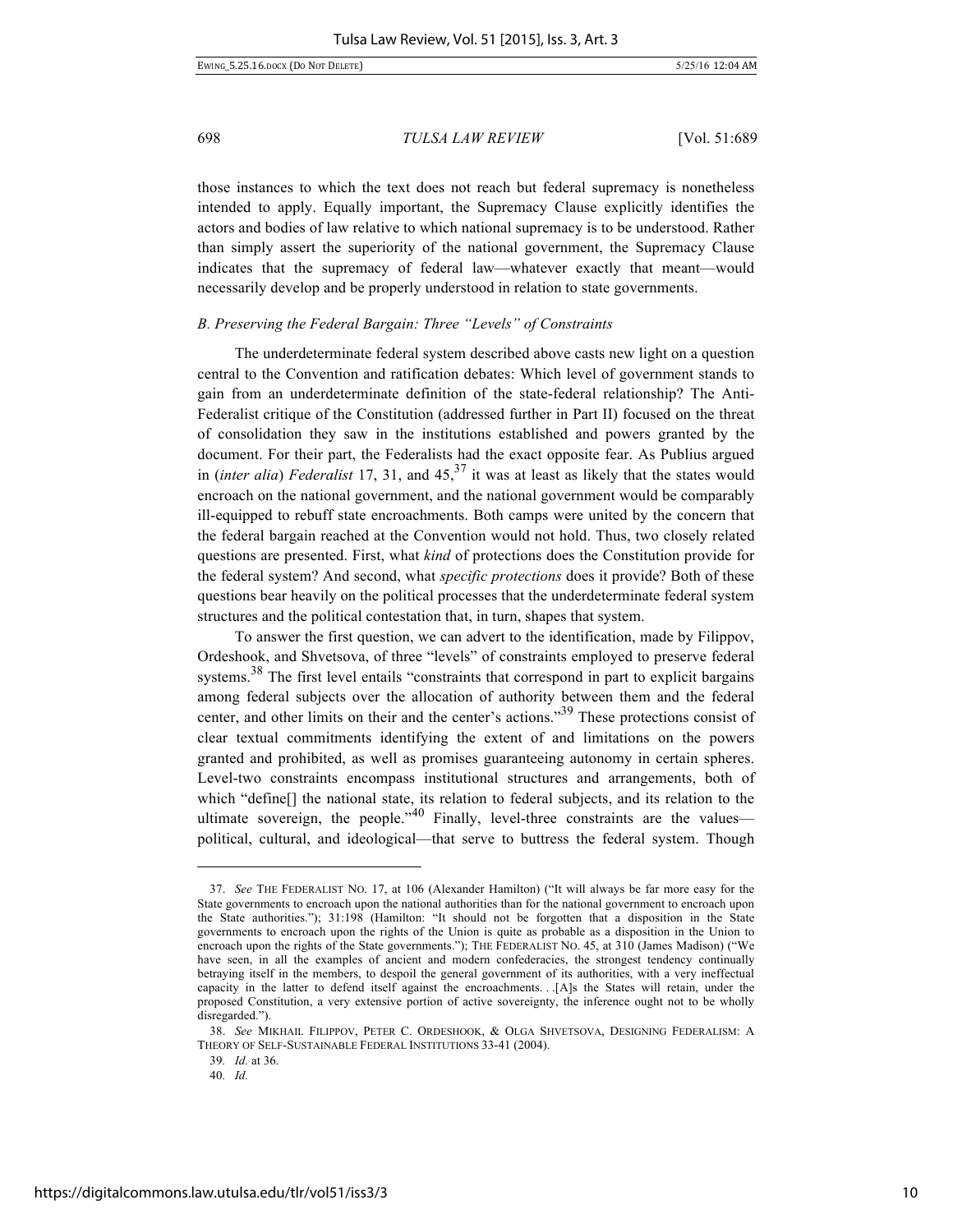those instances to which the text does not reach but federal supremacy is nonetheless intended to apply. Equally important, the Supremacy Clause explicitly identifies the actors and bodies of law relative to which national supremacy is to be understood. Rather than simply assert the superiority of the national government, the Supremacy Clause indicates that the supremacy of federal law—whatever exactly that meant—would necessarily develop and be properly understood in relation to state governments.

### *B. Preserving the Federal Bargain: Three "Levels" of Constraints*

The underdeterminate federal system described above casts new light on a question central to the Convention and ratification debates: Which level of government stands to gain from an underdeterminate definition of the state-federal relationship? The Anti-Federalist critique of the Constitution (addressed further in Part II) focused on the threat of consolidation they saw in the institutions established and powers granted by the document. For their part, the Federalists had the exact opposite fear. As Publius argued in (*inter alia*) *Federalist* 17, 31, and 45,[37] it was at least as likely that the states would encroach on the national government, and the national government would be comparably ill-equipped to rebuff state encroachments. Both camps were united by the concern that the federal bargain reached at the Convention would not hold. Thus, two closely related questions are presented. First, what *kind* of protections does the Constitution provide for the federal system? And second, what *specific protections* does it provide? Both of these questions bear heavily on the political processes that the underdeterminate federal system structures and the political contestation that, in turn, shapes that system.

To answer the first question, we can advert to the identification, made by Filippov, Ordeshook, and Shvetsova, of three "levels" of constraints employed to preserve federal systems.[38] The first level entails "constraints that correspond in part to explicit bargains among federal subjects over the allocation of authority between them and the federal center, and other limits on their and the center's actions."[39] These protections consist of clear textual commitments identifying the extent of and limitations on the powers granted and prohibited, as well as promises guaranteeing autonomy in certain spheres. Level-two constraints encompass institutional structures and arrangements, both of which "define[] the national state, its relation to federal subjects, and its relation to the ultimate sovereign, the people."[40] Finally, level-three constraints are the values—political, cultural, and ideological—that serve to buttress the federal system. Though

---

37. *See* THE FEDERALIST NO. 17, at 106 (Alexander Hamilton) ("It will always be far more easy for the State governments to encroach upon the national authorities than for the national government to encroach upon the State authorities."); 31:198 (Hamilton: "It should not be forgotten that a disposition in the State governments to encroach upon the rights of the Union is quite as probable as a disposition in the Union to encroach upon the rights of the State governments."); THE FEDERALIST NO. 45, at 310 (James Madison) ("We have seen, in all the examples of ancient and modern confederacies, the strongest tendency continually betraying itself in the members, to despoil the general government of its authorities, with a very ineffectual capacity in the latter to defend itself against the encroachments. . .[A]s the States will retain, under the proposed Constitution, a very extensive portion of active sovereignty, the inference ought not to be wholly disregarded.").

38. *See* MIKHAIL FILIPPOV, PETER C. ORDESHOOK, & OLGA SHVETSOVA, DESIGNING FEDERALISM: A THEORY OF SELF-SUSTAINABLE FEDERAL INSTITUTIONS 33-41 (2004).

39. *Id.* at 36.

40. *Id.*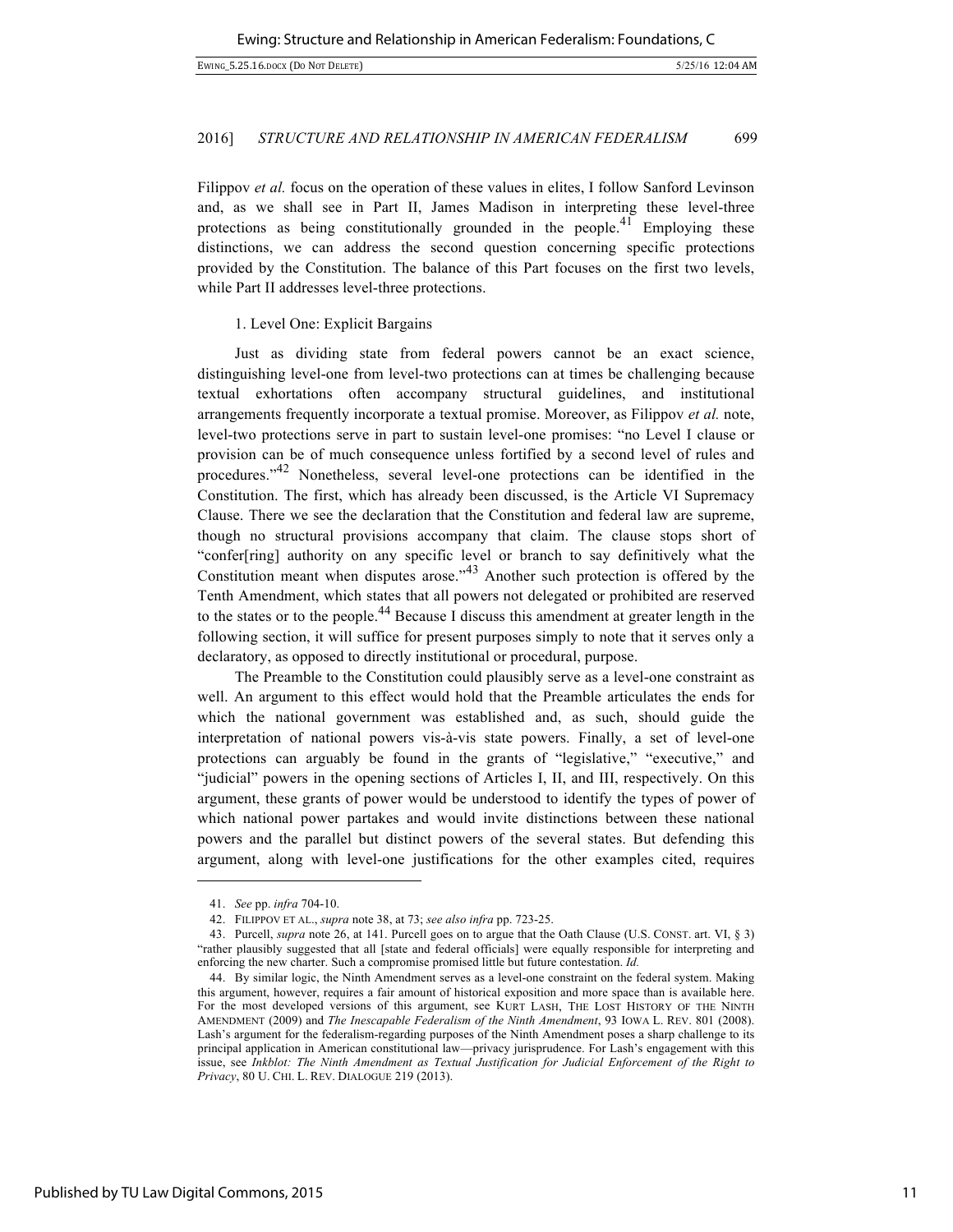Filippov *et al.* focus on the operation of these values in elites, I follow Sanford Levinson and, as we shall see in Part II, James Madison in interpreting these level-three protections as being constitutionally grounded in the people.[41] Employing these distinctions, we can address the second question concerning specific protections provided by the Constitution. The balance of this Part focuses on the first two levels, while Part II addresses level-three protections.

1. Level One: Explicit Bargains

Just as dividing state from federal powers cannot be an exact science, distinguishing level-one from level-two protections can at times be challenging because textual exhortations often accompany structural guidelines, and institutional arrangements frequently incorporate a textual promise. Moreover, as Filippov *et al.* note, level-two protections serve in part to sustain level-one promises: "no Level I clause or provision can be of much consequence unless fortified by a second level of rules and procedures."[42] Nonetheless, several level-one protections can be identified in the Constitution. The first, which has already been discussed, is the Article VI Supremacy Clause. There we see the declaration that the Constitution and federal law are supreme, though no structural provisions accompany that claim. The clause stops short of "confer[ring] authority on any specific level or branch to say definitively what the Constitution meant when disputes arose."[43] Another such protection is offered by the Tenth Amendment, which states that all powers not delegated or prohibited are reserved to the states or to the people.[44] Because I discuss this amendment at greater length in the following section, it will suffice for present purposes simply to note that it serves only a declaratory, as opposed to directly institutional or procedural, purpose.

The Preamble to the Constitution could plausibly serve as a level-one constraint as well. An argument to this effect would hold that the Preamble articulates the ends for which the national government was established and, as such, should guide the interpretation of national powers vis-à-vis state powers. Finally, a set of level-one protections can arguably be found in the grants of "legislative," "executive," and "judicial" powers in the opening sections of Articles I, II, and III, respectively. On this argument, these grants of power would be understood to identify the types of power of which national power partakes and would invite distinctions between these national powers and the parallel but distinct powers of the several states. But defending this argument, along with level-one justifications for the other examples cited, requires

---

41. *See* pp. *infra* 704-10.

42. FILIPPOV ET AL., *supra* note 38, at 73; *see also infra* pp. 723-25.

43. Purcell, *supra* note 26, at 141. Purcell goes on to argue that the Oath Clause (U.S. CONST. art. VI, § 3) "rather plausibly suggested that all [state and federal officials] were equally responsible for interpreting and enforcing the new charter. Such a compromise promised little but future contestation. *Id.*

44. By similar logic, the Ninth Amendment serves as a level-one constraint on the federal system. Making this argument, however, requires a fair amount of historical exposition and more space than is available here. For the most developed versions of this argument, see KURT LASH, THE LOST HISTORY OF THE NINTH AMENDMENT (2009) and *The Inescapable Federalism of the Ninth Amendment*, 93 IOWA L. REV. 801 (2008). Lash's argument for the federalism-regarding purposes of the Ninth Amendment poses a sharp challenge to its principal application in American constitutional law—privacy jurisprudence. For Lash's engagement with this issue, see *Inkblot: The Ninth Amendment as Textual Justification for Judicial Enforcement of the Right to Privacy*, 80 U. CHI. L. REV. DIALOGUE 219 (2013).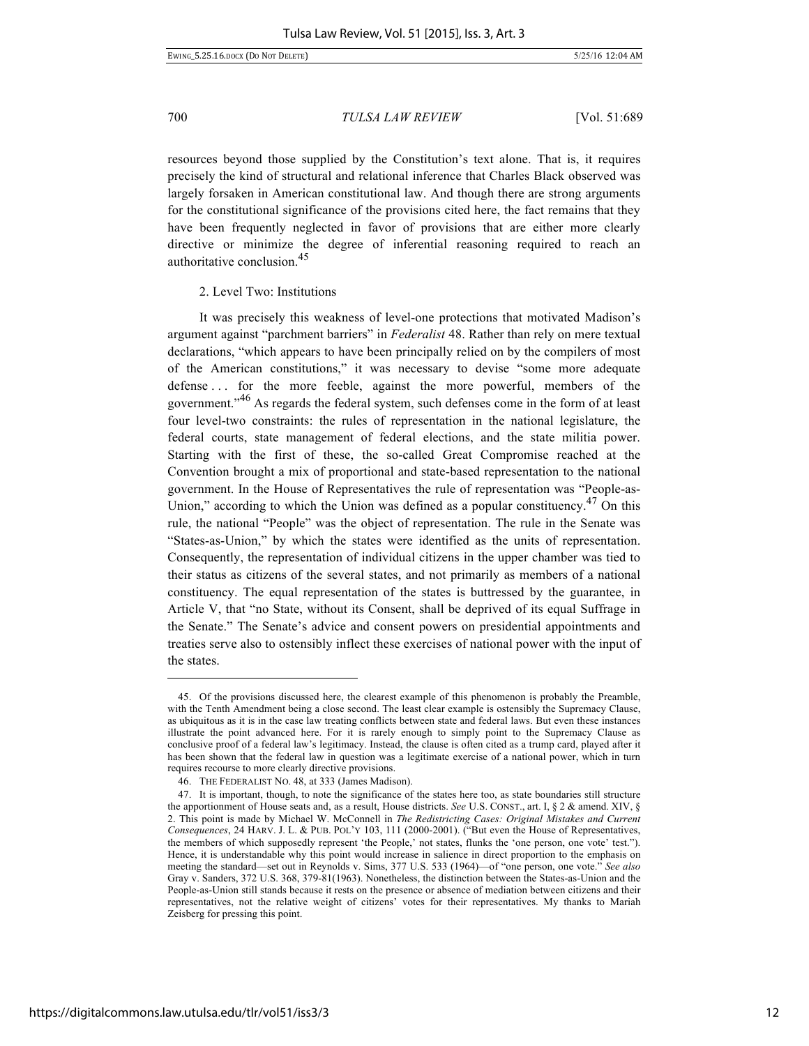resources beyond those supplied by the Constitution's text alone. That is, it requires precisely the kind of structural and relational inference that Charles Black observed was largely forsaken in American constitutional law. And though there are strong arguments for the constitutional significance of the provisions cited here, the fact remains that they have been frequently neglected in favor of provisions that are either more clearly directive or minimize the degree of inferential reasoning required to reach an authoritative conclusion.[45]

2. Level Two: Institutions

It was precisely this weakness of level-one protections that motivated Madison's argument against "parchment barriers" in *Federalist* 48. Rather than rely on mere textual declarations, "which appears to have been principally relied on by the compilers of most of the American constitutions," it was necessary to devise "some more adequate defense . . . for the more feeble, against the more powerful, members of the government."[46] As regards the federal system, such defenses come in the form of at least four level-two constraints: the rules of representation in the national legislature, the federal courts, state management of federal elections, and the state militia power. Starting with the first of these, the so-called Great Compromise reached at the Convention brought a mix of proportional and state-based representation to the national government. In the House of Representatives the rule of representation was "People-as-Union," according to which the Union was defined as a popular constituency.[47] On this rule, the national "People" was the object of representation. The rule in the Senate was "States-as-Union," by which the states were identified as the units of representation. Consequently, the representation of individual citizens in the upper chamber was tied to their status as citizens of the several states, and not primarily as members of a national constituency. The equal representation of the states is buttressed by the guarantee, in Article V, that "no State, without its Consent, shall be deprived of its equal Suffrage in the Senate." The Senate's advice and consent powers on presidential appointments and treaties serve also to ostensibly inflect these exercises of national power with the input of the states.

---

45. Of the provisions discussed here, the clearest example of this phenomenon is probably the Preamble, with the Tenth Amendment being a close second. The least clear example is ostensibly the Supremacy Clause, as ubiquitous as it is in the case law treating conflicts between state and federal laws. But even these instances illustrate the point advanced here. For it is rarely enough to simply point to the Supremacy Clause as conclusive proof of a federal law's legitimacy. Instead, the clause is often cited as a trump card, played after it has been shown that the federal law in question was a legitimate exercise of a national power, which in turn requires recourse to more clearly directive provisions.

46. THE FEDERALIST NO. 48, at 333 (James Madison).

47. It is important, though, to note the significance of the states here too, as state boundaries still structure the apportionment of House seats and, as a result, House districts. *See* U.S. CONST., art. I, § 2 & amend. XIV, § 2. This point is made by Michael W. McConnell in *The Redistricting Cases: Original Mistakes and Current Consequences*, 24 HARV. J. L. & PUB. POL'Y 103, 111 (2000-2001). ("But even the House of Representatives, the members of which supposedly represent 'the People,' not states, flunks the 'one person, one vote' test."). Hence, it is understandable why this point would increase in salience in direct proportion to the emphasis on meeting the standard—set out in Reynolds v. Sims, 377 U.S. 533 (1964)—of "one person, one vote." *See also* Gray v. Sanders, 372 U.S. 368, 379-81(1963). Nonetheless, the distinction between the States-as-Union and the People-as-Union still stands because it rests on the presence or absence of mediation between citizens and their representatives, not the relative weight of citizens' votes for their representatives. My thanks to Mariah Zeisberg for pressing this point.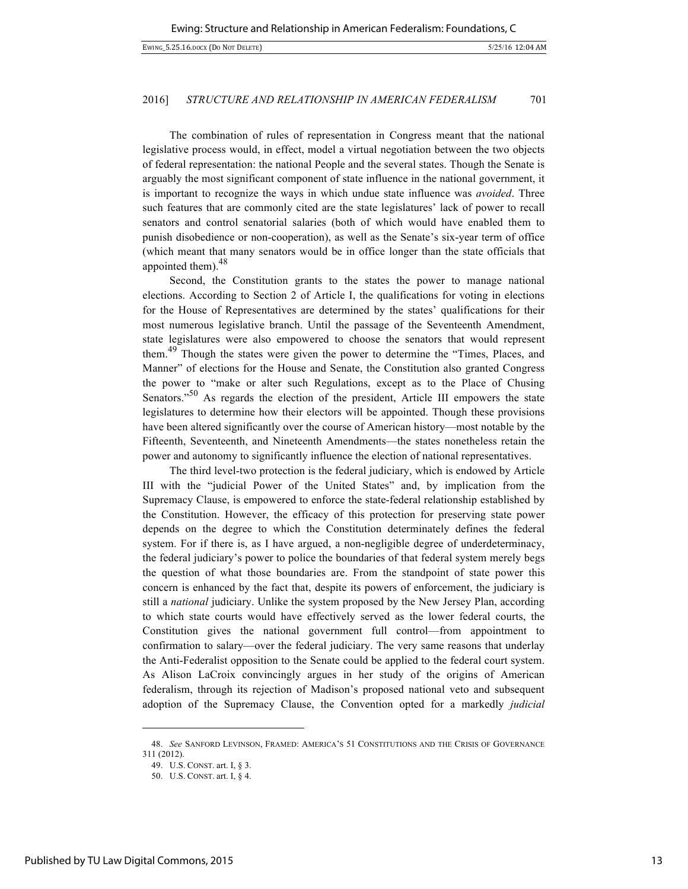The combination of rules of representation in Congress meant that the national legislative process would, in effect, model a virtual negotiation between the two objects of federal representation: the national People and the several states. Though the Senate is arguably the most significant component of state influence in the national government, it is important to recognize the ways in which undue state influence was *avoided*. Three such features that are commonly cited are the state legislatures' lack of power to recall senators and control senatorial salaries (both of which would have enabled them to punish disobedience or non-cooperation), as well as the Senate's six-year term of office (which meant that many senators would be in office longer than the state officials that appointed them).[48]

Second, the Constitution grants to the states the power to manage national elections. According to Section 2 of Article I, the qualifications for voting in elections for the House of Representatives are determined by the states' qualifications for their most numerous legislative branch. Until the passage of the Seventeenth Amendment, state legislatures were also empowered to choose the senators that would represent them.[49] Though the states were given the power to determine the "Times, Places, and Manner" of elections for the House and Senate, the Constitution also granted Congress the power to "make or alter such Regulations, except as to the Place of Chusing Senators."[50] As regards the election of the president, Article III empowers the state legislatures to determine how their electors will be appointed. Though these provisions have been altered significantly over the course of American history—most notable by the Fifteenth, Seventeenth, and Nineteenth Amendments—the states nonetheless retain the power and autonomy to significantly influence the election of national representatives.

The third level-two protection is the federal judiciary, which is endowed by Article III with the "judicial Power of the United States" and, by implication from the Supremacy Clause, is empowered to enforce the state-federal relationship established by the Constitution. However, the efficacy of this protection for preserving state power depends on the degree to which the Constitution determinately defines the federal system. For if there is, as I have argued, a non-negligible degree of underdeterminacy, the federal judiciary's power to police the boundaries of that federal system merely begs the question of what those boundaries are. From the standpoint of state power this concern is enhanced by the fact that, despite its powers of enforcement, the judiciary is still a *national* judiciary. Unlike the system proposed by the New Jersey Plan, according to which state courts would have effectively served as the lower federal courts, the Constitution gives the national government full control—from appointment to confirmation to salary—over the federal judiciary. The very same reasons that underlay the Anti-Federalist opposition to the Senate could be applied to the federal court system. As Alison LaCroix convincingly argues in her study of the origins of American federalism, through its rejection of Madison's proposed national veto and subsequent adoption of the Supremacy Clause, the Convention opted for a markedly *judicial*

---

48. *See* SANFORD LEVINSON, FRAMED: AMERICA'S 51 CONSTITUTIONS AND THE CRISIS OF GOVERNANCE 311 (2012).

49. U.S. CONST. art. I, § 3.

50. U.S. CONST. art. I, § 4.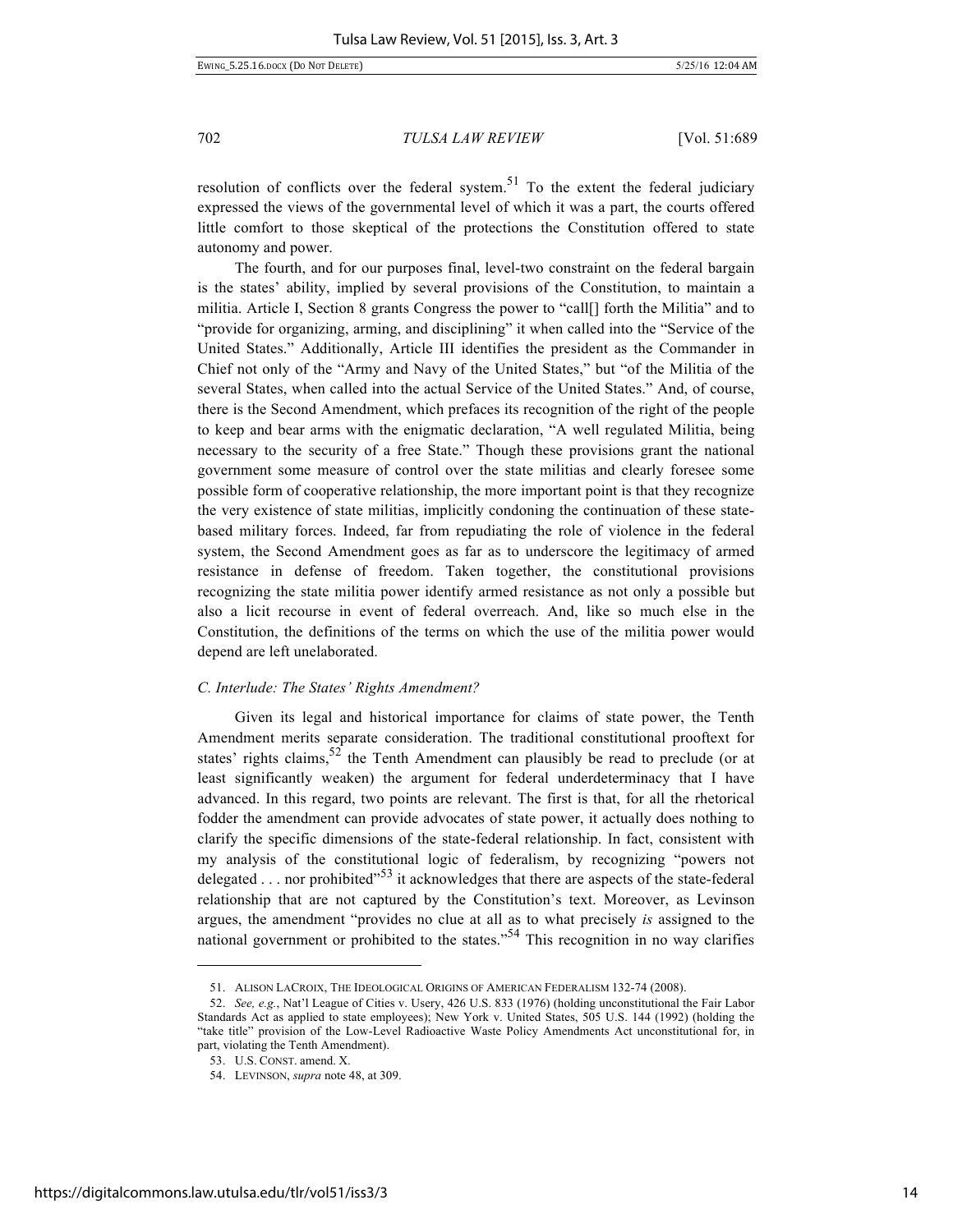resolution of conflicts over the federal system.[51] To the extent the federal judiciary expressed the views of the governmental level of which it was a part, the courts offered little comfort to those skeptical of the protections the Constitution offered to state autonomy and power.

The fourth, and for our purposes final, level-two constraint on the federal bargain is the states' ability, implied by several provisions of the Constitution, to maintain a militia. Article I, Section 8 grants Congress the power to "call[] forth the Militia" and to "provide for organizing, arming, and disciplining" it when called into the "Service of the United States." Additionally, Article III identifies the president as the Commander in Chief not only of the "Army and Navy of the United States," but "of the Militia of the several States, when called into the actual Service of the United States." And, of course, there is the Second Amendment, which prefaces its recognition of the right of the people to keep and bear arms with the enigmatic declaration, "A well regulated Militia, being necessary to the security of a free State." Though these provisions grant the national government some measure of control over the state militias and clearly foresee some possible form of cooperative relationship, the more important point is that they recognize the very existence of state militias, implicitly condoning the continuation of these state-based military forces. Indeed, far from repudiating the role of violence in the federal system, the Second Amendment goes as far as to underscore the legitimacy of armed resistance in defense of freedom. Taken together, the constitutional provisions recognizing the state militia power identify armed resistance as not only a possible but also a licit recourse in event of federal overreach. And, like so much else in the Constitution, the definitions of the terms on which the use of the militia power would depend are left unelaborated.

### *C. Interlude: The States' Rights Amendment?*

Given its legal and historical importance for claims of state power, the Tenth Amendment merits separate consideration. The traditional constitutional prooftext for states' rights claims,[52] the Tenth Amendment can plausibly be read to preclude (or at least significantly weaken) the argument for federal underdeterminacy that I have advanced. In this regard, two points are relevant. The first is that, for all the rhetorical fodder the amendment can provide advocates of state power, it actually does nothing to clarify the specific dimensions of the state-federal relationship. In fact, consistent with my analysis of the constitutional logic of federalism, by recognizing "powers not delegated . . . nor prohibited"[53] it acknowledges that there are aspects of the state-federal relationship that are not captured by the Constitution's text. Moreover, as Levinson argues, the amendment "provides no clue at all as to what precisely *is* assigned to the national government or prohibited to the states."[54] This recognition in no way clarifies

---

51. ALISON LACROIX, THE IDEOLOGICAL ORIGINS OF AMERICAN FEDERALISM 132-74 (2008).

52. *See, e.g.*, Nat'l League of Cities v. Usery, 426 U.S. 833 (1976) (holding unconstitutional the Fair Labor Standards Act as applied to state employees); New York v. United States, 505 U.S. 144 (1992) (holding the "take title" provision of the Low-Level Radioactive Waste Policy Amendments Act unconstitutional for, in part, violating the Tenth Amendment).

53. U.S. CONST. amend. X.

54. LEVINSON, *supra* note 48, at 309.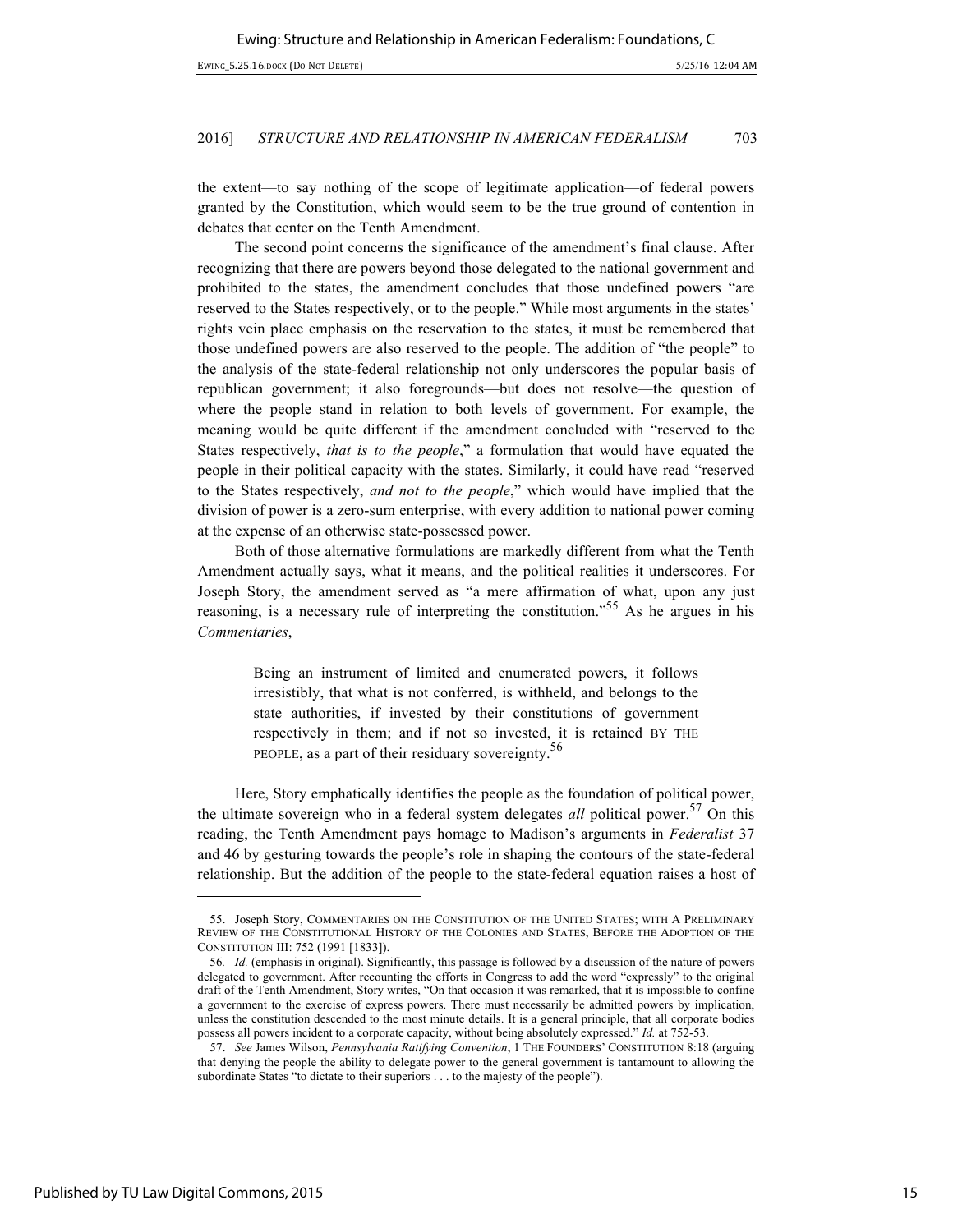the extent—to say nothing of the scope of legitimate application—of federal powers granted by the Constitution, which would seem to be the true ground of contention in debates that center on the Tenth Amendment.

The second point concerns the significance of the amendment's final clause. After recognizing that there are powers beyond those delegated to the national government and prohibited to the states, the amendment concludes that those undefined powers "are reserved to the States respectively, or to the people." While most arguments in the states' rights vein place emphasis on the reservation to the states, it must be remembered that those undefined powers are also reserved to the people. The addition of "the people" to the analysis of the state-federal relationship not only underscores the popular basis of republican government; it also foregrounds—but does not resolve—the question of where the people stand in relation to both levels of government. For example, the meaning would be quite different if the amendment concluded with "reserved to the States respectively, *that is to the people*," a formulation that would have equated the people in their political capacity with the states. Similarly, it could have read "reserved to the States respectively, *and not to the people*," which would have implied that the division of power is a zero-sum enterprise, with every addition to national power coming at the expense of an otherwise state-possessed power.

Both of those alternative formulations are markedly different from what the Tenth Amendment actually says, what it means, and the political realities it underscores. For Joseph Story, the amendment served as "a mere affirmation of what, upon any just reasoning, is a necessary rule of interpreting the constitution."[55] As he argues in his *Commentaries*,

> Being an instrument of limited and enumerated powers, it follows irresistibly, that what is not conferred, is withheld, and belongs to the state authorities, if invested by their constitutions of government respectively in them; and if not so invested, it is retained BY THE PEOPLE, as a part of their residuary sovereignty.[56]

Here, Story emphatically identifies the people as the foundation of political power, the ultimate sovereign who in a federal system delegates *all* political power.[57] On this reading, the Tenth Amendment pays homage to Madison's arguments in *Federalist* 37 and 46 by gesturing towards the people's role in shaping the contours of the state-federal relationship. But the addition of the people to the state-federal equation raises a host of

---

55. Joseph Story, COMMENTARIES ON THE CONSTITUTION OF THE UNITED STATES; WITH A PRELIMINARY REVIEW OF THE CONSTITUTIONAL HISTORY OF THE COLONIES AND STATES, BEFORE THE ADOPTION OF THE CONSTITUTION III: 752 (1991 [1833]).

56. *Id.* (emphasis in original). Significantly, this passage is followed by a discussion of the nature of powers delegated to government. After recounting the efforts in Congress to add the word "expressly" to the original draft of the Tenth Amendment, Story writes, "On that occasion it was remarked, that it is impossible to confine a government to the exercise of express powers. There must necessarily be admitted powers by implication, unless the constitution descended to the most minute details. It is a general principle, that all corporate bodies possess all powers incident to a corporate capacity, without being absolutely expressed." *Id.* at 752-53.

57. *See* James Wilson, *Pennsylvania Ratifying Convention*, 1 THE FOUNDERS' CONSTITUTION 8:18 (arguing that denying the people the ability to delegate power to the general government is tantamount to allowing the subordinate States "to dictate to their superiors . . . to the majesty of the people").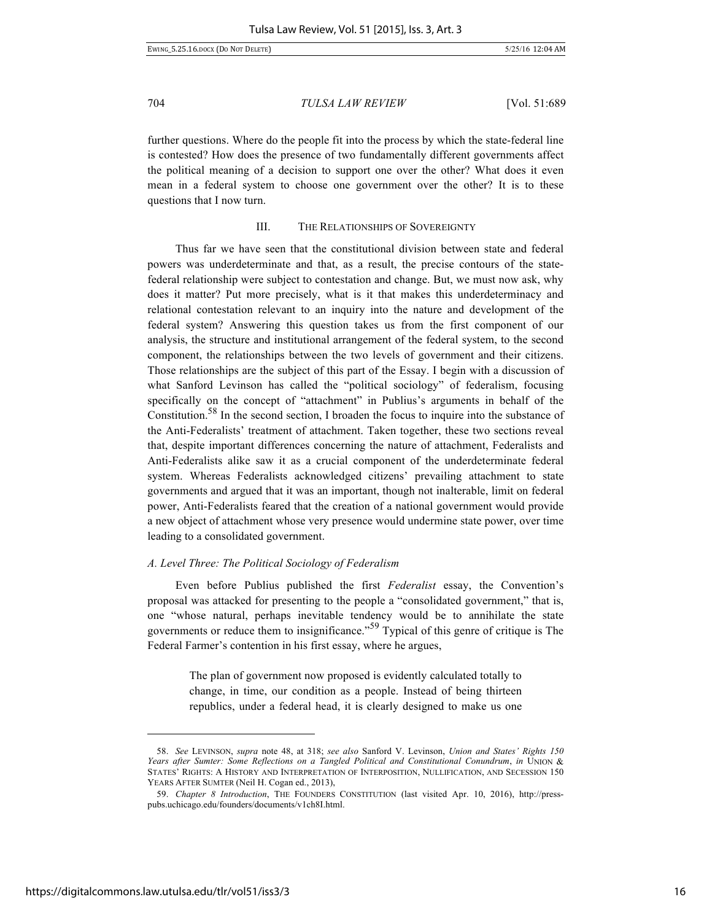further questions. Where do the people fit into the process by which the state-federal line is contested? How does the presence of two fundamentally different governments affect the political meaning of a decision to support one over the other? What does it even mean in a federal system to choose one government over the other? It is to these questions that I now turn.

## III. THE RELATIONSHIPS OF SOVEREIGNTY

Thus far we have seen that the constitutional division between state and federal powers was underdeterminate and that, as a result, the precise contours of the state-federal relationship were subject to contestation and change. But, we must now ask, why does it matter? Put more precisely, what is it that makes this underdeterminacy and relational contestation relevant to an inquiry into the nature and development of the federal system? Answering this question takes us from the first component of our analysis, the structure and institutional arrangement of the federal system, to the second component, the relationships between the two levels of government and their citizens. Those relationships are the subject of this part of the Essay. I begin with a discussion of what Sanford Levinson has called the "political sociology" of federalism, focusing specifically on the concept of "attachment" in Publius's arguments in behalf of the Constitution.[58] In the second section, I broaden the focus to inquire into the substance of the Anti-Federalists' treatment of attachment. Taken together, these two sections reveal that, despite important differences concerning the nature of attachment, Federalists and Anti-Federalists alike saw it as a crucial component of the underdeterminate federal system. Whereas Federalists acknowledged citizens' prevailing attachment to state governments and argued that it was an important, though not inalterable, limit on federal power, Anti-Federalists feared that the creation of a national government would provide a new object of attachment whose very presence would undermine state power, over time leading to a consolidated government.

### *A. Level Three: The Political Sociology of Federalism*

Even before Publius published the first *Federalist* essay, the Convention's proposal was attacked for presenting to the people a "consolidated government," that is, one "whose natural, perhaps inevitable tendency would be to annihilate the state governments or reduce them to insignificance."[59] Typical of this genre of critique is The Federal Farmer's contention in his first essay, where he argues,

> The plan of government now proposed is evidently calculated totally to change, in time, our condition as a people. Instead of being thirteen republics, under a federal head, it is clearly designed to make us one

---

58. *See* LEVINSON, *supra* note 48, at 318; *see also* Sanford V. Levinson, *Union and States' Rights 150 Years after Sumter: Some Reflections on a Tangled Political and Constitutional Conundrum*, *in* UNION & STATES' RIGHTS: A HISTORY AND INTERPRETATION OF INTERPOSITION, NULLIFICATION, AND SECESSION 150 YEARS AFTER SUMTER (Neil H. Cogan ed., 2013),

59. *Chapter 8 Introduction*, THE FOUNDERS CONSTITUTION (last visited Apr. 10, 2016), http://press-pubs.uchicago.edu/founders/documents/v1ch8I.html.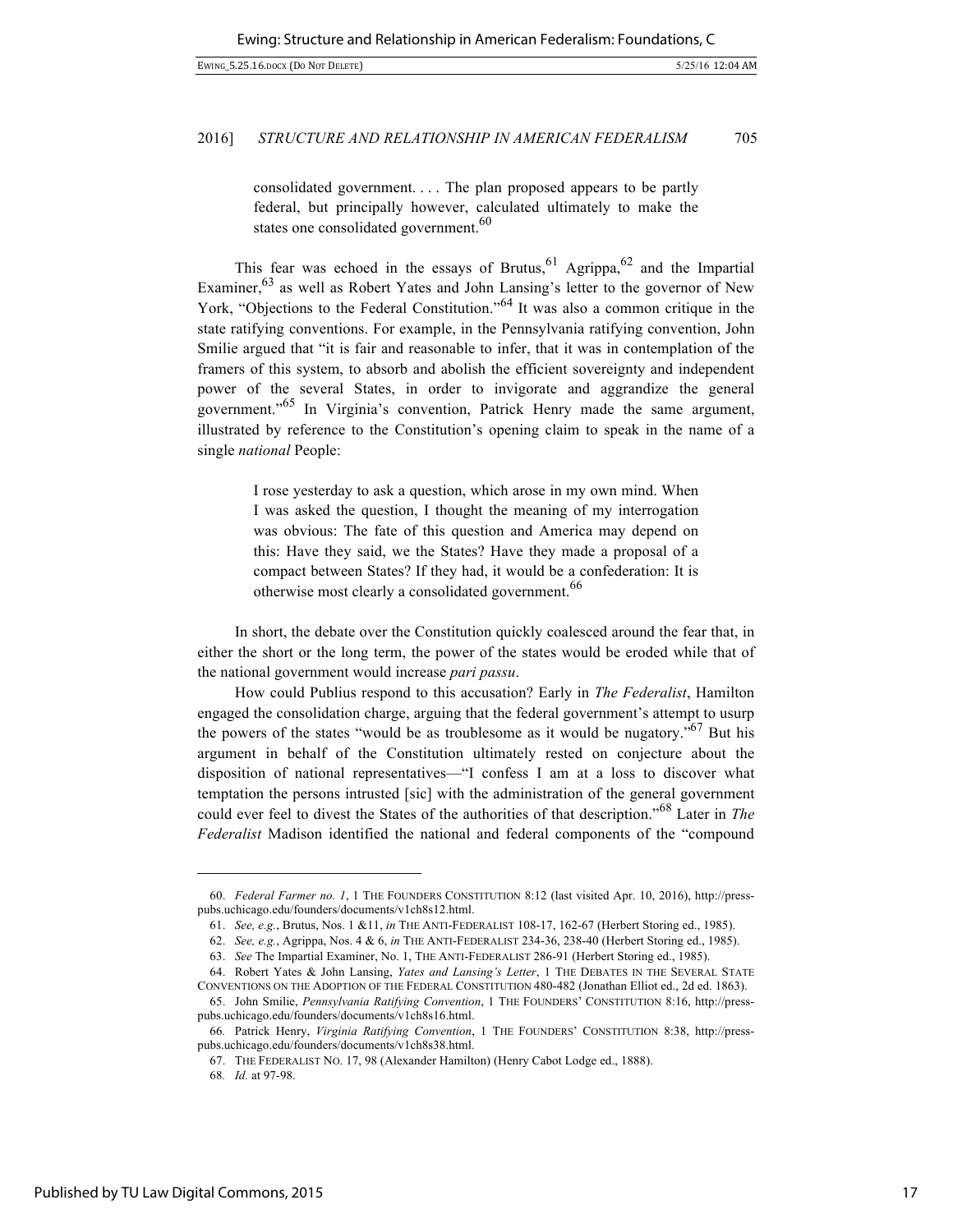> consolidated government. . . . The plan proposed appears to be partly federal, but principally however, calculated ultimately to make the states one consolidated government.[60]

This fear was echoed in the essays of Brutus,[61] Agrippa,[62] and the Impartial Examiner,[63] as well as Robert Yates and John Lansing's letter to the governor of New York, "Objections to the Federal Constitution."[64] It was also a common critique in the state ratifying conventions. For example, in the Pennsylvania ratifying convention, John Smilie argued that "it is fair and reasonable to infer, that it was in contemplation of the framers of this system, to absorb and abolish the efficient sovereignty and independent power of the several States, in order to invigorate and aggrandize the general government."[65] In Virginia's convention, Patrick Henry made the same argument, illustrated by reference to the Constitution's opening claim to speak in the name of a single *national* People:

> I rose yesterday to ask a question, which arose in my own mind. When I was asked the question, I thought the meaning of my interrogation was obvious: The fate of this question and America may depend on this: Have they said, we the States? Have they made a proposal of a compact between States? If they had, it would be a confederation: It is otherwise most clearly a consolidated government.[66]

In short, the debate over the Constitution quickly coalesced around the fear that, in either the short or the long term, the power of the states would be eroded while that of the national government would increase *pari passu*.

How could Publius respond to this accusation? Early in *The Federalist*, Hamilton engaged the consolidation charge, arguing that the federal government's attempt to usurp the powers of the states "would be as troublesome as it would be nugatory."[67] But his argument in behalf of the Constitution ultimately rested on conjecture about the disposition of national representatives—"I confess I am at a loss to discover what temptation the persons intrusted [sic] with the administration of the general government could ever feel to divest the States of the authorities of that description."[68] Later in *The Federalist* Madison identified the national and federal components of the "compound

---

60. *Federal Farmer no. 1*, 1 THE FOUNDERS CONSTITUTION 8:12 (last visited Apr. 10, 2016), http://press-pubs.uchicago.edu/founders/documents/v1ch8s12.html.

61. *See, e.g.*, Brutus, Nos. 1 &11, *in* THE ANTI-FEDERALIST 108-17, 162-67 (Herbert Storing ed., 1985).

62. *See, e.g.*, Agrippa, Nos. 4 & 6, *in* THE ANTI-FEDERALIST 234-36, 238-40 (Herbert Storing ed., 1985).

63. *See* The Impartial Examiner, No. 1, THE ANTI-FEDERALIST 286-91 (Herbert Storing ed., 1985).

64. Robert Yates & John Lansing, *Yates and Lansing's Letter*, 1 THE DEBATES IN THE SEVERAL STATE CONVENTIONS ON THE ADOPTION OF THE FEDERAL CONSTITUTION 480-482 (Jonathan Elliot ed., 2d ed. 1863).

65. John Smilie, *Pennsylvania Ratifying Convention*, 1 THE FOUNDERS' CONSTITUTION 8:16, http://press-pubs.uchicago.edu/founders/documents/v1ch8s16.html.

66. Patrick Henry, *Virginia Ratifying Convention*, 1 THE FOUNDERS' CONSTITUTION 8:38, http://press-pubs.uchicago.edu/founders/documents/v1ch8s38.html.

67. THE FEDERALIST NO. 17, 98 (Alexander Hamilton) (Henry Cabot Lodge ed., 1888).

68. *Id.* at 97-98.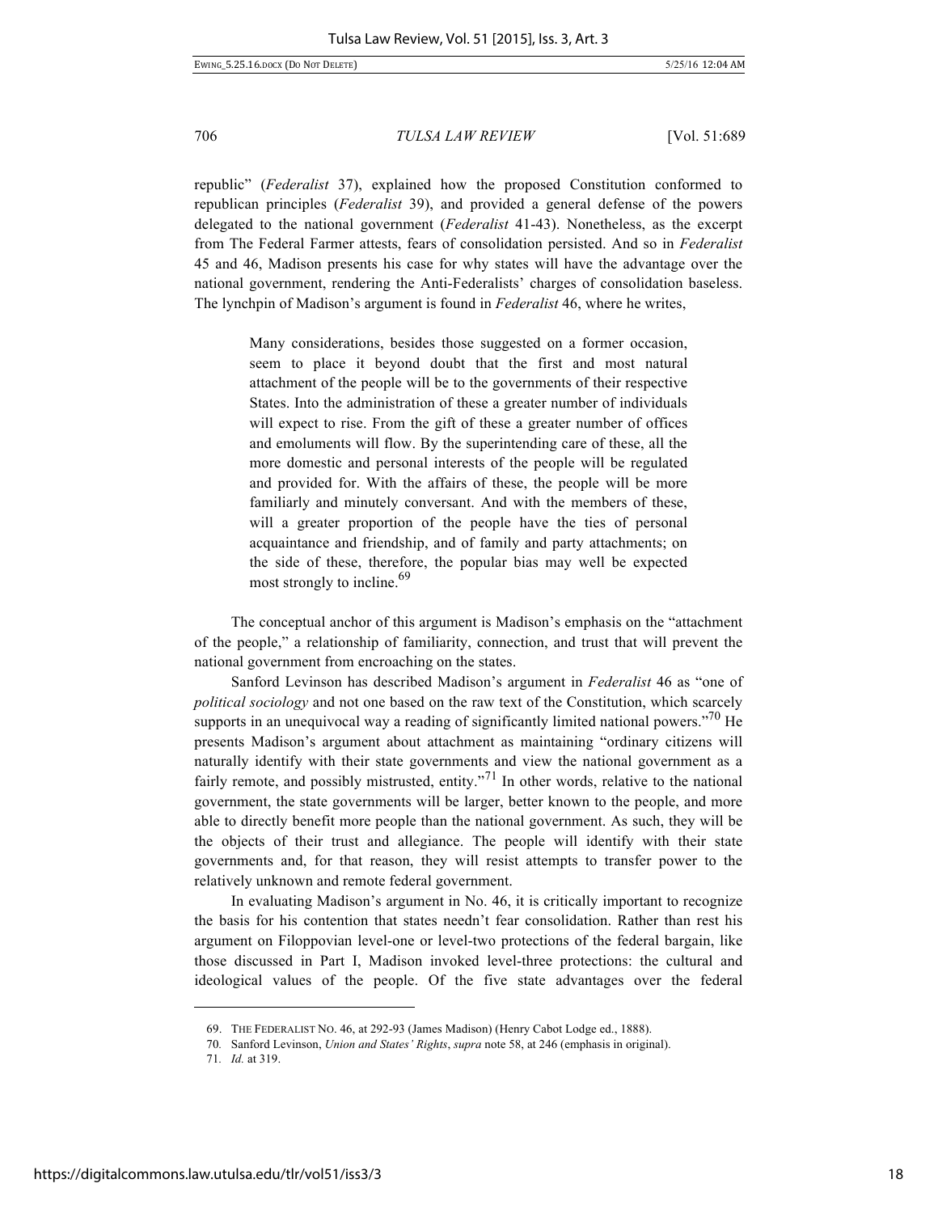republic" (*Federalist* 37), explained how the proposed Constitution conformed to republican principles (*Federalist* 39), and provided a general defense of the powers delegated to the national government (*Federalist* 41-43). Nonetheless, as the excerpt from The Federal Farmer attests, fears of consolidation persisted. And so in *Federalist* 45 and 46, Madison presents his case for why states will have the advantage over the national government, rendering the Anti-Federalists' charges of consolidation baseless. The lynchpin of Madison's argument is found in *Federalist* 46, where he writes,

> Many considerations, besides those suggested on a former occasion, seem to place it beyond doubt that the first and most natural attachment of the people will be to the governments of their respective States. Into the administration of these a greater number of individuals will expect to rise. From the gift of these a greater number of offices and emoluments will flow. By the superintending care of these, all the more domestic and personal interests of the people will be regulated and provided for. With the affairs of these, the people will be more familiarly and minutely conversant. And with the members of these, will a greater proportion of the people have the ties of personal acquaintance and friendship, and of family and party attachments; on the side of these, therefore, the popular bias may well be expected most strongly to incline.[69]

The conceptual anchor of this argument is Madison's emphasis on the "attachment of the people," a relationship of familiarity, connection, and trust that will prevent the national government from encroaching on the states.

Sanford Levinson has described Madison's argument in *Federalist* 46 as "one of *political sociology* and not one based on the raw text of the Constitution, which scarcely supports in an unequivocal way a reading of significantly limited national powers."[70] He presents Madison's argument about attachment as maintaining "ordinary citizens will naturally identify with their state governments and view the national government as a fairly remote, and possibly mistrusted, entity."[71] In other words, relative to the national government, the state governments will be larger, better known to the people, and more able to directly benefit more people than the national government. As such, they will be the objects of their trust and allegiance. The people will identify with their state governments and, for that reason, they will resist attempts to transfer power to the relatively unknown and remote federal government.

In evaluating Madison's argument in No. 46, it is critically important to recognize the basis for his contention that states needn't fear consolidation. Rather than rest his argument on Filoppovian level-one or level-two protections of the federal bargain, like those discussed in Part I, Madison invoked level-three protections: the cultural and ideological values of the people. Of the five state advantages over the federal

---

69. THE FEDERALIST NO. 46, at 292-93 (James Madison) (Henry Cabot Lodge ed., 1888).

70. Sanford Levinson, *Union and States' Rights*, *supra* note 58, at 246 (emphasis in original).

71. *Id.* at 319.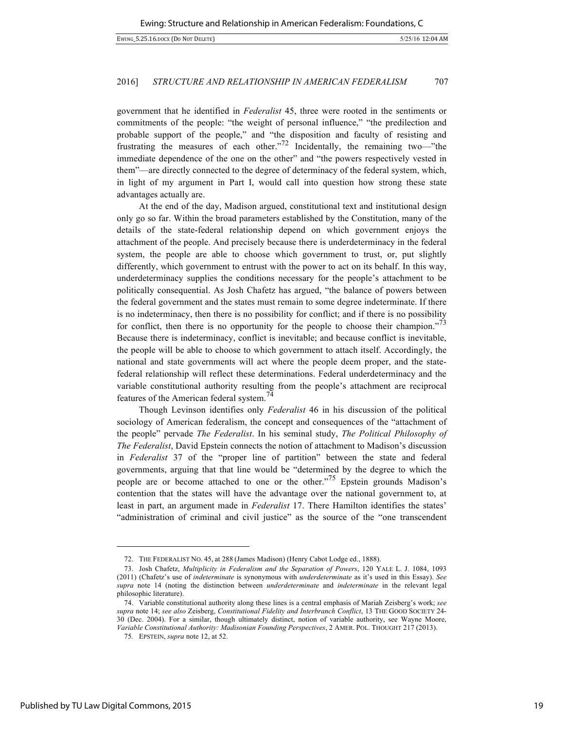government that he identified in *Federalist* 45, three were rooted in the sentiments or commitments of the people: "the weight of personal influence," "the predilection and probable support of the people," and "the disposition and faculty of resisting and frustrating the measures of each other."[72] Incidentally, the remaining two—"the immediate dependence of the one on the other" and "the powers respectively vested in them"—are directly connected to the degree of determinacy of the federal system, which, in light of my argument in Part I, would call into question how strong these state advantages actually are.

At the end of the day, Madison argued, constitutional text and institutional design only go so far. Within the broad parameters established by the Constitution, many of the details of the state-federal relationship depend on which government enjoys the attachment of the people. And precisely because there is underdeterminacy in the federal system, the people are able to choose which government to trust, or, put slightly differently, which government to entrust with the power to act on its behalf. In this way, underdeterminacy supplies the conditions necessary for the people's attachment to be politically consequential. As Josh Chafetz has argued, "the balance of powers between the federal government and the states must remain to some degree indeterminate. If there is no indeterminacy, then there is no possibility for conflict; and if there is no possibility for conflict, then there is no opportunity for the people to choose their champion."[73] Because there is indeterminacy, conflict is inevitable; and because conflict is inevitable, the people will be able to choose to which government to attach itself. Accordingly, the national and state governments will act where the people deem proper, and the state-federal relationship will reflect these determinations. Federal underdeterminacy and the variable constitutional authority resulting from the people's attachment are reciprocal features of the American federal system.[74]

Though Levinson identifies only *Federalist* 46 in his discussion of the political sociology of American federalism, the concept and consequences of the "attachment of the people" pervade *The Federalist*. In his seminal study, *The Political Philosophy of The Federalist*, David Epstein connects the notion of attachment to Madison's discussion in *Federalist* 37 of the "proper line of partition" between the state and federal governments, arguing that that line would be "determined by the degree to which the people are or become attached to one or the other."[75] Epstein grounds Madison's contention that the states will have the advantage over the national government to, at least in part, an argument made in *Federalist* 17. There Hamilton identifies the states' "administration of criminal and civil justice" as the source of the "one transcendent

---

72. THE FEDERALIST NO. 45, at 288 (James Madison) (Henry Cabot Lodge ed., 1888).

73. Josh Chafetz, *Multiplicity in Federalism and the Separation of Powers*, 120 YALE L. J. 1084, 1093 (2011) (Chafetz's use of *indeterminate* is synonymous with *underdeterminate* as it's used in this Essay). *See supra* note 14 (noting the distinction between *underdeterminate* and *indeterminate* in the relevant legal philosophic literature).

74. Variable constitutional authority along these lines is a central emphasis of Mariah Zeisberg's work; *see supra* note 14; *see also* Zeisberg, *Constitutional Fidelity and Interbranch Conflict*, 13 THE GOOD SOCIETY 24-30 (Dec. 2004). For a similar, though ultimately distinct, notion of variable authority, see Wayne Moore, *Variable Constitutional Authority: Madisonian Founding Perspectives*, 2 AMER. POL. THOUGHT 217 (2013).

75. EPSTEIN, *supra* note 12, at 52.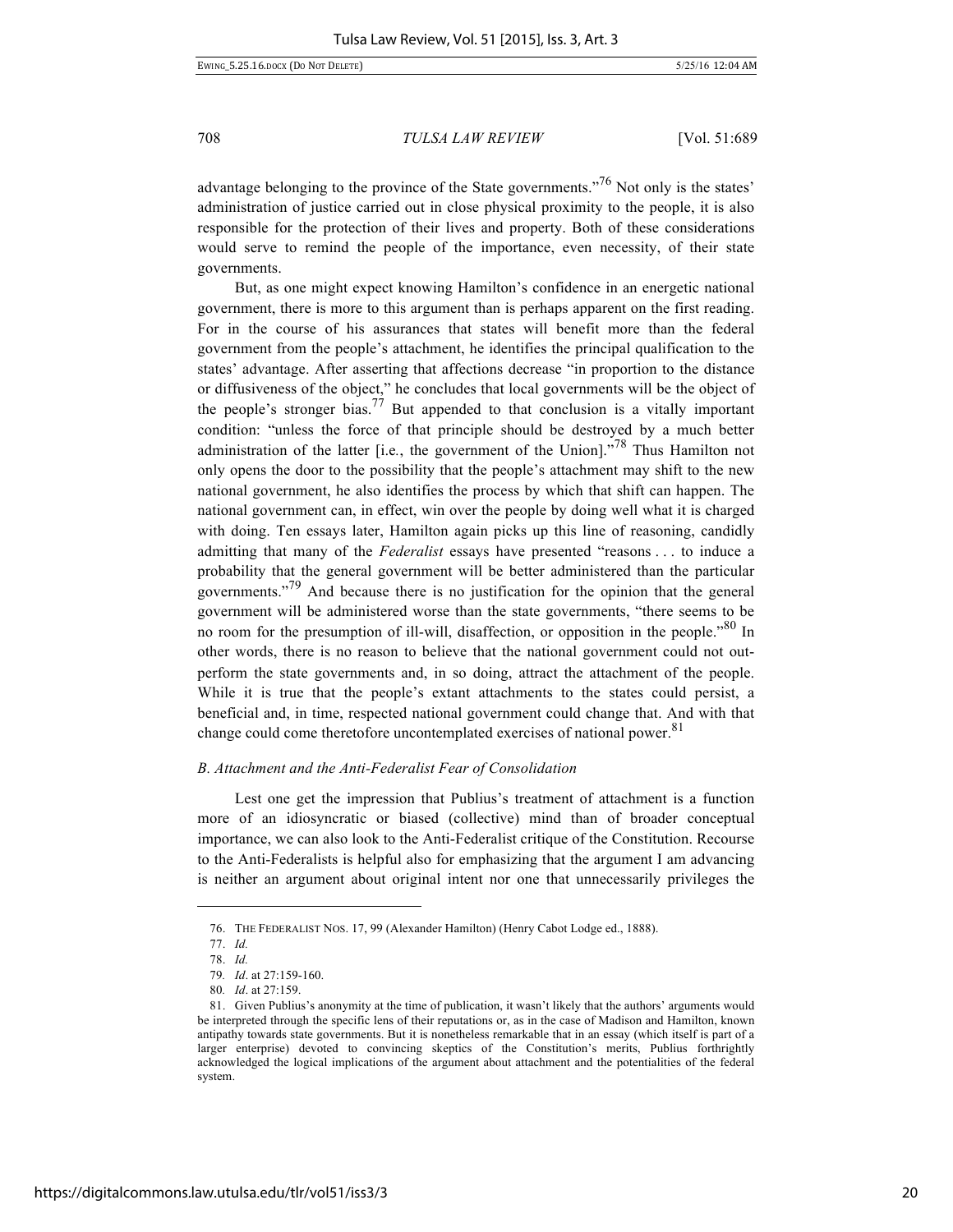advantage belonging to the province of the State governments."[76] Not only is the states' administration of justice carried out in close physical proximity to the people, it is also responsible for the protection of their lives and property. Both of these considerations would serve to remind the people of the importance, even necessity, of their state governments.

But, as one might expect knowing Hamilton's confidence in an energetic national government, there is more to this argument than is perhaps apparent on the first reading. For in the course of his assurances that states will benefit more than the federal government from the people's attachment, he identifies the principal qualification to the states' advantage. After asserting that affections decrease "in proportion to the distance or diffusiveness of the object," he concludes that local governments will be the object of the people's stronger bias.[77] But appended to that conclusion is a vitally important condition: "unless the force of that principle should be destroyed by a much better administration of the latter [i.e., the government of the Union]."[78] Thus Hamilton not only opens the door to the possibility that the people's attachment may shift to the new national government, he also identifies the process by which that shift can happen. The national government can, in effect, win over the people by doing well what it is charged with doing. Ten essays later, Hamilton again picks up this line of reasoning, candidly admitting that many of the *Federalist* essays have presented "reasons . . . to induce a probability that the general government will be better administered than the particular governments."[79] And because there is no justification for the opinion that the general government will be administered worse than the state governments, "there seems to be no room for the presumption of ill-will, disaffection, or opposition in the people."[80] In other words, there is no reason to believe that the national government could not outperform the state governments and, in so doing, attract the attachment of the people. While it is true that the people's extant attachments to the states could persist, a beneficial and, in time, respected national government could change that. And with that change could come theretofore uncontemplated exercises of national power.[81]

### *B. Attachment and the Anti-Federalist Fear of Consolidation*

Lest one get the impression that Publius's treatment of attachment is a function more of an idiosyncratic or biased (collective) mind than of broader conceptual importance, we can also look to the Anti-Federalist critique of the Constitution. Recourse to the Anti-Federalists is helpful also for emphasizing that the argument I am advancing is neither an argument about original intent nor one that unnecessarily privileges the

---

76. THE FEDERALIST NOS. 17, 99 (Alexander Hamilton) (Henry Cabot Lodge ed., 1888).

77. *Id.*

78. *Id.*

79. *Id*. at 27:159-160.

80. *Id*. at 27:159.

81. Given Publius's anonymity at the time of publication, it wasn't likely that the authors' arguments would be interpreted through the specific lens of their reputations or, as in the case of Madison and Hamilton, known antipathy towards state governments. But it is nonetheless remarkable that in an essay (which itself is part of a larger enterprise) devoted to convincing skeptics of the Constitution's merits, Publius forthrightly acknowledged the logical implications of the argument about attachment and the potentialities of the federal system.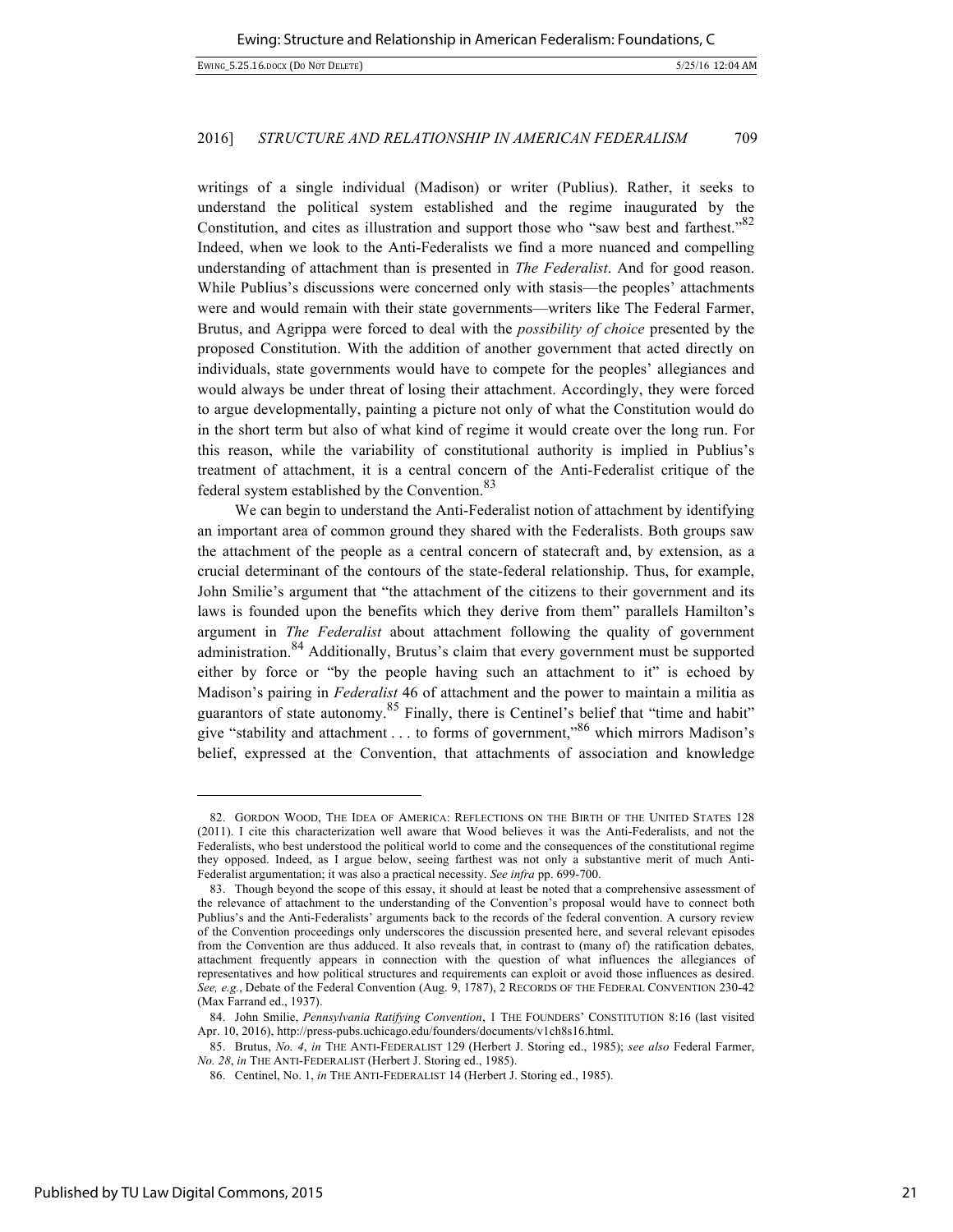writings of a single individual (Madison) or writer (Publius). Rather, it seeks to understand the political system established and the regime inaugurated by the Constitution, and cites as illustration and support those who "saw best and farthest."[82] Indeed, when we look to the Anti-Federalists we find a more nuanced and compelling understanding of attachment than is presented in *The Federalist*. And for good reason. While Publius's discussions were concerned only with stasis—the peoples' attachments were and would remain with their state governments—writers like The Federal Farmer, Brutus, and Agrippa were forced to deal with the *possibility of choice* presented by the proposed Constitution. With the addition of another government that acted directly on individuals, state governments would have to compete for the peoples' allegiances and would always be under threat of losing their attachment. Accordingly, they were forced to argue developmentally, painting a picture not only of what the Constitution would do in the short term but also of what kind of regime it would create over the long run. For this reason, while the variability of constitutional authority is implied in Publius's treatment of attachment, it is a central concern of the Anti-Federalist critique of the federal system established by the Convention.[83]

We can begin to understand the Anti-Federalist notion of attachment by identifying an important area of common ground they shared with the Federalists. Both groups saw the attachment of the people as a central concern of statecraft and, by extension, as a crucial determinant of the contours of the state-federal relationship. Thus, for example, John Smilie's argument that "the attachment of the citizens to their government and its laws is founded upon the benefits which they derive from them" parallels Hamilton's argument in *The Federalist* about attachment following the quality of government administration.[84] Additionally, Brutus's claim that every government must be supported either by force or "by the people having such an attachment to it" is echoed by Madison's pairing in *Federalist* 46 of attachment and the power to maintain a militia as guarantors of state autonomy.[85] Finally, there is Centinel's belief that "time and habit" give "stability and attachment . . . to forms of government,"[86] which mirrors Madison's belief, expressed at the Convention, that attachments of association and knowledge

---

82. GORDON WOOD, THE IDEA OF AMERICA: REFLECTIONS ON THE BIRTH OF THE UNITED STATES 128 (2011). I cite this characterization well aware that Wood believes it was the Anti-Federalists, and not the Federalists, who best understood the political world to come and the consequences of the constitutional regime they opposed. Indeed, as I argue below, seeing farthest was not only a substantive merit of much Anti-Federalist argumentation; it was also a practical necessity. *See infra* pp. 699-700.

83. Though beyond the scope of this essay, it should at least be noted that a comprehensive assessment of the relevance of attachment to the understanding of the Convention's proposal would have to connect both Publius's and the Anti-Federalists' arguments back to the records of the federal convention. A cursory review of the Convention proceedings only underscores the discussion presented here, and several relevant episodes from the Convention are thus adduced. It also reveals that, in contrast to (many of) the ratification debates, attachment frequently appears in connection with the question of what influences the allegiances of representatives and how political structures and requirements can exploit or avoid those influences as desired. *See, e.g.*, Debate of the Federal Convention (Aug. 9, 1787), 2 RECORDS OF THE FEDERAL CONVENTION 230-42 (Max Farrand ed., 1937).

84. John Smilie, *Pennsylvania Ratifying Convention*, 1 THE FOUNDERS' CONSTITUTION 8:16 (last visited Apr. 10, 2016), http://press-pubs.uchicago.edu/founders/documents/v1ch8s16.html.

85. Brutus, *No. 4*, *in* THE ANTI-FEDERALIST 129 (Herbert J. Storing ed., 1985); *see also* Federal Farmer, *No. 28*, *in* THE ANTI-FEDERALIST (Herbert J. Storing ed., 1985).

86. Centinel, No. 1, *in* THE ANTI-FEDERALIST 14 (Herbert J. Storing ed., 1985).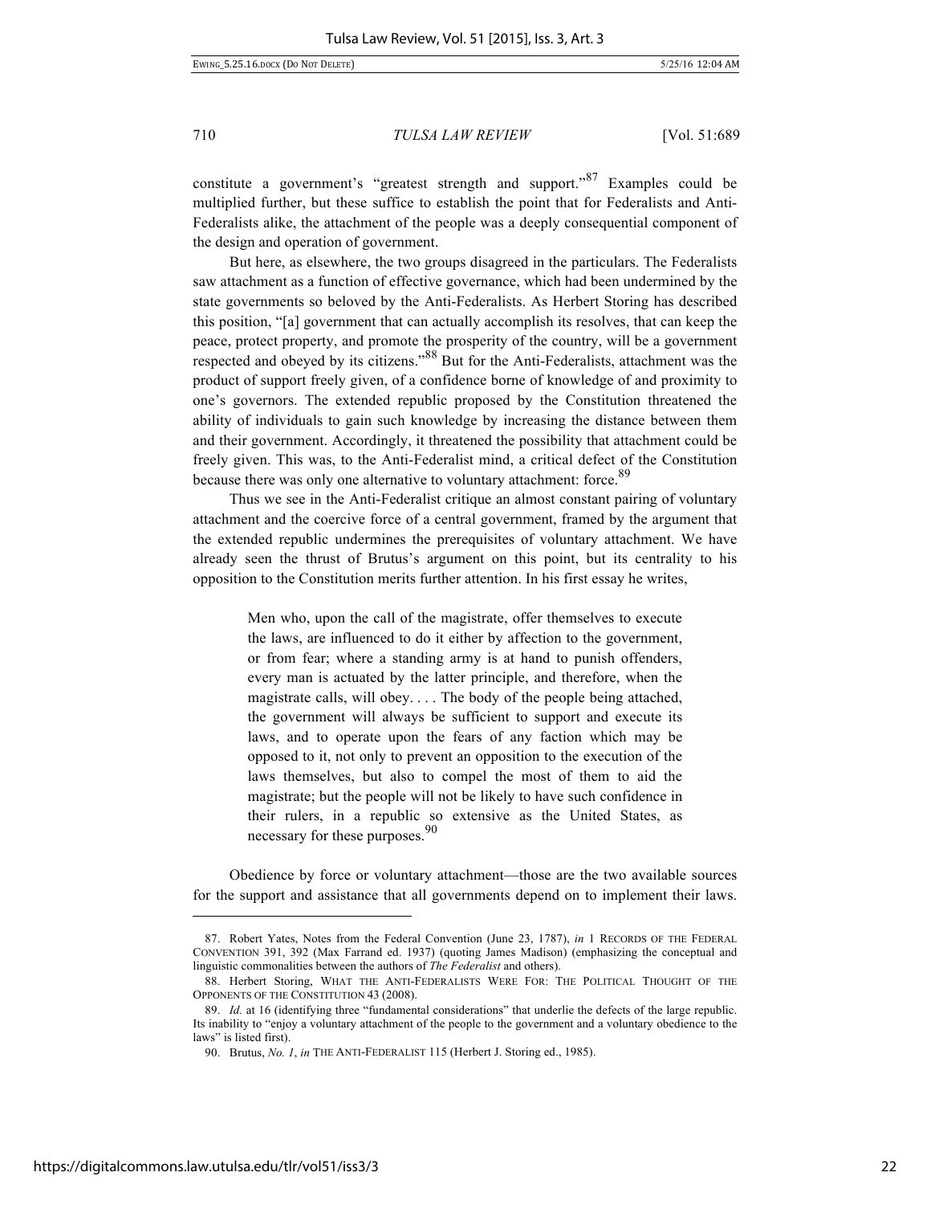constitute a government's "greatest strength and support."[87] Examples could be multiplied further, but these suffice to establish the point that for Federalists and Anti-Federalists alike, the attachment of the people was a deeply consequential component of the design and operation of government.

But here, as elsewhere, the two groups disagreed in the particulars. The Federalists saw attachment as a function of effective governance, which had been undermined by the state governments so beloved by the Anti-Federalists. As Herbert Storing has described this position, "[a] government that can actually accomplish its resolves, that can keep the peace, protect property, and promote the prosperity of the country, will be a government respected and obeyed by its citizens."[88] But for the Anti-Federalists, attachment was the product of support freely given, of a confidence borne of knowledge of and proximity to one's governors. The extended republic proposed by the Constitution threatened the ability of individuals to gain such knowledge by increasing the distance between them and their government. Accordingly, it threatened the possibility that attachment could be freely given. This was, to the Anti-Federalist mind, a critical defect of the Constitution because there was only one alternative to voluntary attachment: force.[89]

Thus we see in the Anti-Federalist critique an almost constant pairing of voluntary attachment and the coercive force of a central government, framed by the argument that the extended republic undermines the prerequisites of voluntary attachment. We have already seen the thrust of Brutus's argument on this point, but its centrality to his opposition to the Constitution merits further attention. In his first essay he writes,

> Men who, upon the call of the magistrate, offer themselves to execute the laws, are influenced to do it either by affection to the government, or from fear; where a standing army is at hand to punish offenders, every man is actuated by the latter principle, and therefore, when the magistrate calls, will obey. . . . The body of the people being attached, the government will always be sufficient to support and execute its laws, and to operate upon the fears of any faction which may be opposed to it, not only to prevent an opposition to the execution of the laws themselves, but also to compel the most of them to aid the magistrate; but the people will not be likely to have such confidence in their rulers, in a republic so extensive as the United States, as necessary for these purposes.[90]

Obedience by force or voluntary attachment—those are the two available sources for the support and assistance that all governments depend on to implement their laws.

---

87. Robert Yates, Notes from the Federal Convention (June 23, 1787), *in* 1 RECORDS OF THE FEDERAL CONVENTION 391, 392 (Max Farrand ed. 1937) (quoting James Madison) (emphasizing the conceptual and linguistic commonalities between the authors of *The Federalist* and others).

88. Herbert Storing, WHAT THE ANTI-FEDERALISTS WERE FOR: THE POLITICAL THOUGHT OF THE OPPONENTS OF THE CONSTITUTION 43 (2008).

89. *Id.* at 16 (identifying three "fundamental considerations" that underlie the defects of the large republic. Its inability to "enjoy a voluntary attachment of the people to the government and a voluntary obedience to the laws" is listed first).

90. Brutus, *No. 1*, *in* THE ANTI-FEDERALIST 115 (Herbert J. Storing ed., 1985).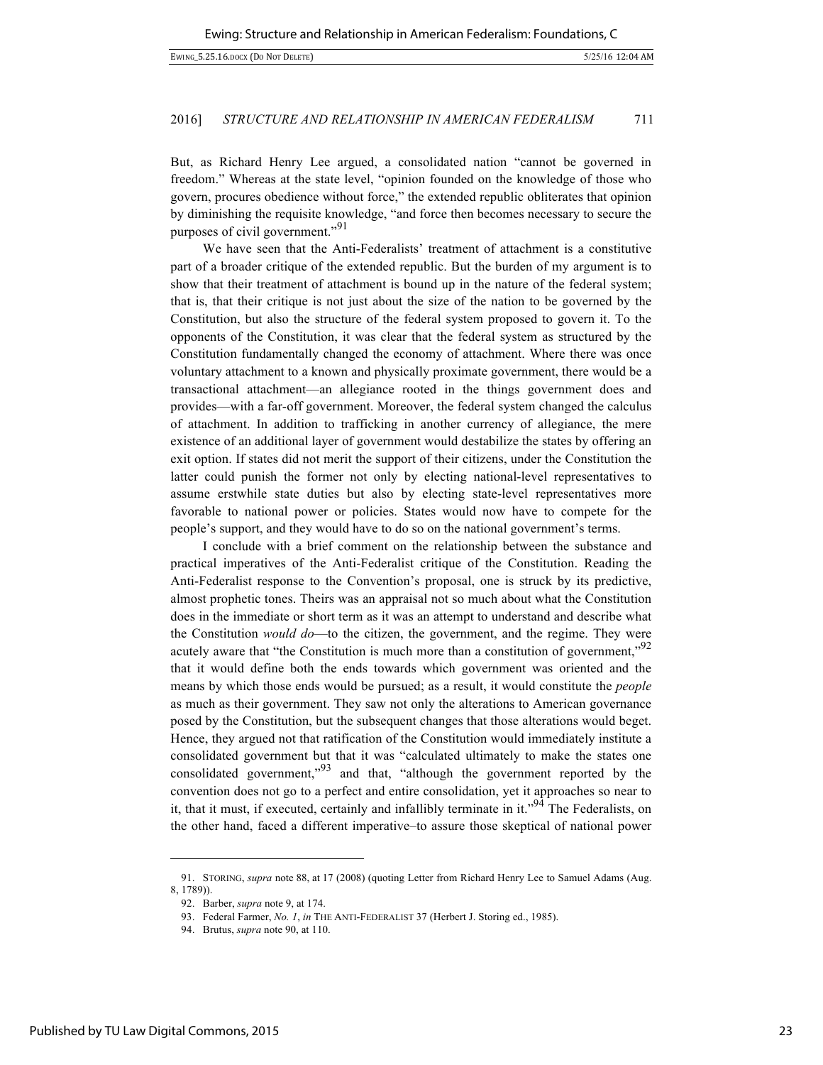But, as Richard Henry Lee argued, a consolidated nation "cannot be governed in freedom." Whereas at the state level, "opinion founded on the knowledge of those who govern, procures obedience without force," the extended republic obliterates that opinion by diminishing the requisite knowledge, "and force then becomes necessary to secure the purposes of civil government."[91]

We have seen that the Anti-Federalists' treatment of attachment is a constitutive part of a broader critique of the extended republic. But the burden of my argument is to show that their treatment of attachment is bound up in the nature of the federal system; that is, that their critique is not just about the size of the nation to be governed by the Constitution, but also the structure of the federal system proposed to govern it. To the opponents of the Constitution, it was clear that the federal system as structured by the Constitution fundamentally changed the economy of attachment. Where there was once voluntary attachment to a known and physically proximate government, there would be a transactional attachment—an allegiance rooted in the things government does and provides—with a far-off government. Moreover, the federal system changed the calculus of attachment. In addition to trafficking in another currency of allegiance, the mere existence of an additional layer of government would destabilize the states by offering an exit option. If states did not merit the support of their citizens, under the Constitution the latter could punish the former not only by electing national-level representatives to assume erstwhile state duties but also by electing state-level representatives more favorable to national power or policies. States would now have to compete for the people's support, and they would have to do so on the national government's terms.

I conclude with a brief comment on the relationship between the substance and practical imperatives of the Anti-Federalist critique of the Constitution. Reading the Anti-Federalist response to the Convention's proposal, one is struck by its predictive, almost prophetic tones. Theirs was an appraisal not so much about what the Constitution does in the immediate or short term as it was an attempt to understand and describe what the Constitution *would do*—to the citizen, the government, and the regime. They were acutely aware that "the Constitution is much more than a constitution of government,"[92] that it would define both the ends towards which government was oriented and the means by which those ends would be pursued; as a result, it would constitute the *people* as much as their government. They saw not only the alterations to American governance posed by the Constitution, but the subsequent changes that those alterations would beget. Hence, they argued not that ratification of the Constitution would immediately institute a consolidated government but that it was "calculated ultimately to make the states one consolidated government,"[93] and that, "although the government reported by the convention does not go to a perfect and entire consolidation, yet it approaches so near to it, that it must, if executed, certainly and infallibly terminate in it."[94] The Federalists, on the other hand, faced a different imperative–to assure those skeptical of national power

---

91. STORING, *supra* note 88, at 17 (2008) (quoting Letter from Richard Henry Lee to Samuel Adams (Aug. 8, 1789)).

92. Barber, *supra* note 9, at 174.

93. Federal Farmer, *No. 1*, *in* THE ANTI-FEDERALIST 37 (Herbert J. Storing ed., 1985).

94. Brutus, *supra* note 90, at 110.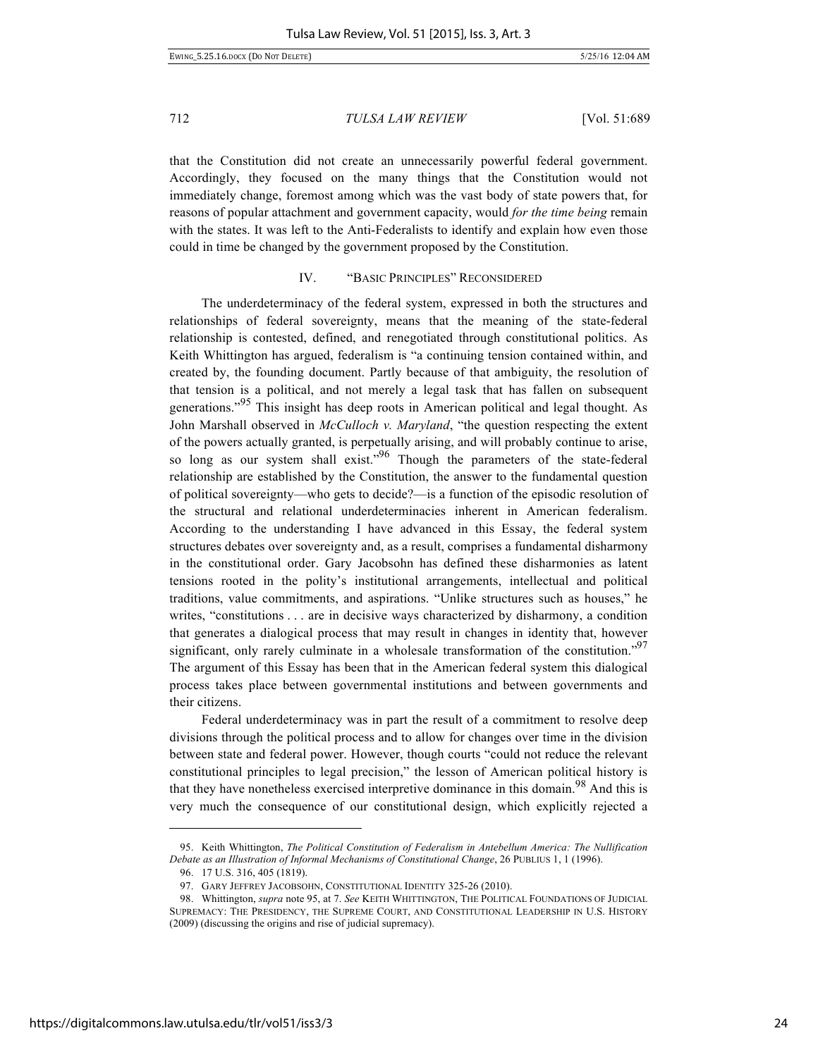that the Constitution did not create an unnecessarily powerful federal government. Accordingly, they focused on the many things that the Constitution would not immediately change, foremost among which was the vast body of state powers that, for reasons of popular attachment and government capacity, would *for the time being* remain with the states. It was left to the Anti-Federalists to identify and explain how even those could in time be changed by the government proposed by the Constitution.

## IV. "BASIC PRINCIPLES" RECONSIDERED

The underdeterminacy of the federal system, expressed in both the structures and relationships of federal sovereignty, means that the meaning of the state-federal relationship is contested, defined, and renegotiated through constitutional politics. As Keith Whittington has argued, federalism is "a continuing tension contained within, and created by, the founding document. Partly because of that ambiguity, the resolution of that tension is a political, and not merely a legal task that has fallen on subsequent generations."[95] This insight has deep roots in American political and legal thought. As John Marshall observed in *McCulloch v. Maryland*, "the question respecting the extent of the powers actually granted, is perpetually arising, and will probably continue to arise, so long as our system shall exist."[96] Though the parameters of the state-federal relationship are established by the Constitution, the answer to the fundamental question of political sovereignty—who gets to decide?—is a function of the episodic resolution of the structural and relational underdeterminacies inherent in American federalism. According to the understanding I have advanced in this Essay, the federal system structures debates over sovereignty and, as a result, comprises a fundamental disharmony in the constitutional order. Gary Jacobsohn has defined these disharmonies as latent tensions rooted in the polity's institutional arrangements, intellectual and political traditions, value commitments, and aspirations. "Unlike structures such as houses," he writes, "constitutions . . . are in decisive ways characterized by disharmony, a condition that generates a dialogical process that may result in changes in identity that, however significant, only rarely culminate in a wholesale transformation of the constitution."[97] The argument of this Essay has been that in the American federal system this dialogical process takes place between governmental institutions and between governments and their citizens.

Federal underdeterminacy was in part the result of a commitment to resolve deep divisions through the political process and to allow for changes over time in the division between state and federal power. However, though courts "could not reduce the relevant constitutional principles to legal precision," the lesson of American political history is that they have nonetheless exercised interpretive dominance in this domain.[98] And this is very much the consequence of our constitutional design, which explicitly rejected a

---

95. Keith Whittington, *The Political Constitution of Federalism in Antebellum America: The Nullification Debate as an Illustration of Informal Mechanisms of Constitutional Change*, 26 PUBLIUS 1, 1 (1996).

96. 17 U.S. 316, 405 (1819).

97. GARY JEFFREY JACOBSOHN, CONSTITUTIONAL IDENTITY 325-26 (2010).

98. Whittington, *supra* note 95, at 7. *See* KEITH WHITTINGTON, THE POLITICAL FOUNDATIONS OF JUDICIAL SUPREMACY: THE PRESIDENCY, THE SUPREME COURT, AND CONSTITUTIONAL LEADERSHIP IN U.S. HISTORY (2009) (discussing the origins and rise of judicial supremacy).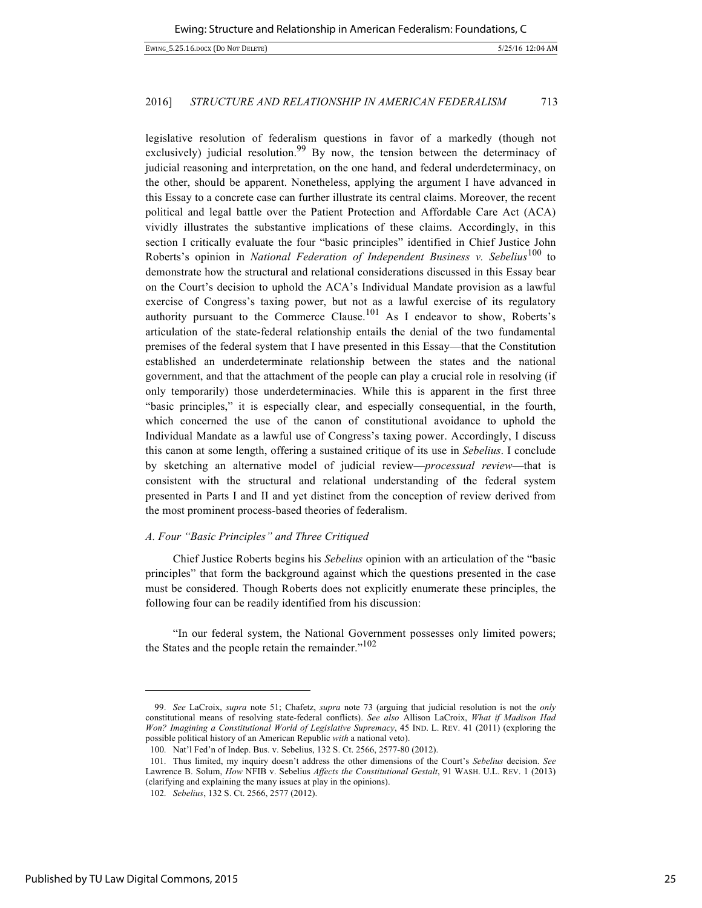legislative resolution of federalism questions in favor of a markedly (though not exclusively) judicial resolution.[99] By now, the tension between the determinacy of judicial reasoning and interpretation, on the one hand, and federal underdeterminacy, on the other, should be apparent. Nonetheless, applying the argument I have advanced in this Essay to a concrete case can further illustrate its central claims. Moreover, the recent political and legal battle over the Patient Protection and Affordable Care Act (ACA) vividly illustrates the substantive implications of these claims. Accordingly, in this section I critically evaluate the four "basic principles" identified in Chief Justice John Roberts's opinion in *National Federation of Independent Business v. Sebelius*[100] to demonstrate how the structural and relational considerations discussed in this Essay bear on the Court's decision to uphold the ACA's Individual Mandate provision as a lawful exercise of Congress's taxing power, but not as a lawful exercise of its regulatory authority pursuant to the Commerce Clause.[101] As I endeavor to show, Roberts's articulation of the state-federal relationship entails the denial of the two fundamental premises of the federal system that I have presented in this Essay—that the Constitution established an underdeterminate relationship between the states and the national government, and that the attachment of the people can play a crucial role in resolving (if only temporarily) those underdeterminacies. While this is apparent in the first three "basic principles," it is especially clear, and especially consequential, in the fourth, which concerned the use of the canon of constitutional avoidance to uphold the Individual Mandate as a lawful use of Congress's taxing power. Accordingly, I discuss this canon at some length, offering a sustained critique of its use in *Sebelius*. I conclude by sketching an alternative model of judicial review—*processual review*—that is consistent with the structural and relational understanding of the federal system presented in Parts I and II and yet distinct from the conception of review derived from the most prominent process-based theories of federalism.

### *A. Four "Basic Principles" and Three Critiqued*

Chief Justice Roberts begins his *Sebelius* opinion with an articulation of the "basic principles" that form the background against which the questions presented in the case must be considered. Though Roberts does not explicitly enumerate these principles, the following four can be readily identified from his discussion:

"In our federal system, the National Government possesses only limited powers; the States and the people retain the remainder."[102]

---

99. *See* LaCroix, *supra* note 51; Chafetz, *supra* note 73 (arguing that judicial resolution is not the *only* constitutional means of resolving state-federal conflicts). *See also* Allison LaCroix, *What if Madison Had Won? Imagining a Constitutional World of Legislative Supremacy*, 45 IND. L. REV. 41 (2011) (exploring the possible political history of an American Republic *with* a national veto).

100. Nat'l Fed'n of Indep. Bus. v. Sebelius, 132 S. Ct. 2566, 2577-80 (2012).

101. Thus limited, my inquiry doesn't address the other dimensions of the Court's *Sebelius* decision. *See* Lawrence B. Solum, *How* NFIB v. Sebelius *Affects the Constitutional Gestalt*, 91 WASH. U.L. REV. 1 (2013) (clarifying and explaining the many issues at play in the opinions).

102. *Sebelius*, 132 S. Ct. 2566, 2577 (2012).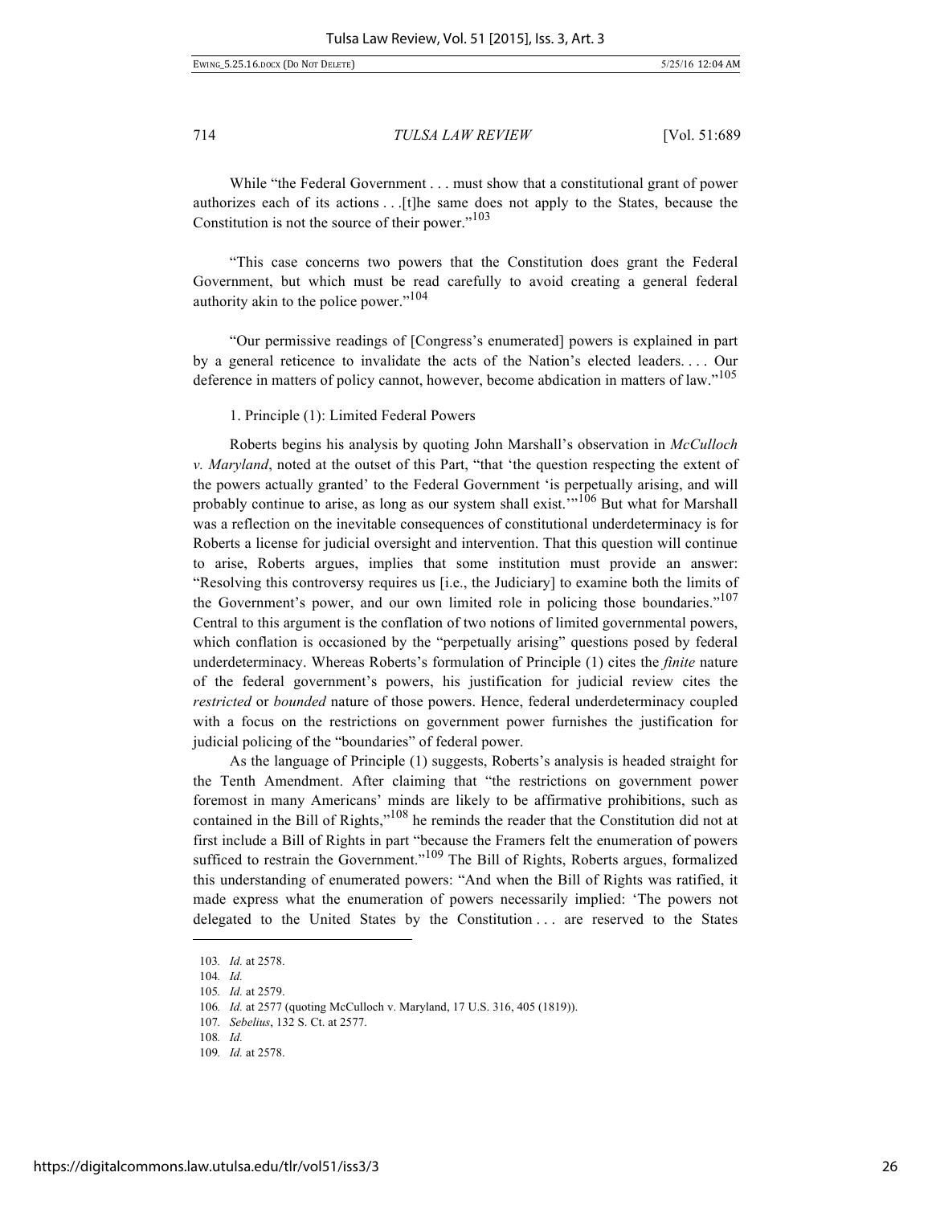While "the Federal Government . . . must show that a constitutional grant of power authorizes each of its actions . . .[t]he same does not apply to the States, because the Constitution is not the source of their power."[103]

"This case concerns two powers that the Constitution does grant the Federal Government, but which must be read carefully to avoid creating a general federal authority akin to the police power."[104]

"Our permissive readings of [Congress's enumerated] powers is explained in part by a general reticence to invalidate the acts of the Nation's elected leaders. . . . Our deference in matters of policy cannot, however, become abdication in matters of law."[105]

1. Principle (1): Limited Federal Powers

Roberts begins his analysis by quoting John Marshall's observation in *McCulloch v. Maryland*, noted at the outset of this Part, "that 'the question respecting the extent of the powers actually granted' to the Federal Government 'is perpetually arising, and will probably continue to arise, as long as our system shall exist.'"[106] But what for Marshall was a reflection on the inevitable consequences of constitutional underdeterminacy is for Roberts a license for judicial oversight and intervention. That this question will continue to arise, Roberts argues, implies that some institution must provide an answer: "Resolving this controversy requires us [i.e., the Judiciary] to examine both the limits of the Government's power, and our own limited role in policing those boundaries."[107] Central to this argument is the conflation of two notions of limited governmental powers, which conflation is occasioned by the "perpetually arising" questions posed by federal underdeterminacy. Whereas Roberts's formulation of Principle (1) cites the *finite* nature of the federal government's powers, his justification for judicial review cites the *restricted* or *bounded* nature of those powers. Hence, federal underdeterminacy coupled with a focus on the restrictions on government power furnishes the justification for judicial policing of the "boundaries" of federal power.

As the language of Principle (1) suggests, Roberts's analysis is headed straight for the Tenth Amendment. After claiming that "the restrictions on government power foremost in many Americans' minds are likely to be affirmative prohibitions, such as contained in the Bill of Rights,"[108] he reminds the reader that the Constitution did not at first include a Bill of Rights in part "because the Framers felt the enumeration of powers sufficed to restrain the Government."[109] The Bill of Rights, Roberts argues, formalized this understanding of enumerated powers: "And when the Bill of Rights was ratified, it made express what the enumeration of powers necessarily implied: 'The powers not delegated to the United States by the Constitution . . . are reserved to the States

---

103. *Id.* at 2578.

104. *Id.*

105. *Id.* at 2579.

106. *Id.* at 2577 (quoting McCulloch v. Maryland, 17 U.S. 316, 405 (1819)).

107. *Sebelius*, 132 S. Ct. at 2577.

108. *Id.*

109. *Id.* at 2578.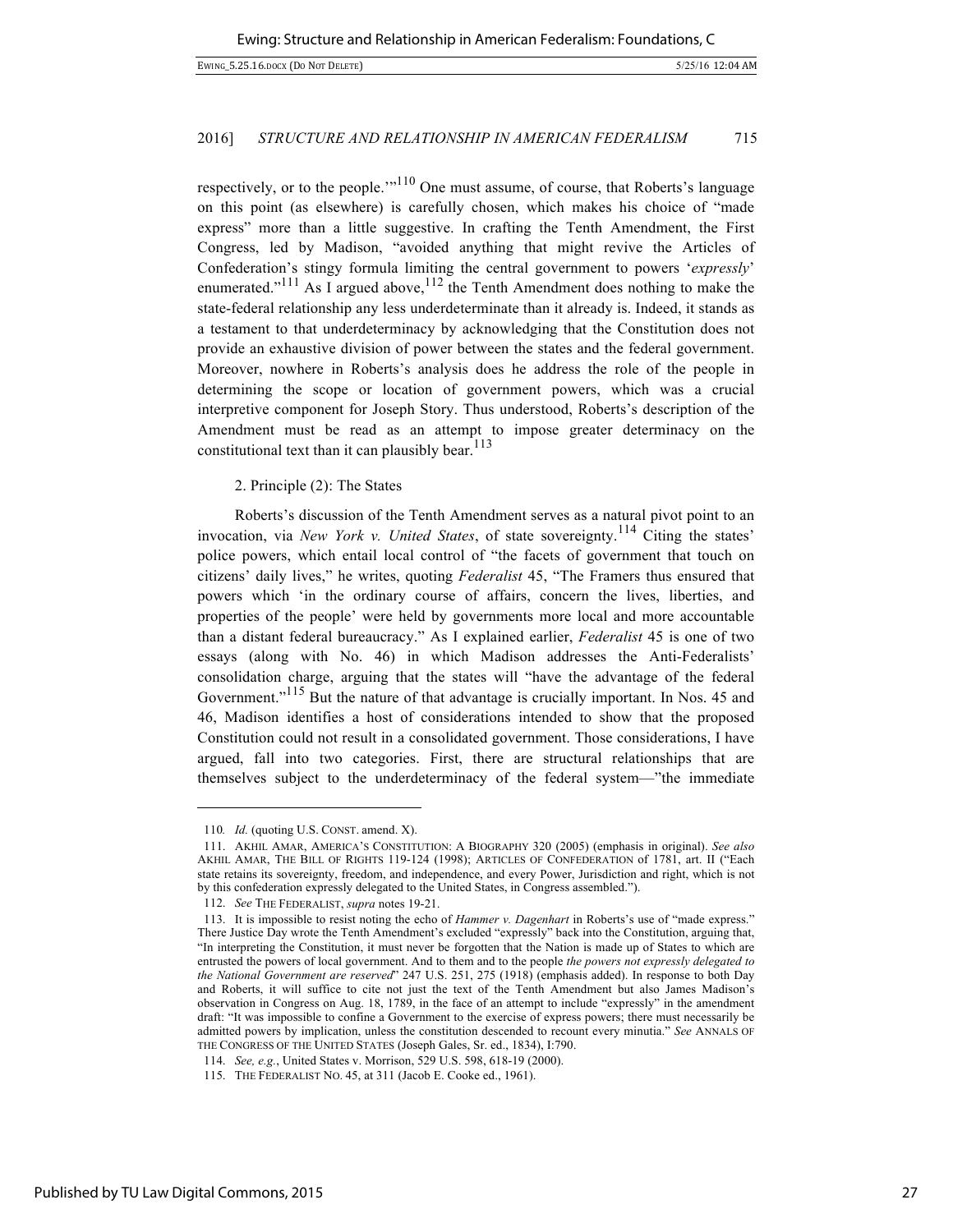respectively, or to the people.'"[110] One must assume, of course, that Roberts's language on this point (as elsewhere) is carefully chosen, which makes his choice of "made express" more than a little suggestive. In crafting the Tenth Amendment, the First Congress, led by Madison, "avoided anything that might revive the Articles of Confederation's stingy formula limiting the central government to powers '*expressly*' enumerated."[111] As I argued above,[112] the Tenth Amendment does nothing to make the state-federal relationship any less underdeterminate than it already is. Indeed, it stands as a testament to that underdeterminacy by acknowledging that the Constitution does not provide an exhaustive division of power between the states and the federal government. Moreover, nowhere in Roberts's analysis does he address the role of the people in determining the scope or location of government powers, which was a crucial interpretive component for Joseph Story. Thus understood, Roberts's description of the Amendment must be read as an attempt to impose greater determinacy on the constitutional text than it can plausibly bear.[113]

2. Principle (2): The States

Roberts's discussion of the Tenth Amendment serves as a natural pivot point to an invocation, via *New York v. United States*, of state sovereignty.[114] Citing the states' police powers, which entail local control of "the facets of government that touch on citizens' daily lives," he writes, quoting *Federalist* 45, "The Framers thus ensured that powers which 'in the ordinary course of affairs, concern the lives, liberties, and properties of the people' were held by governments more local and more accountable than a distant federal bureaucracy." As I explained earlier, *Federalist* 45 is one of two essays (along with No. 46) in which Madison addresses the Anti-Federalists' consolidation charge, arguing that the states will "have the advantage of the federal Government."[115] But the nature of that advantage is crucially important. In Nos. 45 and 46, Madison identifies a host of considerations intended to show that the proposed Constitution could not result in a consolidated government. Those considerations, I have argued, fall into two categories. First, there are structural relationships that are themselves subject to the underdeterminacy of the federal system—"the immediate

---

110. *Id.* (quoting U.S. CONST. amend. X).

111. AKHIL AMAR, AMERICA'S CONSTITUTION: A BIOGRAPHY 320 (2005) (emphasis in original). *See also* AKHIL AMAR, THE BILL OF RIGHTS 119-124 (1998); ARTICLES OF CONFEDERATION of 1781, art. II ("Each state retains its sovereignty, freedom, and independence, and every Power, Jurisdiction and right, which is not by this confederation expressly delegated to the United States, in Congress assembled.").

112. *See* THE FEDERALIST, *supra* notes 19-21.

113. It is impossible to resist noting the echo of *Hammer v. Dagenhart* in Roberts's use of "made express." There Justice Day wrote the Tenth Amendment's excluded "expressly" back into the Constitution, arguing that, "In interpreting the Constitution, it must never be forgotten that the Nation is made up of States to which are entrusted the powers of local government. And to them and to the people *the powers not expressly delegated to the National Government are reserved*" 247 U.S. 251, 275 (1918) (emphasis added). In response to both Day and Roberts, it will suffice to cite not just the text of the Tenth Amendment but also James Madison's observation in Congress on Aug. 18, 1789, in the face of an attempt to include "expressly" in the amendment draft: "It was impossible to confine a Government to the exercise of express powers; there must necessarily be admitted powers by implication, unless the constitution descended to recount every minutia." *See* ANNALS OF THE CONGRESS OF THE UNITED STATES (Joseph Gales, Sr. ed., 1834), I:790.

114. *See, e.g.*, United States v. Morrison, 529 U.S. 598, 618-19 (2000).

115. THE FEDERALIST NO. 45, at 311 (Jacob E. Cooke ed., 1961).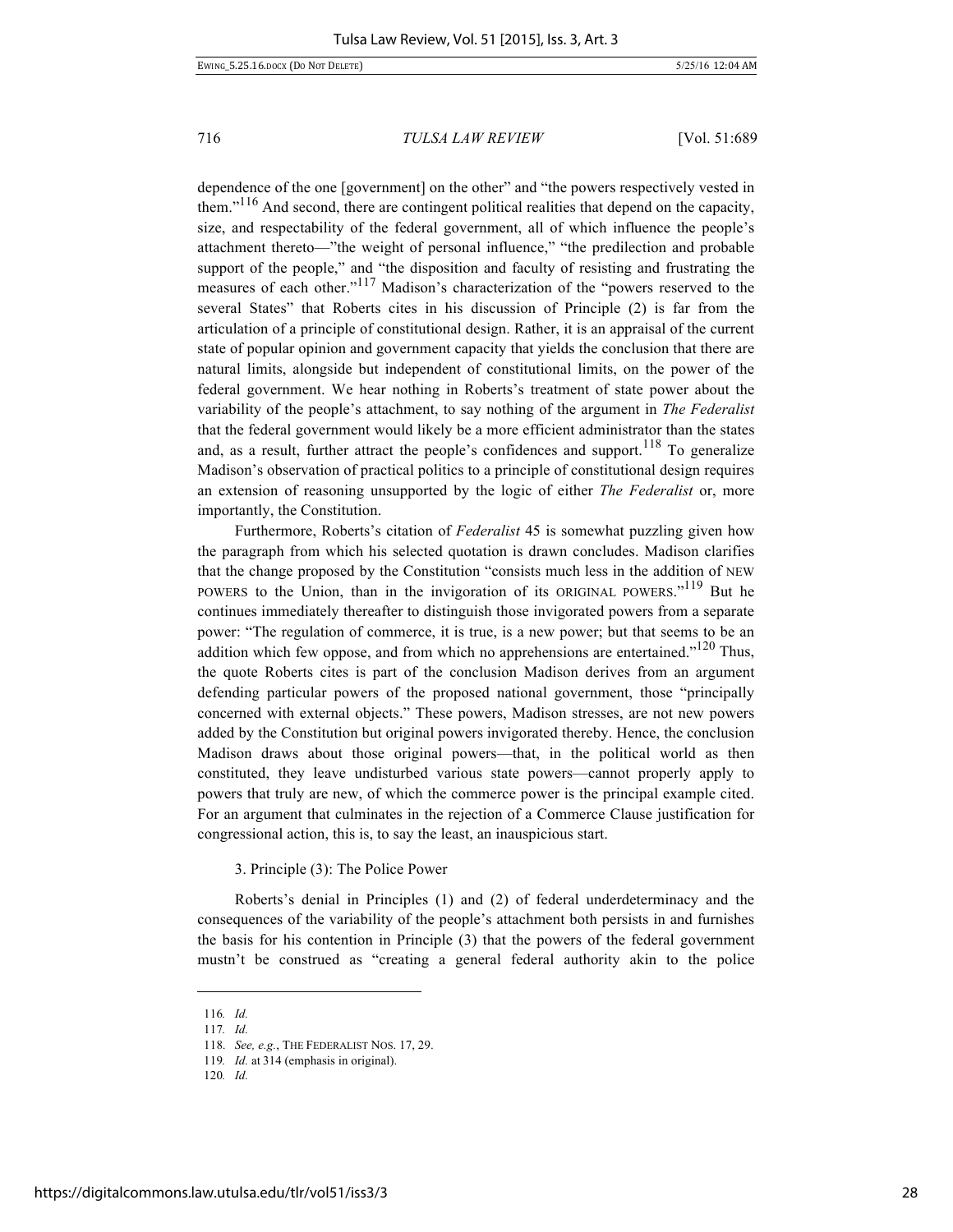dependence of the one [government] on the other" and "the powers respectively vested in them."[116] And second, there are contingent political realities that depend on the capacity, size, and respectability of the federal government, all of which influence the people's attachment thereto—"the weight of personal influence," "the predilection and probable support of the people," and "the disposition and faculty of resisting and frustrating the measures of each other."[117] Madison's characterization of the "powers reserved to the several States" that Roberts cites in his discussion of Principle (2) is far from the articulation of a principle of constitutional design. Rather, it is an appraisal of the current state of popular opinion and government capacity that yields the conclusion that there are natural limits, alongside but independent of constitutional limits, on the power of the federal government. We hear nothing in Roberts's treatment of state power about the variability of the people's attachment, to say nothing of the argument in *The Federalist* that the federal government would likely be a more efficient administrator than the states and, as a result, further attract the people's confidences and support.[118] To generalize Madison's observation of practical politics to a principle of constitutional design requires an extension of reasoning unsupported by the logic of either *The Federalist* or, more importantly, the Constitution.

Furthermore, Roberts's citation of *Federalist* 45 is somewhat puzzling given how the paragraph from which his selected quotation is drawn concludes. Madison clarifies that the change proposed by the Constitution "consists much less in the addition of NEW POWERS to the Union, than in the invigoration of its ORIGINAL POWERS."[119] But he continues immediately thereafter to distinguish those invigorated powers from a separate power: "The regulation of commerce, it is true, is a new power; but that seems to be an addition which few oppose, and from which no apprehensions are entertained."[120] Thus, the quote Roberts cites is part of the conclusion Madison derives from an argument defending particular powers of the proposed national government, those "principally concerned with external objects." These powers, Madison stresses, are not new powers added by the Constitution but original powers invigorated thereby. Hence, the conclusion Madison draws about those original powers—that, in the political world as then constituted, they leave undisturbed various state powers—cannot properly apply to powers that truly are new, of which the commerce power is the principal example cited. For an argument that culminates in the rejection of a Commerce Clause justification for congressional action, this is, to say the least, an inauspicious start.

### 3. Principle (3): The Police Power

Roberts's denial in Principles (1) and (2) of federal underdeterminacy and the consequences of the variability of the people's attachment both persists in and furnishes the basis for his contention in Principle (3) that the powers of the federal government mustn't be construed as "creating a general federal authority akin to the police

---

116. *Id.*

117. *Id.*

118. *See, e.g.*, THE FEDERALIST NOS. 17, 29.

119. *Id.* at 314 (emphasis in original).

120. *Id.*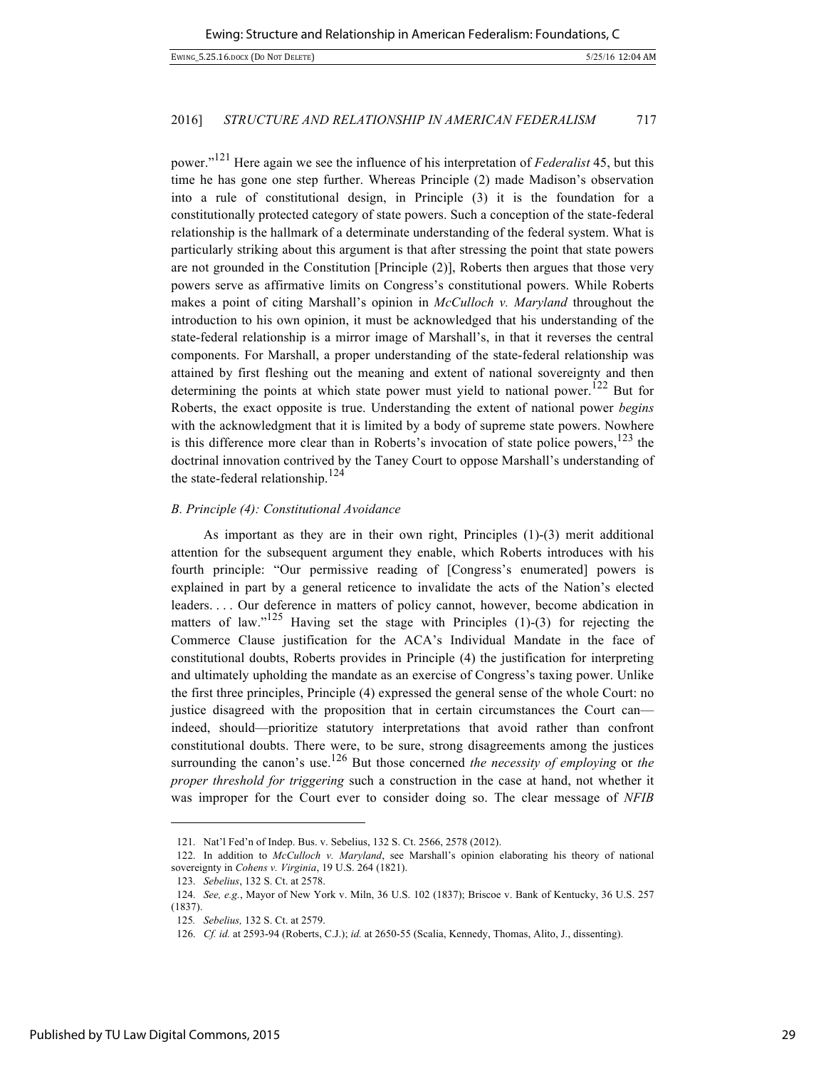power."[121] Here again we see the influence of his interpretation of *Federalist* 45, but this time he has gone one step further. Whereas Principle (2) made Madison's observation into a rule of constitutional design, in Principle (3) it is the foundation for a constitutionally protected category of state powers. Such a conception of the state-federal relationship is the hallmark of a determinate understanding of the federal system. What is particularly striking about this argument is that after stressing the point that state powers are not grounded in the Constitution [Principle (2)], Roberts then argues that those very powers serve as affirmative limits on Congress's constitutional powers. While Roberts makes a point of citing Marshall's opinion in *McCulloch v. Maryland* throughout the introduction to his own opinion, it must be acknowledged that his understanding of the state-federal relationship is a mirror image of Marshall's, in that it reverses the central components. For Marshall, a proper understanding of the state-federal relationship was attained by first fleshing out the meaning and extent of national sovereignty and then determining the points at which state power must yield to national power.[122] But for Roberts, the exact opposite is true. Understanding the extent of national power *begins* with the acknowledgment that it is limited by a body of supreme state powers. Nowhere is this difference more clear than in Roberts's invocation of state police powers,[123] the doctrinal innovation contrived by the Taney Court to oppose Marshall's understanding of the state-federal relationship.[124]

### *B. Principle (4): Constitutional Avoidance*

As important as they are in their own right, Principles (1)-(3) merit additional attention for the subsequent argument they enable, which Roberts introduces with his fourth principle: "Our permissive reading of [Congress's enumerated] powers is explained in part by a general reticence to invalidate the acts of the Nation's elected leaders. . . . Our deference in matters of policy cannot, however, become abdication in matters of law."[125] Having set the stage with Principles (1)-(3) for rejecting the Commerce Clause justification for the ACA's Individual Mandate in the face of constitutional doubts, Roberts provides in Principle (4) the justification for interpreting and ultimately upholding the mandate as an exercise of Congress's taxing power. Unlike the first three principles, Principle (4) expressed the general sense of the whole Court: no justice disagreed with the proposition that in certain circumstances the Court can—indeed, should—prioritize statutory interpretations that avoid rather than confront constitutional doubts. There were, to be sure, strong disagreements among the justices surrounding the canon's use.[126] But those concerned *the necessity of employing* or *the proper threshold for triggering* such a construction in the case at hand, not whether it was improper for the Court ever to consider doing so. The clear message of *NFIB*

---

121. Nat'l Fed'n of Indep. Bus. v. Sebelius, 132 S. Ct. 2566, 2578 (2012).

122. In addition to *McCulloch v. Maryland*, see Marshall's opinion elaborating his theory of national sovereignty in *Cohens v. Virginia*, 19 U.S. 264 (1821).

123. *Sebelius*, 132 S. Ct. at 2578.

124. *See, e.g.*, Mayor of New York v. Miln, 36 U.S. 102 (1837); Briscoe v. Bank of Kentucky, 36 U.S. 257 (1837).

125. *Sebelius,* 132 S. Ct. at 2579.

126. *Cf. id.* at 2593-94 (Roberts, C.J.); *id.* at 2650-55 (Scalia, Kennedy, Thomas, Alito, J., dissenting).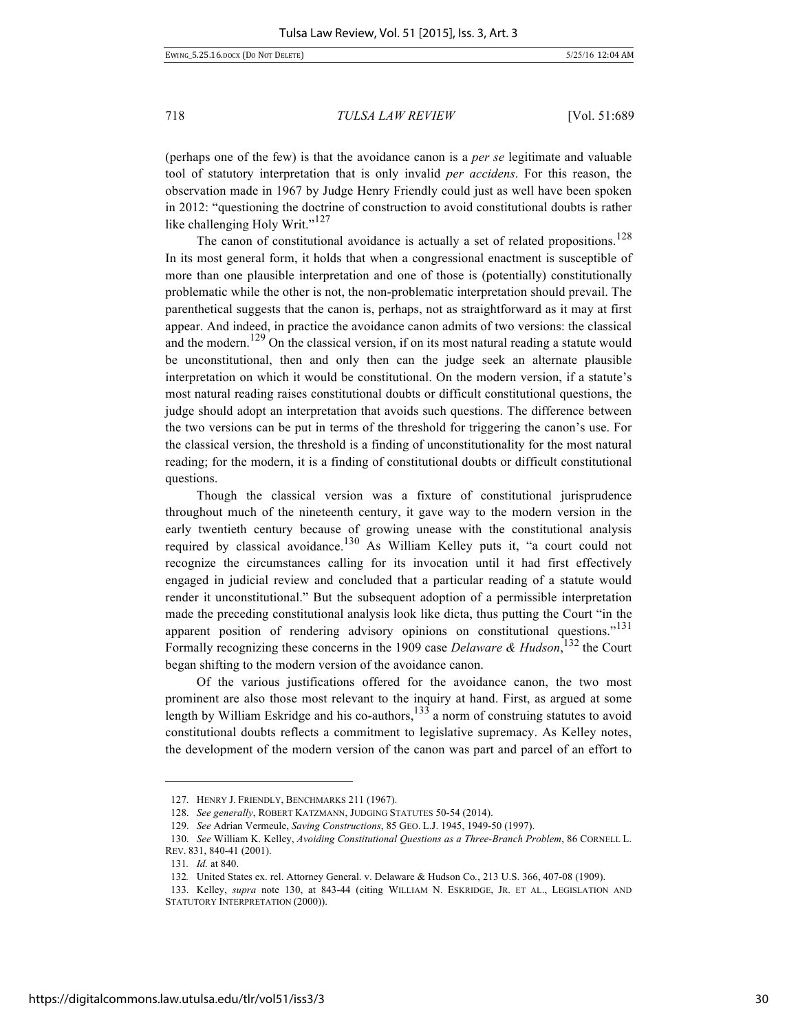(perhaps one of the few) is that the avoidance canon is a *per se* legitimate and valuable tool of statutory interpretation that is only invalid *per accidens*. For this reason, the observation made in 1967 by Judge Henry Friendly could just as well have been spoken in 2012: "questioning the doctrine of construction to avoid constitutional doubts is rather like challenging Holy Writ."[127]

The canon of constitutional avoidance is actually a set of related propositions.[128] In its most general form, it holds that when a congressional enactment is susceptible of more than one plausible interpretation and one of those is (potentially) constitutionally problematic while the other is not, the non-problematic interpretation should prevail. The parenthetical suggests that the canon is, perhaps, not as straightforward as it may at first appear. And indeed, in practice the avoidance canon admits of two versions: the classical and the modern.[129] On the classical version, if on its most natural reading a statute would be unconstitutional, then and only then can the judge seek an alternate plausible interpretation on which it would be constitutional. On the modern version, if a statute's most natural reading raises constitutional doubts or difficult constitutional questions, the judge should adopt an interpretation that avoids such questions. The difference between the two versions can be put in terms of the threshold for triggering the canon's use. For the classical version, the threshold is a finding of unconstitutionality for the most natural reading; for the modern, it is a finding of constitutional doubts or difficult constitutional questions.

Though the classical version was a fixture of constitutional jurisprudence throughout much of the nineteenth century, it gave way to the modern version in the early twentieth century because of growing unease with the constitutional analysis required by classical avoidance.[130] As William Kelley puts it, "a court could not recognize the circumstances calling for its invocation until it had first effectively engaged in judicial review and concluded that a particular reading of a statute would render it unconstitutional." But the subsequent adoption of a permissible interpretation made the preceding constitutional analysis look like dicta, thus putting the Court "in the apparent position of rendering advisory opinions on constitutional questions."[131] Formally recognizing these concerns in the 1909 case *Delaware & Hudson*,[132] the Court began shifting to the modern version of the avoidance canon.

Of the various justifications offered for the avoidance canon, the two most prominent are also those most relevant to the inquiry at hand. First, as argued at some length by William Eskridge and his co-authors,[133] a norm of construing statutes to avoid constitutional doubts reflects a commitment to legislative supremacy. As Kelley notes, the development of the modern version of the canon was part and parcel of an effort to

---

127. HENRY J. FRIENDLY, BENCHMARKS 211 (1967).

128. *See generally*, ROBERT KATZMANN, JUDGING STATUTES 50-54 (2014).

129. *See* Adrian Vermeule, *Saving Constructions*, 85 GEO. L.J. 1945, 1949-50 (1997).

130. *See* William K. Kelley, *Avoiding Constitutional Questions as a Three-Branch Problem*, 86 CORNELL L. REV. 831, 840-41 (2001).

131. *Id.* at 840.

132. United States ex. rel. Attorney General. v. Delaware & Hudson Co., 213 U.S. 366, 407-08 (1909).

133. Kelley, *supra* note 130, at 843-44 (citing WILLIAM N. ESKRIDGE, JR. ET AL., LEGISLATION AND STATUTORY INTERPRETATION (2000)).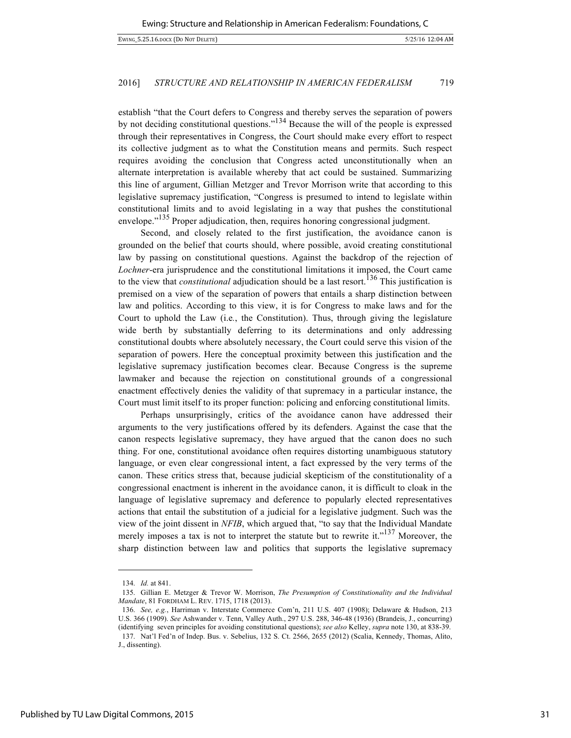establish "that the Court defers to Congress and thereby serves the separation of powers by not deciding constitutional questions."[134] Because the will of the people is expressed through their representatives in Congress, the Court should make every effort to respect its collective judgment as to what the Constitution means and permits. Such respect requires avoiding the conclusion that Congress acted unconstitutionally when an alternate interpretation is available whereby that act could be sustained. Summarizing this line of argument, Gillian Metzger and Trevor Morrison write that according to this legislative supremacy justification, "Congress is presumed to intend to legislate within constitutional limits and to avoid legislating in a way that pushes the constitutional envelope."[135] Proper adjudication, then, requires honoring congressional judgment.

Second, and closely related to the first justification, the avoidance canon is grounded on the belief that courts should, where possible, avoid creating constitutional law by passing on constitutional questions. Against the backdrop of the rejection of *Lochner*-era jurisprudence and the constitutional limitations it imposed, the Court came to the view that *constitutional* adjudication should be a last resort.[136] This justification is premised on a view of the separation of powers that entails a sharp distinction between law and politics. According to this view, it is for Congress to make laws and for the Court to uphold the Law (i.e., the Constitution). Thus, through giving the legislature wide berth by substantially deferring to its determinations and only addressing constitutional doubts where absolutely necessary, the Court could serve this vision of the separation of powers. Here the conceptual proximity between this justification and the legislative supremacy justification becomes clear. Because Congress is the supreme lawmaker and because the rejection on constitutional grounds of a congressional enactment effectively denies the validity of that supremacy in a particular instance, the Court must limit itself to its proper function: policing and enforcing constitutional limits.

Perhaps unsurprisingly, critics of the avoidance canon have addressed their arguments to the very justifications offered by its defenders. Against the case that the canon respects legislative supremacy, they have argued that the canon does no such thing. For one, constitutional avoidance often requires distorting unambiguous statutory language, or even clear congressional intent, a fact expressed by the very terms of the canon. These critics stress that, because judicial skepticism of the constitutionality of a congressional enactment is inherent in the avoidance canon, it is difficult to cloak in the language of legislative supremacy and deference to popularly elected representatives actions that entail the substitution of a judicial for a legislative judgment. Such was the view of the joint dissent in *NFIB*, which argued that, "to say that the Individual Mandate merely imposes a tax is not to interpret the statute but to rewrite it."[137] Moreover, the sharp distinction between law and politics that supports the legislative supremacy

---

134. *Id.* at 841.

135. Gillian E. Metzger & Trevor W. Morrison, *The Presumption of Constitutionality and the Individual Mandate*, 81 FORDHAM L. REV. 1715, 1718 (2013).

136. *See, e.g.*, Harriman v. Interstate Commerce Com'n, 211 U.S. 407 (1908); Delaware & Hudson, 213 U.S. 366 (1909). *See* Ashwander v. Tenn, Valley Auth., 297 U.S. 288, 346-48 (1936) (Brandeis, J., concurring) (identifying seven principles for avoiding constitutional questions); *see also* Kelley, *supra* note 130, at 838-39.

137. Nat'l Fed'n of Indep. Bus. v. Sebelius, 132 S. Ct. 2566, 2655 (2012) (Scalia, Kennedy, Thomas, Alito, J., dissenting).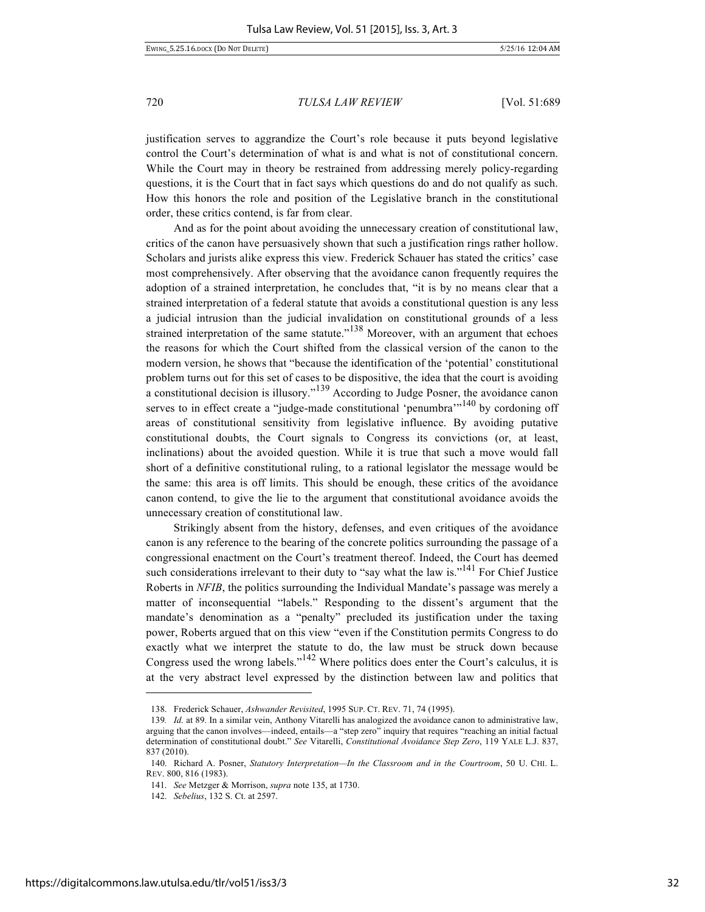justification serves to aggrandize the Court's role because it puts beyond legislative control the Court's determination of what is and what is not of constitutional concern. While the Court may in theory be restrained from addressing merely policy-regarding questions, it is the Court that in fact says which questions do and do not qualify as such. How this honors the role and position of the Legislative branch in the constitutional order, these critics contend, is far from clear.

And as for the point about avoiding the unnecessary creation of constitutional law, critics of the canon have persuasively shown that such a justification rings rather hollow. Scholars and jurists alike express this view. Frederick Schauer has stated the critics' case most comprehensively. After observing that the avoidance canon frequently requires the adoption of a strained interpretation, he concludes that, "it is by no means clear that a strained interpretation of a federal statute that avoids a constitutional question is any less a judicial intrusion than the judicial invalidation on constitutional grounds of a less strained interpretation of the same statute."[138] Moreover, with an argument that echoes the reasons for which the Court shifted from the classical version of the canon to the modern version, he shows that "because the identification of the 'potential' constitutional problem turns out for this set of cases to be dispositive, the idea that the court is avoiding a constitutional decision is illusory."[139] According to Judge Posner, the avoidance canon serves to in effect create a "judge-made constitutional 'penumbra'"[140] by cordoning off areas of constitutional sensitivity from legislative influence. By avoiding putative constitutional doubts, the Court signals to Congress its convictions (or, at least, inclinations) about the avoided question. While it is true that such a move would fall short of a definitive constitutional ruling, to a rational legislator the message would be the same: this area is off limits. This should be enough, these critics of the avoidance canon contend, to give the lie to the argument that constitutional avoidance avoids the unnecessary creation of constitutional law.

Strikingly absent from the history, defenses, and even critiques of the avoidance canon is any reference to the bearing of the concrete politics surrounding the passage of a congressional enactment on the Court's treatment thereof. Indeed, the Court has deemed such considerations irrelevant to their duty to "say what the law is."[141] For Chief Justice Roberts in *NFIB*, the politics surrounding the Individual Mandate's passage was merely a matter of inconsequential "labels." Responding to the dissent's argument that the mandate's denomination as a "penalty" precluded its justification under the taxing power, Roberts argued that on this view "even if the Constitution permits Congress to do exactly what we interpret the statute to do, the law must be struck down because Congress used the wrong labels."[142] Where politics does enter the Court's calculus, it is at the very abstract level expressed by the distinction between law and politics that

---

138. Frederick Schauer, *Ashwander Revisited*, 1995 SUP. CT. REV. 71, 74 (1995).

139. *Id.* at 89. In a similar vein, Anthony Vitarelli has analogized the avoidance canon to administrative law, arguing that the canon involves—indeed, entails—a "step zero" inquiry that requires "reaching an initial factual determination of constitutional doubt." *See* Vitarelli, *Constitutional Avoidance Step Zero*, 119 YALE L.J. 837, 837 (2010).

140. Richard A. Posner, *Statutory Interpretation—In the Classroom and in the Courtroom*, 50 U. CHI. L. REV. 800, 816 (1983).

141. *See* Metzger & Morrison, *supra* note 135, at 1730.

142. *Sebelius*, 132 S. Ct. at 2597.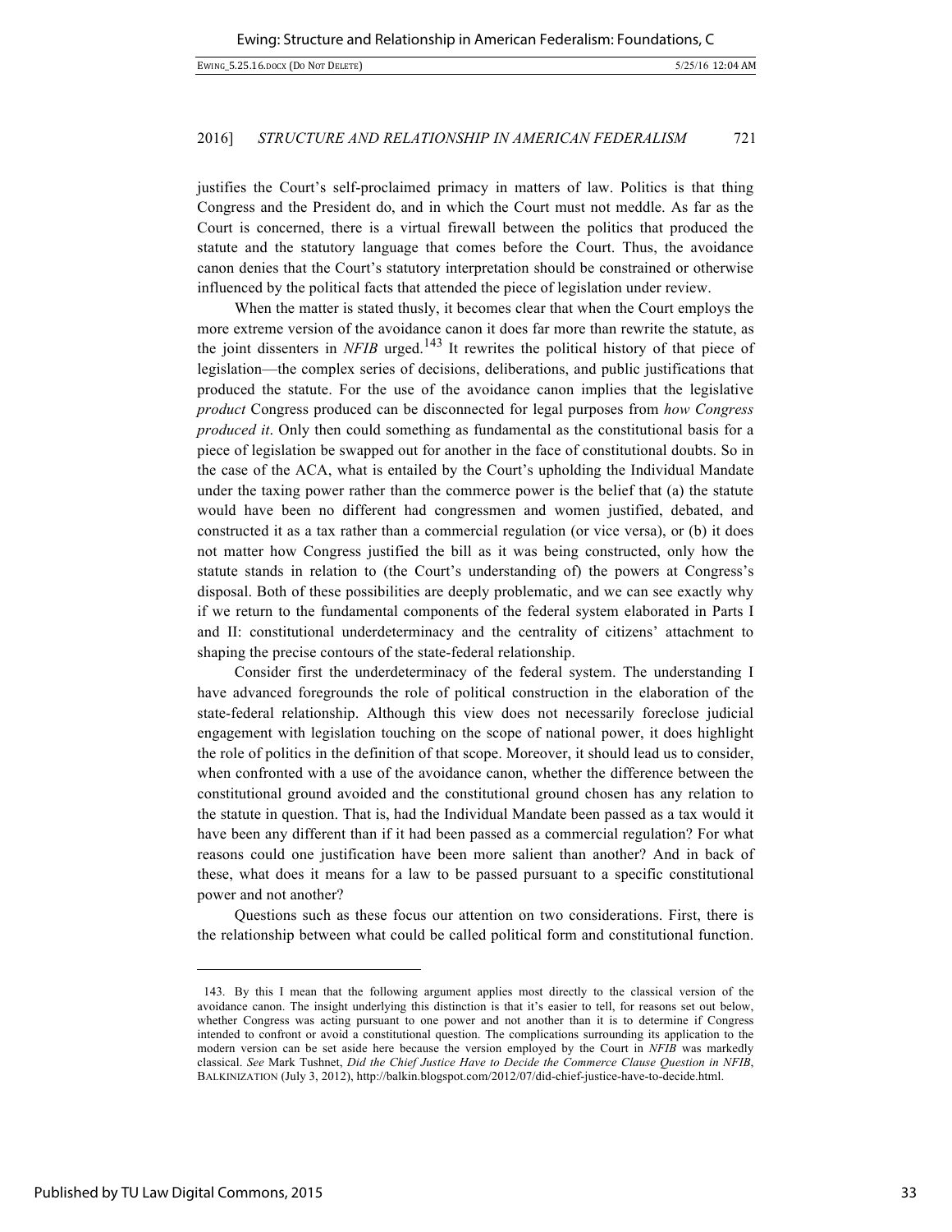justifies the Court's self-proclaimed primacy in matters of law. Politics is that thing Congress and the President do, and in which the Court must not meddle. As far as the Court is concerned, there is a virtual firewall between the politics that produced the statute and the statutory language that comes before the Court. Thus, the avoidance canon denies that the Court's statutory interpretation should be constrained or otherwise influenced by the political facts that attended the piece of legislation under review.

When the matter is stated thusly, it becomes clear that when the Court employs the more extreme version of the avoidance canon it does far more than rewrite the statute, as the joint dissenters in *NFIB* urged.[143] It rewrites the political history of that piece of legislation—the complex series of decisions, deliberations, and public justifications that produced the statute. For the use of the avoidance canon implies that the legislative *product* Congress produced can be disconnected for legal purposes from *how Congress produced it*. Only then could something as fundamental as the constitutional basis for a piece of legislation be swapped out for another in the face of constitutional doubts. So in the case of the ACA, what is entailed by the Court's upholding the Individual Mandate under the taxing power rather than the commerce power is the belief that (a) the statute would have been no different had congressmen and women justified, debated, and constructed it as a tax rather than a commercial regulation (or vice versa), or (b) it does not matter how Congress justified the bill as it was being constructed, only how the statute stands in relation to (the Court's understanding of) the powers at Congress's disposal. Both of these possibilities are deeply problematic, and we can see exactly why if we return to the fundamental components of the federal system elaborated in Parts I and II: constitutional underdeterminacy and the centrality of citizens' attachment to shaping the precise contours of the state-federal relationship.

Consider first the underdeterminacy of the federal system. The understanding I have advanced foregrounds the role of political construction in the elaboration of the state-federal relationship. Although this view does not necessarily foreclose judicial engagement with legislation touching on the scope of national power, it does highlight the role of politics in the definition of that scope. Moreover, it should lead us to consider, when confronted with a use of the avoidance canon, whether the difference between the constitutional ground avoided and the constitutional ground chosen has any relation to the statute in question. That is, had the Individual Mandate been passed as a tax would it have been any different than if it had been passed as a commercial regulation? For what reasons could one justification have been more salient than another? And in back of these, what does it means for a law to be passed pursuant to a specific constitutional power and not another?

Questions such as these focus our attention on two considerations. First, there is the relationship between what could be called political form and constitutional function.

143. By this I mean that the following argument applies most directly to the classical version of the avoidance canon. The insight underlying this distinction is that it's easier to tell, for reasons set out below, whether Congress was acting pursuant to one power and not another than it is to determine if Congress intended to confront or avoid a constitutional question. The complications surrounding its application to the modern version can be set aside here because the version employed by the Court in *NFIB* was markedly classical. *See* Mark Tushnet, *Did the Chief Justice Have to Decide the Commerce Clause Question in NFIB*, BALKINIZATION (July 3, 2012), http://balkin.blogspot.com/2012/07/did-chief-justice-have-to-decide.html.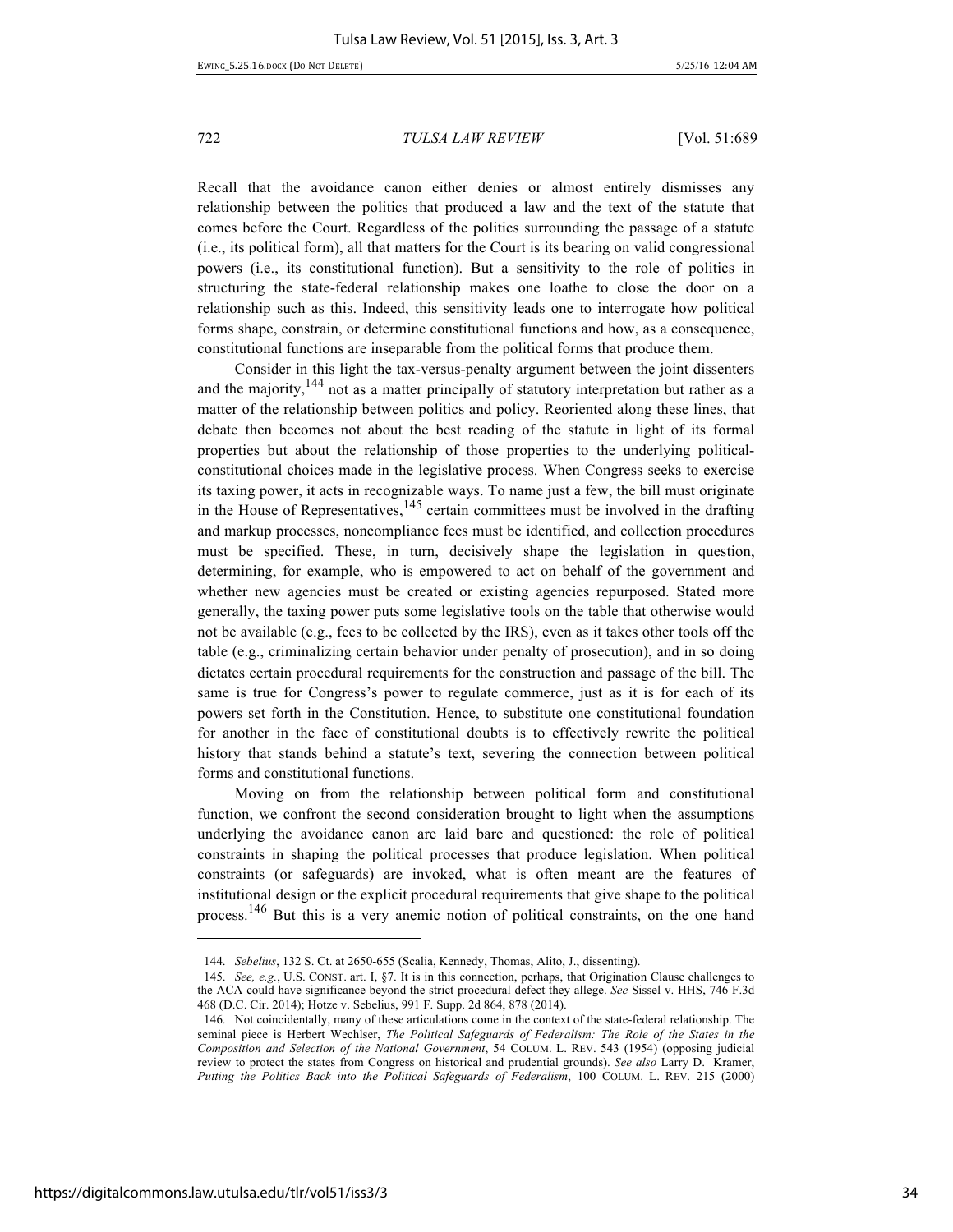Recall that the avoidance canon either denies or almost entirely dismisses any relationship between the politics that produced a law and the text of the statute that comes before the Court. Regardless of the politics surrounding the passage of a statute (i.e., its political form), all that matters for the Court is its bearing on valid congressional powers (i.e., its constitutional function). But a sensitivity to the role of politics in structuring the state-federal relationship makes one loathe to close the door on a relationship such as this. Indeed, this sensitivity leads one to interrogate how political forms shape, constrain, or determine constitutional functions and how, as a consequence, constitutional functions are inseparable from the political forms that produce them.

Consider in this light the tax-versus-penalty argument between the joint dissenters and the majority,[144] not as a matter principally of statutory interpretation but rather as a matter of the relationship between politics and policy. Reoriented along these lines, that debate then becomes not about the best reading of the statute in light of its formal properties but about the relationship of those properties to the underlying political-constitutional choices made in the legislative process. When Congress seeks to exercise its taxing power, it acts in recognizable ways. To name just a few, the bill must originate in the House of Representatives,[145] certain committees must be involved in the drafting and markup processes, noncompliance fees must be identified, and collection procedures must be specified. These, in turn, decisively shape the legislation in question, determining, for example, who is empowered to act on behalf of the government and whether new agencies must be created or existing agencies repurposed. Stated more generally, the taxing power puts some legislative tools on the table that otherwise would not be available (e.g., fees to be collected by the IRS), even as it takes other tools off the table (e.g., criminalizing certain behavior under penalty of prosecution), and in so doing dictates certain procedural requirements for the construction and passage of the bill. The same is true for Congress's power to regulate commerce, just as it is for each of its powers set forth in the Constitution. Hence, to substitute one constitutional foundation for another in the face of constitutional doubts is to effectively rewrite the political history that stands behind a statute's text, severing the connection between political forms and constitutional functions.

Moving on from the relationship between political form and constitutional function, we confront the second consideration brought to light when the assumptions underlying the avoidance canon are laid bare and questioned: the role of political constraints in shaping the political processes that produce legislation. When political constraints (or safeguards) are invoked, what is often meant are the features of institutional design or the explicit procedural requirements that give shape to the political process.[146] But this is a very anemic notion of political constraints, on the one hand

---

144. *Sebelius*, 132 S. Ct. at 2650-655 (Scalia, Kennedy, Thomas, Alito, J., dissenting).

145. *See, e.g.*, U.S. CONST. art. I, §7. It is in this connection, perhaps, that Origination Clause challenges to the ACA could have significance beyond the strict procedural defect they allege. *See* Sissel v. HHS, 746 F.3d 468 (D.C. Cir. 2014); Hotze v. Sebelius, 991 F. Supp. 2d 864, 878 (2014).

146. Not coincidentally, many of these articulations come in the context of the state-federal relationship. The seminal piece is Herbert Wechsler, *The Political Safeguards of Federalism: The Role of the States in the Composition and Selection of the National Government*, 54 COLUM. L. REV. 543 (1954) (opposing judicial review to protect the states from Congress on historical and prudential grounds). *See also* Larry D. Kramer, *Putting the Politics Back into the Political Safeguards of Federalism*, 100 COLUM. L. REV. 215 (2000)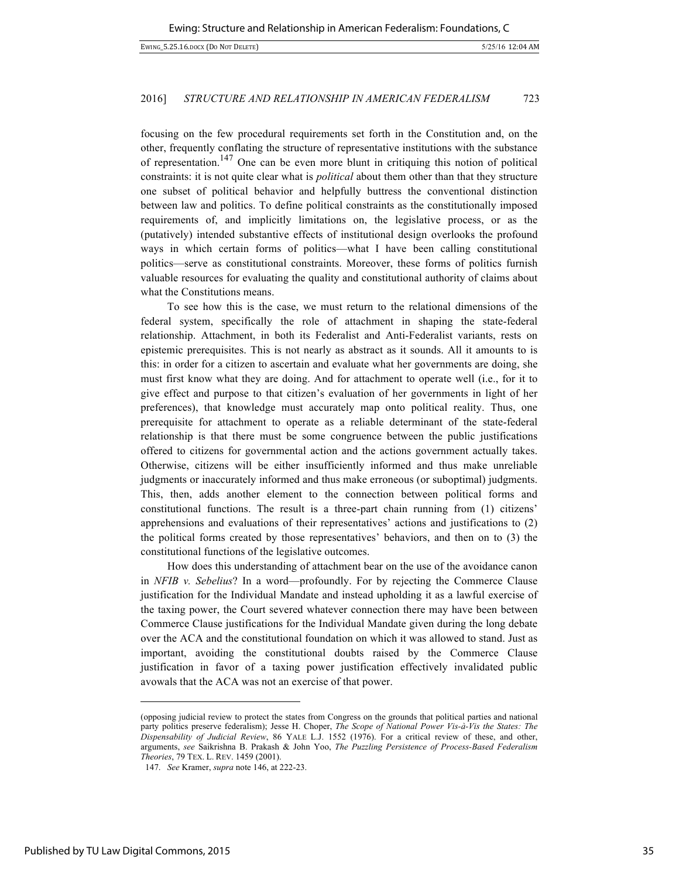focusing on the few procedural requirements set forth in the Constitution and, on the other, frequently conflating the structure of representative institutions with the substance of representation.[147] One can be even more blunt in critiquing this notion of political constraints: it is not quite clear what is *political* about them other than that they structure one subset of political behavior and helpfully buttress the conventional distinction between law and politics. To define political constraints as the constitutionally imposed requirements of, and implicitly limitations on, the legislative process, or as the (putatively) intended substantive effects of institutional design overlooks the profound ways in which certain forms of politics—what I have been calling constitutional politics—serve as constitutional constraints. Moreover, these forms of politics furnish valuable resources for evaluating the quality and constitutional authority of claims about what the Constitutions means.

To see how this is the case, we must return to the relational dimensions of the federal system, specifically the role of attachment in shaping the state-federal relationship. Attachment, in both its Federalist and Anti-Federalist variants, rests on epistemic prerequisites. This is not nearly as abstract as it sounds. All it amounts to is this: in order for a citizen to ascertain and evaluate what her governments are doing, she must first know what they are doing. And for attachment to operate well (i.e., for it to give effect and purpose to that citizen's evaluation of her governments in light of her preferences), that knowledge must accurately map onto political reality. Thus, one prerequisite for attachment to operate as a reliable determinant of the state-federal relationship is that there must be some congruence between the public justifications offered to citizens for governmental action and the actions government actually takes. Otherwise, citizens will be either insufficiently informed and thus make unreliable judgments or inaccurately informed and thus make erroneous (or suboptimal) judgments. This, then, adds another element to the connection between political forms and constitutional functions. The result is a three-part chain running from (1) citizens' apprehensions and evaluations of their representatives' actions and justifications to (2) the political forms created by those representatives' behaviors, and then on to (3) the constitutional functions of the legislative outcomes.

How does this understanding of attachment bear on the use of the avoidance canon in *NFIB v. Sebelius*? In a word—profoundly. For by rejecting the Commerce Clause justification for the Individual Mandate and instead upholding it as a lawful exercise of the taxing power, the Court severed whatever connection there may have been between Commerce Clause justifications for the Individual Mandate given during the long debate over the ACA and the constitutional foundation on which it was allowed to stand. Just as important, avoiding the constitutional doubts raised by the Commerce Clause justification in favor of a taxing power justification effectively invalidated public avowals that the ACA was not an exercise of that power.

---

(opposing judicial review to protect the states from Congress on the grounds that political parties and national party politics preserve federalism); Jesse H. Choper, *The Scope of National Power Vis-à-Vis the States: The Dispensability of Judicial Review*, 86 YALE L.J. 1552 (1976). For a critical review of these, and other, arguments, *see* Saikrishna B. Prakash & John Yoo, *The Puzzling Persistence of Process-Based Federalism Theories*, 79 TEX. L. REV. 1459 (2001).

147. *See* Kramer, *supra* note 146, at 222-23.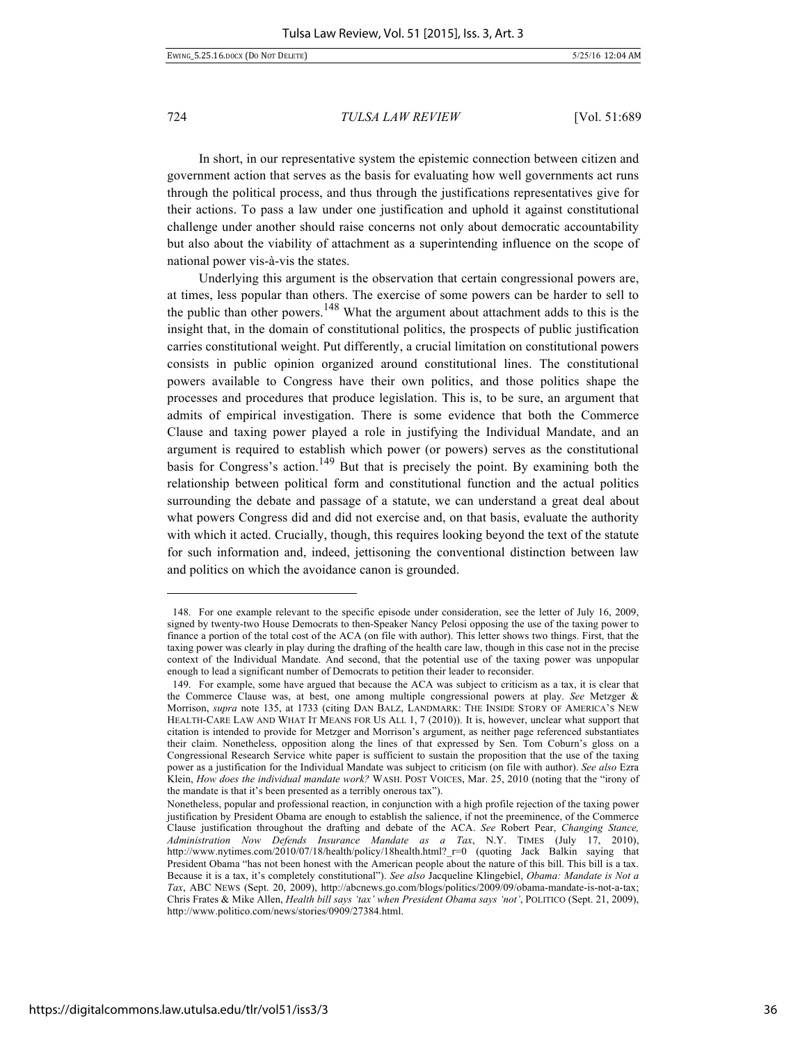In short, in our representative system the epistemic connection between citizen and government action that serves as the basis for evaluating how well governments act runs through the political process, and thus through the justifications representatives give for their actions. To pass a law under one justification and uphold it against constitutional challenge under another should raise concerns not only about democratic accountability but also about the viability of attachment as a superintending influence on the scope of national power vis-à-vis the states.

Underlying this argument is the observation that certain congressional powers are, at times, less popular than others. The exercise of some powers can be harder to sell to the public than other powers.[148] What the argument about attachment adds to this is the insight that, in the domain of constitutional politics, the prospects of public justification carries constitutional weight. Put differently, a crucial limitation on constitutional powers consists in public opinion organized around constitutional lines. The constitutional powers available to Congress have their own politics, and those politics shape the processes and procedures that produce legislation. This is, to be sure, an argument that admits of empirical investigation. There is some evidence that both the Commerce Clause and taxing power played a role in justifying the Individual Mandate, and an argument is required to establish which power (or powers) serves as the constitutional basis for Congress's action.[149] But that is precisely the point. By examining both the relationship between political form and constitutional function and the actual politics surrounding the debate and passage of a statute, we can understand a great deal about what powers Congress did and did not exercise and, on that basis, evaluate the authority with which it acted. Crucially, though, this requires looking beyond the text of the statute for such information and, indeed, jettisoning the conventional distinction between law and politics on which the avoidance canon is grounded.

---

148. For one example relevant to the specific episode under consideration, see the letter of July 16, 2009, signed by twenty-two House Democrats to then-Speaker Nancy Pelosi opposing the use of the taxing power to finance a portion of the total cost of the ACA (on file with author). This letter shows two things. First, that the taxing power was clearly in play during the drafting of the health care law, though in this case not in the precise context of the Individual Mandate. And second, that the potential use of the taxing power was unpopular enough to lead a significant number of Democrats to petition their leader to reconsider.

149. For example, some have argued that because the ACA was subject to criticism as a tax, it is clear that the Commerce Clause was, at best, one among multiple congressional powers at play. *See* Metzger & Morrison, *supra* note 135, at 1733 (citing DAN BALZ, LANDMARK: THE INSIDE STORY OF AMERICA'S NEW HEALTH-CARE LAW AND WHAT IT MEANS FOR US ALL 1, 7 (2010)). It is, however, unclear what support that citation is intended to provide for Metzger and Morrison's argument, as neither page referenced substantiates their claim. Nonetheless, opposition along the lines of that expressed by Sen. Tom Coburn's gloss on a Congressional Research Service white paper is sufficient to sustain the proposition that the use of the taxing power as a justification for the Individual Mandate was subject to criticism (on file with author). *See also* Ezra Klein, *How does the individual mandate work?* WASH. POST VOICES, Mar. 25, 2010 (noting that the "irony of the mandate is that it's been presented as a terribly onerous tax").

Nonetheless, popular and professional reaction, in conjunction with a high profile rejection of the taxing power justification by President Obama are enough to establish the salience, if not the preeminence, of the Commerce Clause justification throughout the drafting and debate of the ACA. *See* Robert Pear, *Changing Stance, Administration Now Defends Insurance Mandate as a Tax*, N.Y. TIMES (July 17, 2010), http://www.nytimes.com/2010/07/18/health/policy/18health.html?_r=0 (quoting Jack Balkin saying that President Obama "has not been honest with the American people about the nature of this bill. This bill is a tax. Because it is a tax, it's completely constitutional"). *See also* Jacqueline Klingebiel, *Obama: Mandate is Not a Tax*, ABC NEWS (Sept. 20, 2009), http://abcnews.go.com/blogs/politics/2009/09/obama-mandate-is-not-a-tax; Chris Frates & Mike Allen, *Health bill says 'tax' when President Obama says 'not'*, POLITICO (Sept. 21, 2009), http://www.politico.com/news/stories/0909/27384.html.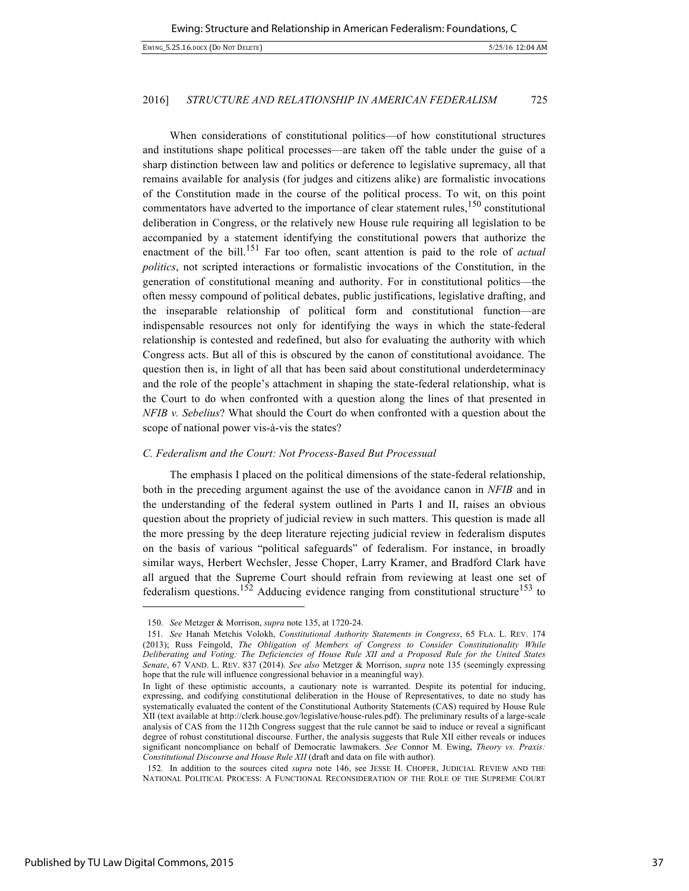When considerations of constitutional politics—of how constitutional structures and institutions shape political processes—are taken off the table under the guise of a sharp distinction between law and politics or deference to legislative supremacy, all that remains available for analysis (for judges and citizens alike) are formalistic invocations of the Constitution made in the course of the political process. To wit, on this point commentators have adverted to the importance of clear statement rules,[150] constitutional deliberation in Congress, or the relatively new House rule requiring all legislation to be accompanied by a statement identifying the constitutional powers that authorize the enactment of the bill.[151] Far too often, scant attention is paid to the role of *actual politics*, not scripted interactions or formalistic invocations of the Constitution, in the generation of constitutional meaning and authority. For in constitutional politics—the often messy compound of political debates, public justifications, legislative drafting, and the inseparable relationship of political form and constitutional function—are indispensable resources not only for identifying the ways in which the state-federal relationship is contested and redefined, but also for evaluating the authority with which Congress acts. But all of this is obscured by the canon of constitutional avoidance. The question then is, in light of all that has been said about constitutional underdeterminacy and the role of the people's attachment in shaping the state-federal relationship, what is the Court to do when confronted with a question along the lines of that presented in *NFIB v. Sebelius*? What should the Court do when confronted with a question about the scope of national power vis-à-vis the states?

### C. Federalism and the Court: Not Process-Based But Processual

The emphasis I placed on the political dimensions of the state-federal relationship, both in the preceding argument against the use of the avoidance canon in *NFIB* and in the understanding of the federal system outlined in Parts I and II, raises an obvious question about the propriety of judicial review in such matters. This question is made all the more pressing by the deep literature rejecting judicial review in federalism disputes on the basis of various "political safeguards" of federalism. For instance, in broadly similar ways, Herbert Wechsler, Jesse Choper, Larry Kramer, and Bradford Clark have all argued that the Supreme Court should refrain from reviewing at least one set of federalism questions.[152] Adducing evidence ranging from constitutional structure[153] to

---

150. *See* Metzger & Morrison, *supra* note 135, at 1720-24.

151. *See* Hanah Metchis Volokh, *Constitutional Authority Statements in Congress*, 65 FLA. L. REV. 174 (2013); Russ Feingold, *The Obligation of Members of Congress to Consider Constitutionality While Deliberating and Voting: The Deficiencies of House Rule XII and a Proposed Rule for the United States Senate*, 67 VAND. L. REV. 837 (2014). *See also* Metzger & Morrison, *supra* note 135 (seemingly expressing hope that the rule will influence congressional behavior in a meaningful way).

In light of these optimistic accounts, a cautionary note is warranted. Despite its potential for inducing, expressing, and codifying constitutional deliberation in the House of Representatives, to date no study has systematically evaluated the content of the Constitutional Authority Statements (CAS) required by House Rule XII (text available at http://clerk.house.gov/legislative/house-rules.pdf). The preliminary results of a large-scale analysis of CAS from the 112th Congress suggest that the rule cannot be said to induce or reveal a significant degree of robust constitutional discourse. Further, the analysis suggests that Rule XII either reveals or induces significant noncompliance on behalf of Democratic lawmakers. *See* Connor M. Ewing, *Theory vs. Praxis: Constitutional Discourse and House Rule XII* (draft and data on file with author).

152. In addition to the sources cited *supra* note 146, see JESSE H. CHOPER, JUDICIAL REVIEW AND THE NATIONAL POLITICAL PROCESS: A FUNCTIONAL RECONSIDERATION OF THE ROLE OF THE SUPREME COURT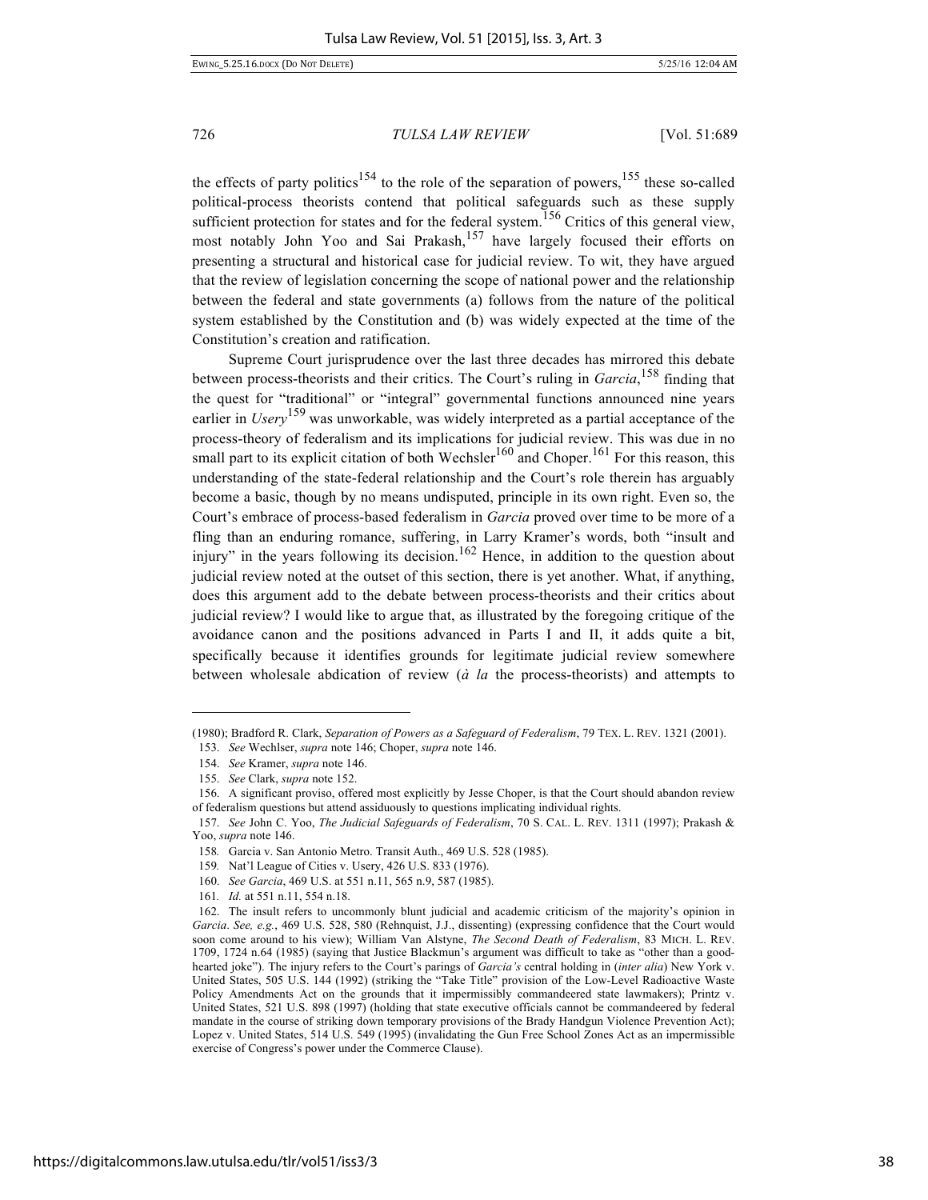the effects of party politics[154] to the role of the separation of powers,[155] these so-called political-process theorists contend that political safeguards such as these supply sufficient protection for states and for the federal system.[156] Critics of this general view, most notably John Yoo and Sai Prakash,[157] have largely focused their efforts on presenting a structural and historical case for judicial review. To wit, they have argued that the review of legislation concerning the scope of national power and the relationship between the federal and state governments (a) follows from the nature of the political system established by the Constitution and (b) was widely expected at the time of the Constitution's creation and ratification.

Supreme Court jurisprudence over the last three decades has mirrored this debate between process-theorists and their critics. The Court's ruling in *Garcia*,[158] finding that the quest for "traditional" or "integral" governmental functions announced nine years earlier in *Usery*[159] was unworkable, was widely interpreted as a partial acceptance of the process-theory of federalism and its implications for judicial review. This was due in no small part to its explicit citation of both Wechsler[160] and Choper.[161] For this reason, this understanding of the state-federal relationship and the Court's role therein has arguably become a basic, though by no means undisputed, principle in its own right. Even so, the Court's embrace of process-based federalism in *Garcia* proved over time to be more of a fling than an enduring romance, suffering, in Larry Kramer's words, both "insult and injury" in the years following its decision.[162] Hence, in addition to the question about judicial review noted at the outset of this section, there is yet another. What, if anything, does this argument add to the debate between process-theorists and their critics about judicial review? I would like to argue that, as illustrated by the foregoing critique of the avoidance canon and the positions advanced in Parts I and II, it adds quite a bit, specifically because it identifies grounds for legitimate judicial review somewhere between wholesale abdication of review (*à la* the process-theorists) and attempts to

---

(1980); Bradford R. Clark, *Separation of Powers as a Safeguard of Federalism*, 79 TEX. L. REV. 1321 (2001).

153. *See* Wechlser, *supra* note 146; Choper, *supra* note 146.

154. *See* Kramer, *supra* note 146.

155. *See* Clark, *supra* note 152.

156. A significant proviso, offered most explicitly by Jesse Choper, is that the Court should abandon review of federalism questions but attend assiduously to questions implicating individual rights.

157. *See* John C. Yoo, *The Judicial Safeguards of Federalism*, 70 S. CAL. L. REV. 1311 (1997); Prakash & Yoo, *supra* note 146.

158. Garcia v. San Antonio Metro. Transit Auth., 469 U.S. 528 (1985).

159. Nat'l League of Cities v. Usery, 426 U.S. 833 (1976).

160. *See Garcia*, 469 U.S. at 551 n.11, 565 n.9, 587 (1985).

161. *Id.* at 551 n.11, 554 n.18.

162. The insult refers to uncommonly blunt judicial and academic criticism of the majority's opinion in *Garcia*. *See, e.g.*, 469 U.S. 528, 580 (Rehnquist, J.J., dissenting) (expressing confidence that the Court would soon come around to his view); William Van Alstyne, *The Second Death of Federalism*, 83 MICH. L. REV. 1709, 1724 n.64 (1985) (saying that Justice Blackmun's argument was difficult to take as "other than a good-hearted joke"). The injury refers to the Court's parings of *Garcia's* central holding in (*inter alia*) New York v. United States, 505 U.S. 144 (1992) (striking the "Take Title" provision of the Low-Level Radioactive Waste Policy Amendments Act on the grounds that it impermissibly commandeered state lawmakers); Printz v. United States, 521 U.S. 898 (1997) (holding that state executive officials cannot be commandeered by federal mandate in the course of striking down temporary provisions of the Brady Handgun Violence Prevention Act); Lopez v. United States, 514 U.S. 549 (1995) (invalidating the Gun Free School Zones Act as an impermissible exercise of Congress's power under the Commerce Clause).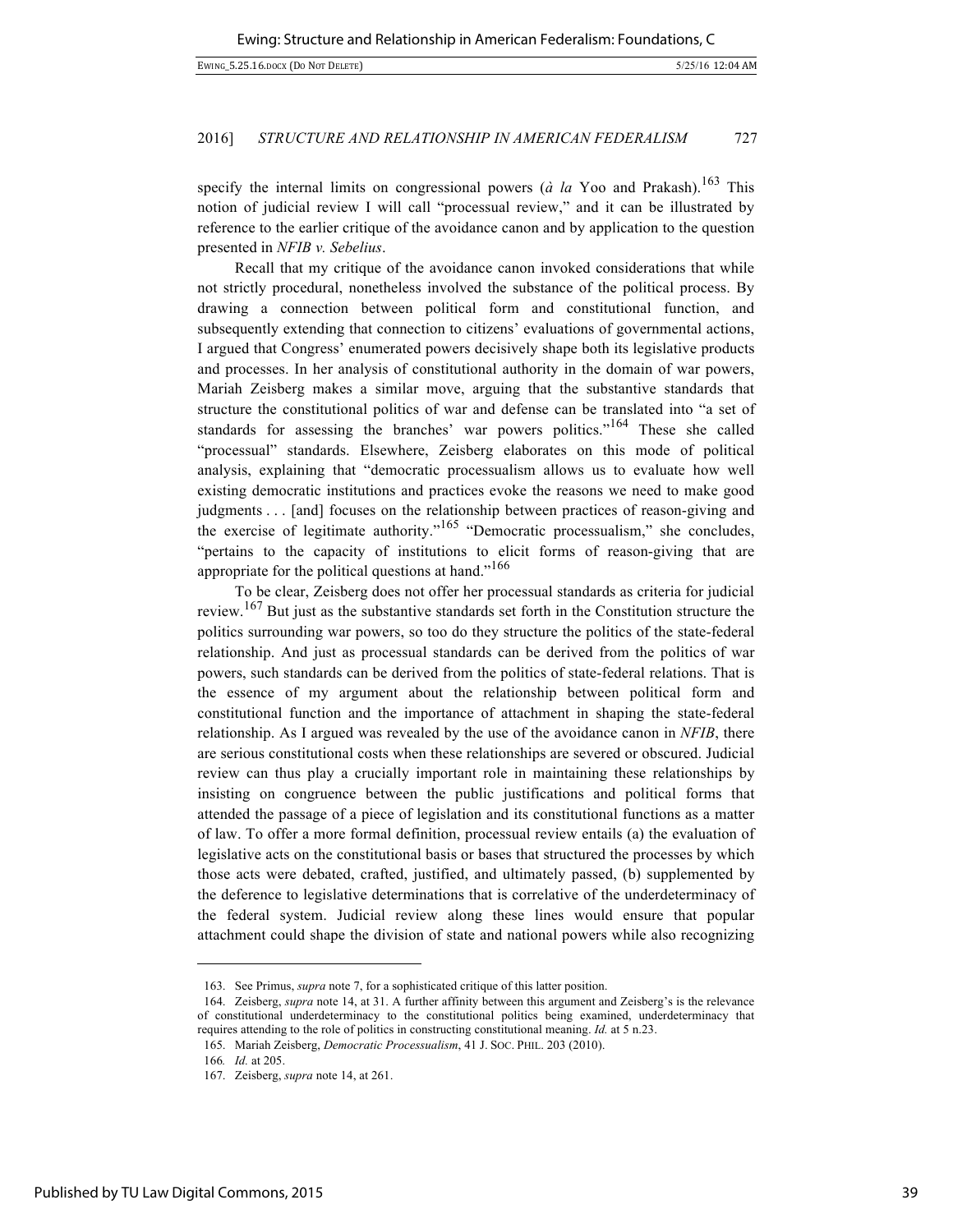specify the internal limits on congressional powers (*à la* Yoo and Prakash).[163] This notion of judicial review I will call "processual review," and it can be illustrated by reference to the earlier critique of the avoidance canon and by application to the question presented in *NFIB v. Sebelius*.

Recall that my critique of the avoidance canon invoked considerations that while not strictly procedural, nonetheless involved the substance of the political process. By drawing a connection between political form and constitutional function, and subsequently extending that connection to citizens' evaluations of governmental actions, I argued that Congress' enumerated powers decisively shape both its legislative products and processes. In her analysis of constitutional authority in the domain of war powers, Mariah Zeisberg makes a similar move, arguing that the substantive standards that structure the constitutional politics of war and defense can be translated into "a set of standards for assessing the branches' war powers politics."[164] These she called "processual" standards. Elsewhere, Zeisberg elaborates on this mode of political analysis, explaining that "democratic processualism allows us to evaluate how well existing democratic institutions and practices evoke the reasons we need to make good judgments . . . [and] focuses on the relationship between practices of reason-giving and the exercise of legitimate authority."[165] "Democratic processualism," she concludes, "pertains to the capacity of institutions to elicit forms of reason-giving that are appropriate for the political questions at hand."[166]

To be clear, Zeisberg does not offer her processual standards as criteria for judicial review.[167] But just as the substantive standards set forth in the Constitution structure the politics surrounding war powers, so too do they structure the politics of the state-federal relationship. And just as processual standards can be derived from the politics of war powers, such standards can be derived from the politics of state-federal relations. That is the essence of my argument about the relationship between political form and constitutional function and the importance of attachment in shaping the state-federal relationship. As I argued was revealed by the use of the avoidance canon in *NFIB*, there are serious constitutional costs when these relationships are severed or obscured. Judicial review can thus play a crucially important role in maintaining these relationships by insisting on congruence between the public justifications and political forms that attended the passage of a piece of legislation and its constitutional functions as a matter of law. To offer a more formal definition, processual review entails (a) the evaluation of legislative acts on the constitutional basis or bases that structured the processes by which those acts were debated, crafted, justified, and ultimately passed, (b) supplemented by the deference to legislative determinations that is correlative of the underdeterminacy of the federal system. Judicial review along these lines would ensure that popular attachment could shape the division of state and national powers while also recognizing

---

163. See Primus, *supra* note 7, for a sophisticated critique of this latter position.

164. Zeisberg, *supra* note 14, at 31. A further affinity between this argument and Zeisberg's is the relevance of constitutional underdeterminacy to the constitutional politics being examined, underdeterminacy that requires attending to the role of politics in constructing constitutional meaning. *Id.* at 5 n.23.

165. Mariah Zeisberg, *Democratic Processualism*, 41 J. SOC. PHIL. 203 (2010).

166. *Id.* at 205.

167. Zeisberg, *supra* note 14, at 261.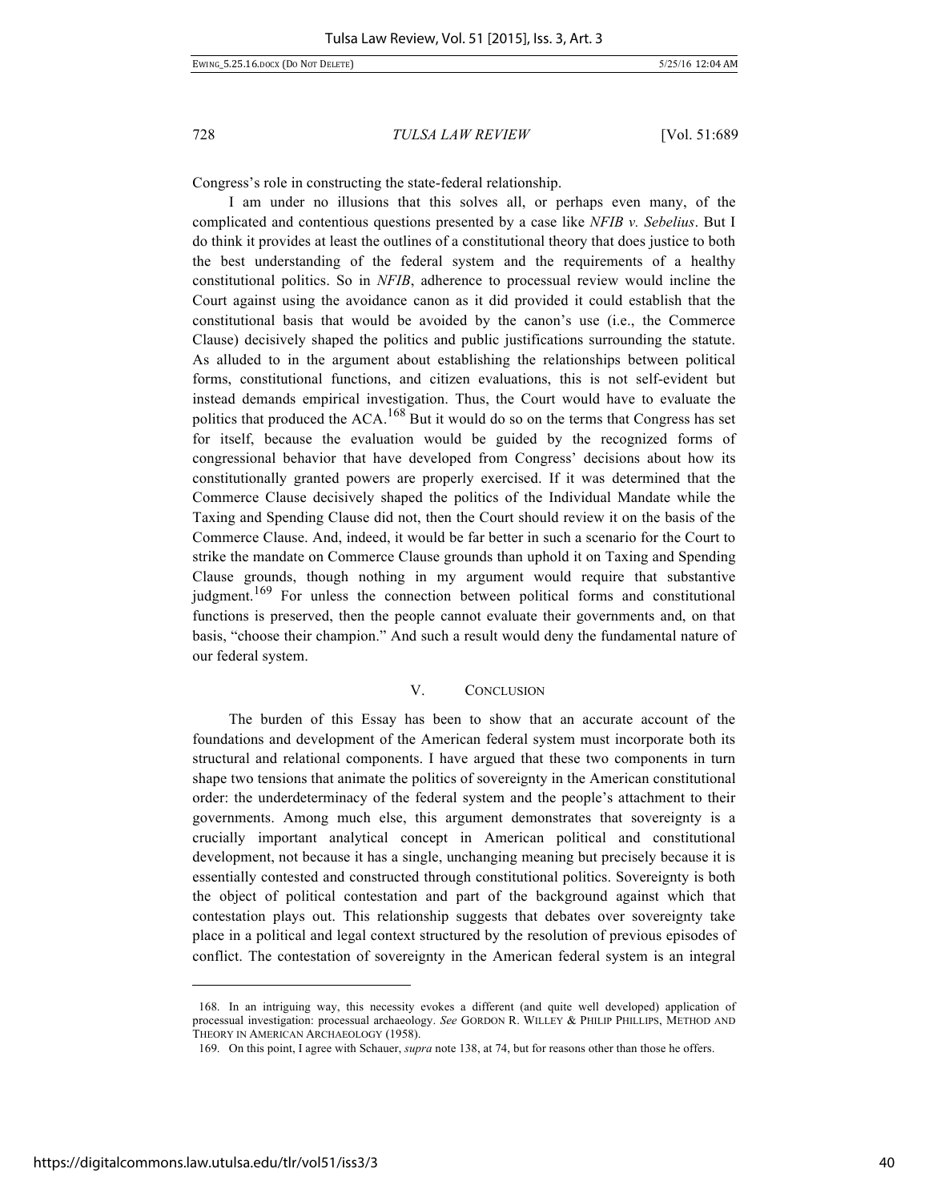Congress's role in constructing the state-federal relationship.

I am under no illusions that this solves all, or perhaps even many, of the complicated and contentious questions presented by a case like *NFIB v. Sebelius*. But I do think it provides at least the outlines of a constitutional theory that does justice to both the best understanding of the federal system and the requirements of a healthy constitutional politics. So in *NFIB*, adherence to processual review would incline the Court against using the avoidance canon as it did provided it could establish that the constitutional basis that would be avoided by the canon's use (i.e., the Commerce Clause) decisively shaped the politics and public justifications surrounding the statute. As alluded to in the argument about establishing the relationships between political forms, constitutional functions, and citizen evaluations, this is not self-evident but instead demands empirical investigation. Thus, the Court would have to evaluate the politics that produced the ACA.[168] But it would do so on the terms that Congress has set for itself, because the evaluation would be guided by the recognized forms of congressional behavior that have developed from Congress' decisions about how its constitutionally granted powers are properly exercised. If it was determined that the Commerce Clause decisively shaped the politics of the Individual Mandate while the Taxing and Spending Clause did not, then the Court should review it on the basis of the Commerce Clause. And, indeed, it would be far better in such a scenario for the Court to strike the mandate on Commerce Clause grounds than uphold it on Taxing and Spending Clause grounds, though nothing in my argument would require that substantive judgment.[169] For unless the connection between political forms and constitutional functions is preserved, then the people cannot evaluate their governments and, on that basis, "choose their champion." And such a result would deny the fundamental nature of our federal system.

## V. CONCLUSION

The burden of this Essay has been to show that an accurate account of the foundations and development of the American federal system must incorporate both its structural and relational components. I have argued that these two components in turn shape two tensions that animate the politics of sovereignty in the American constitutional order: the underdeterminacy of the federal system and the people's attachment to their governments. Among much else, this argument demonstrates that sovereignty is a crucially important analytical concept in American political and constitutional development, not because it has a single, unchanging meaning but precisely because it is essentially contested and constructed through constitutional politics. Sovereignty is both the object of political contestation and part of the background against which that contestation plays out. This relationship suggests that debates over sovereignty take place in a political and legal context structured by the resolution of previous episodes of conflict. The contestation of sovereignty in the American federal system is an integral

---

168. In an intriguing way, this necessity evokes a different (and quite well developed) application of processual investigation: processual archaeology. *See* GORDON R. WILLEY & PHILIP PHILLIPS, METHOD AND THEORY IN AMERICAN ARCHAEOLOGY (1958).

169. On this point, I agree with Schauer, *supra* note 138, at 74, but for reasons other than those he offers.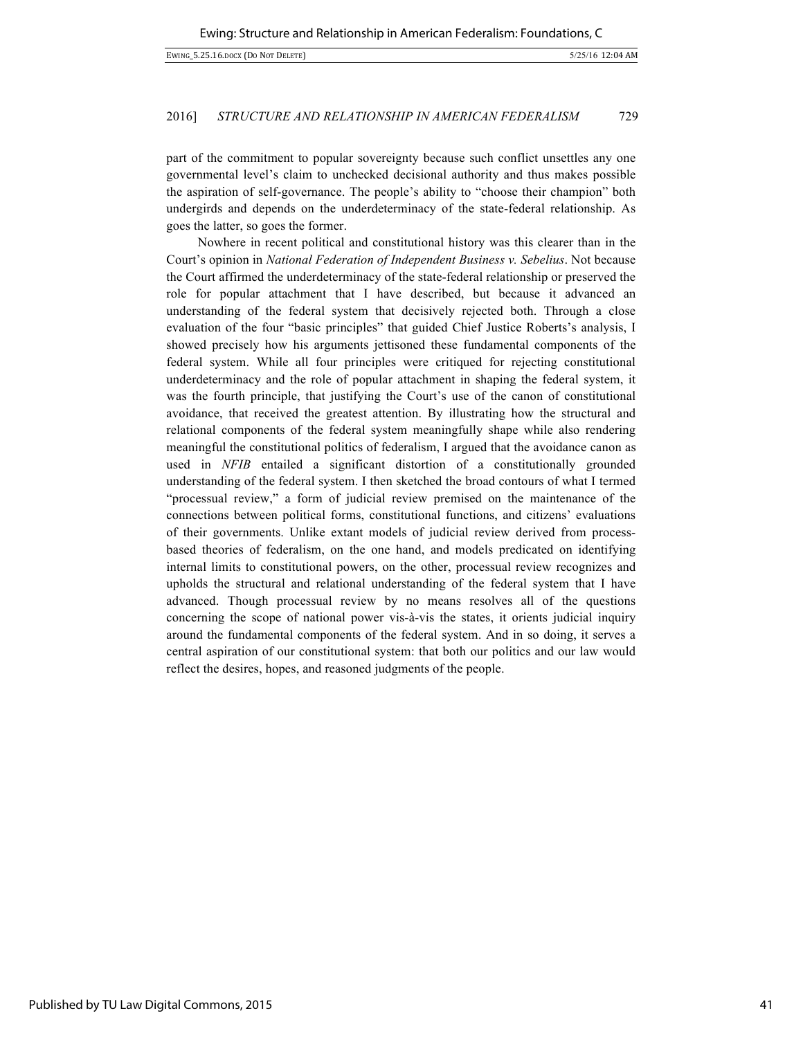part of the commitment to popular sovereignty because such conflict unsettles any one governmental level's claim to unchecked decisional authority and thus makes possible the aspiration of self-governance. The people's ability to "choose their champion" both undergirds and depends on the underdeterminacy of the state-federal relationship. As goes the latter, so goes the former.

Nowhere in recent political and constitutional history was this clearer than in the Court's opinion in *National Federation of Independent Business v. Sebelius*. Not because the Court affirmed the underdeterminacy of the state-federal relationship or preserved the role for popular attachment that I have described, but because it advanced an understanding of the federal system that decisively rejected both. Through a close evaluation of the four "basic principles" that guided Chief Justice Roberts's analysis, I showed precisely how his arguments jettisoned these fundamental components of the federal system. While all four principles were critiqued for rejecting constitutional underdeterminacy and the role of popular attachment in shaping the federal system, it was the fourth principle, that justifying the Court's use of the canon of constitutional avoidance, that received the greatest attention. By illustrating how the structural and relational components of the federal system meaningfully shape while also rendering meaningful the constitutional politics of federalism, I argued that the avoidance canon as used in *NFIB* entailed a significant distortion of a constitutionally grounded understanding of the federal system. I then sketched the broad contours of what I termed "processual review," a form of judicial review premised on the maintenance of the connections between political forms, constitutional functions, and citizens' evaluations of their governments. Unlike extant models of judicial review derived from process-based theories of federalism, on the one hand, and models predicated on identifying internal limits to constitutional powers, on the other, processual review recognizes and upholds the structural and relational understanding of the federal system that I have advanced. Though processual review by no means resolves all of the questions concerning the scope of national power vis-à-vis the states, it orients judicial inquiry around the fundamental components of the federal system. And in so doing, it serves a central aspiration of our constitutional system: that both our politics and our law would reflect the desires, hopes, and reasoned judgments of the people.